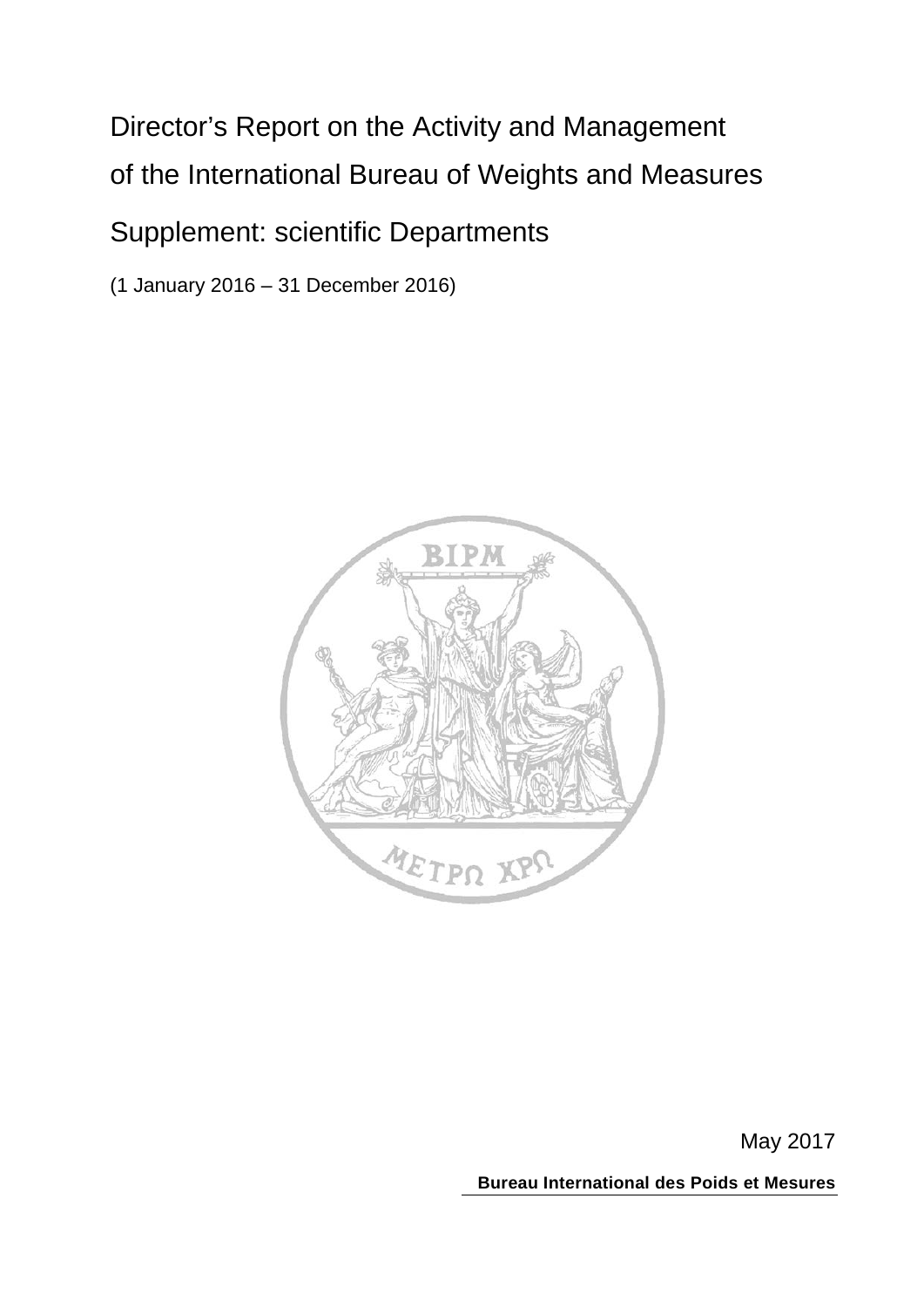# Director's Report on the Activity and Management of the International Bureau of Weights and Measures

## Supplement: scientific Departments

(1 January 2016 – 31 December 2016)

May 2017

**Bureau International des Poids et Mesures**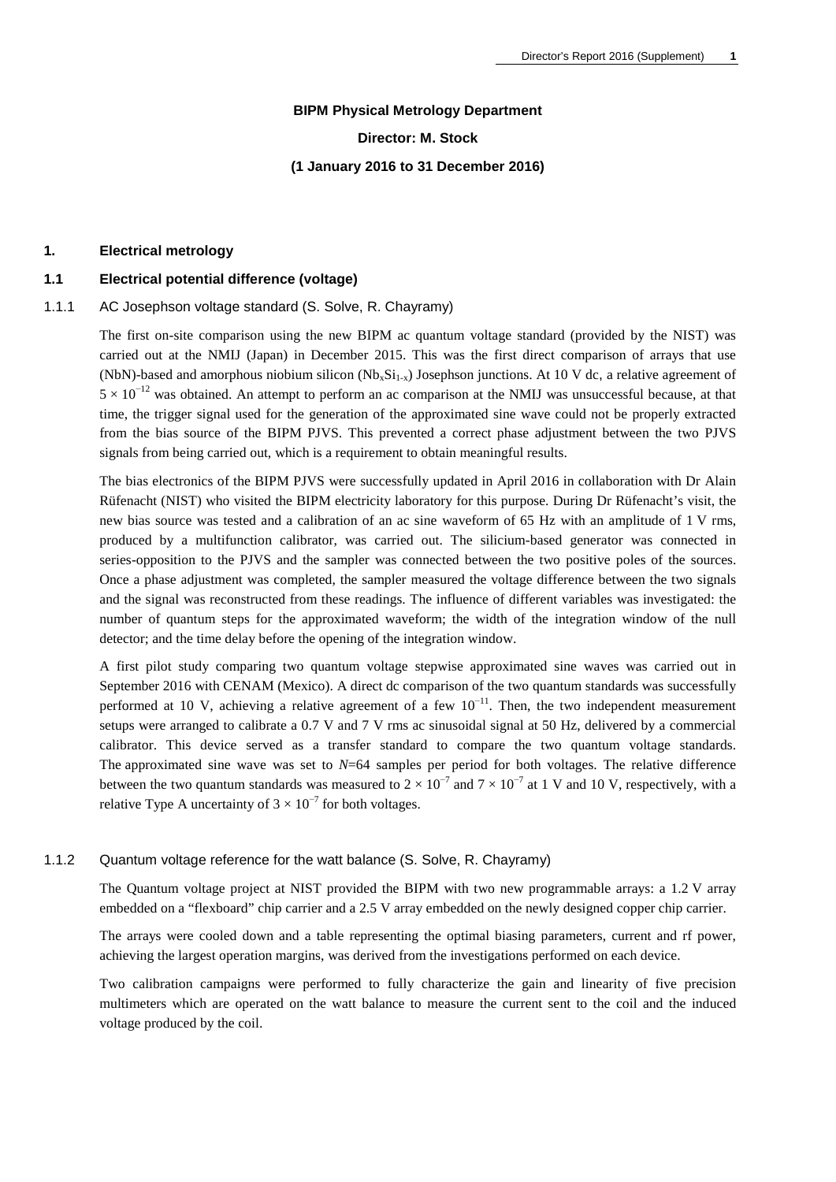**BIPM Physical Metrology Department**

**Director: M. Stock**

**(1 January 2016 to 31 December 2016)**

## 1. Electrical metrology

### 1.1 Electrical potential difference (voltage)

#### 1.1.1 AC Josephson voltage standard (S. Solve, R. Chayramy)

The first on-site comparison using the new BIPM ac quantum voltage standard (provided by the NIST) was carried out at the NMIJ (Japan) in December 2015. This was the first direct comparison of arrays that use (NbN)-based and amorphous niobium silicon ($Nb_xSi_{1-x}$) Josephson junctions. At 10 V dc, a relative agreement of $5 \times 10^{-12}$ was obtained. An attempt to perform an ac comparison at the NMIJ was unsuccessful because, at that time, the trigger signal used for the generation of the approximated sine wave could not be properly extracted from the bias source of the BIPM PJVS. This prevented a correct phase adjustment between the two PJVS signals from being carried out, which is a requirement to obtain meaningful results.

The bias electronics of the BIPM PJVS were successfully updated in April 2016 in collaboration with Dr Alain Rüfenacht (NIST) who visited the BIPM electricity laboratory for this purpose. During Dr Rüfenacht's visit, the new bias source was tested and a calibration of an ac sine waveform of 65 Hz with an amplitude of 1 V rms, produced by a multifunction calibrator, was carried out. The silicium-based generator was connected in series-opposition to the PJVS and the sampler was connected between the two positive poles of the sources. Once a phase adjustment was completed, the sampler measured the voltage difference between the two signals and the signal was reconstructed from these readings. The influence of different variables was investigated: the number of quantum steps for the approximated waveform; the width of the integration window of the null detector; and the time delay before the opening of the integration window.

A first pilot study comparing two quantum voltage stepwise approximated sine waves was carried out in September 2016 with CENAM (Mexico). A direct dc comparison of the two quantum standards was successfully performed at 10 V, achieving a relative agreement of a few $10^{-11}$. Then, the two independent measurement setups were arranged to calibrate a 0.7 V and 7 V rms ac sinusoidal signal at 50 Hz, delivered by a commercial calibrator. This device served as a transfer standard to compare the two quantum voltage standards. The approximated sine wave was set to $N$=64 samples per period for both voltages. The relative difference between the two quantum standards was measured to $2 \times 10^{-7}$ and $7 \times 10^{-7}$ at 1 V and 10 V, respectively, with a relative Type A uncertainty of $3 \times 10^{-7}$ for both voltages.

#### 1.1.2 Quantum voltage reference for the watt balance (S. Solve, R. Chayramy)

The Quantum voltage project at NIST provided the BIPM with two new programmable arrays: a 1.2 V array embedded on a "flexboard" chip carrier and a 2.5 V array embedded on the newly designed copper chip carrier.

The arrays were cooled down and a table representing the optimal biasing parameters, current and rf power, achieving the largest operation margins, was derived from the investigations performed on each device.

Two calibration campaigns were performed to fully characterize the gain and linearity of five precision multimeters which are operated on the watt balance to measure the current sent to the coil and the induced voltage produced by the coil.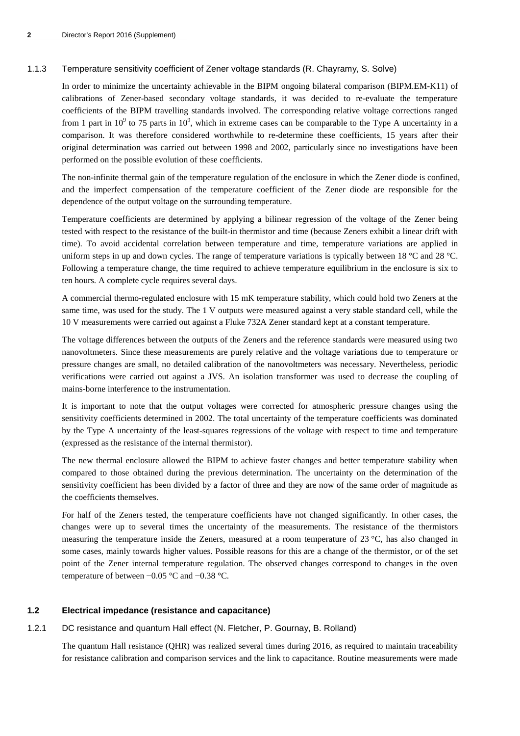#### 1.1.3 Temperature sensitivity coefficient of Zener voltage standards (R. Chayramy, S. Solve)

In order to minimize the uncertainty achievable in the BIPM ongoing bilateral comparison (BIPM.EM-K11) of calibrations of Zener-based secondary voltage standards, it was decided to re-evaluate the temperature coefficients of the BIPM travelling standards involved. The corresponding relative voltage corrections ranged from 1 part in $10^9$ to 75 parts in $10^9$, which in extreme cases can be comparable to the Type A uncertainty in a comparison. It was therefore considered worthwhile to re-determine these coefficients, 15 years after their original determination was carried out between 1998 and 2002, particularly since no investigations have been performed on the possible evolution of these coefficients.

The non-infinite thermal gain of the temperature regulation of the enclosure in which the Zener diode is confined, and the imperfect compensation of the temperature coefficient of the Zener diode are responsible for the dependence of the output voltage on the surrounding temperature.

Temperature coefficients are determined by applying a bilinear regression of the voltage of the Zener being tested with respect to the resistance of the built-in thermistor and time (because Zeners exhibit a linear drift with time). To avoid accidental correlation between temperature and time, temperature variations are applied in uniform steps in up and down cycles. The range of temperature variations is typically between 18 °C and 28 °C. Following a temperature change, the time required to achieve temperature equilibrium in the enclosure is six to ten hours. A complete cycle requires several days.

A commercial thermo-regulated enclosure with 15 mK temperature stability, which could hold two Zeners at the same time, was used for the study. The 1 V outputs were measured against a very stable standard cell, while the 10 V measurements were carried out against a Fluke 732A Zener standard kept at a constant temperature.

The voltage differences between the outputs of the Zeners and the reference standards were measured using two nanovoltmeters. Since these measurements are purely relative and the voltage variations due to temperature or pressure changes are small, no detailed calibration of the nanovoltmeters was necessary. Nevertheless, periodic verifications were carried out against a JVS. An isolation transformer was used to decrease the coupling of mains-borne interference to the instrumentation.

It is important to note that the output voltages were corrected for atmospheric pressure changes using the sensitivity coefficients determined in 2002. The total uncertainty of the temperature coefficients was dominated by the Type A uncertainty of the least-squares regressions of the voltage with respect to time and temperature (expressed as the resistance of the internal thermistor).

The new thermal enclosure allowed the BIPM to achieve faster changes and better temperature stability when compared to those obtained during the previous determination. The uncertainty on the determination of the sensitivity coefficient has been divided by a factor of three and they are now of the same order of magnitude as the coefficients themselves.

For half of the Zeners tested, the temperature coefficients have not changed significantly. In other cases, the changes were up to several times the uncertainty of the measurements. The resistance of the thermistors measuring the temperature inside the Zeners, measured at a room temperature of 23 °C, has also changed in some cases, mainly towards higher values. Possible reasons for this are a change of the thermistor, or of the set point of the Zener internal temperature regulation. The observed changes correspond to changes in the oven temperature of between −0.05 °C and −0.38 °C.

### 1.2 Electrical impedance (resistance and capacitance)

#### 1.2.1 DC resistance and quantum Hall effect (N. Fletcher, P. Gournay, B. Rolland)

The quantum Hall resistance (QHR) was realized several times during 2016, as required to maintain traceability for resistance calibration and comparison services and the link to capacitance. Routine measurements were made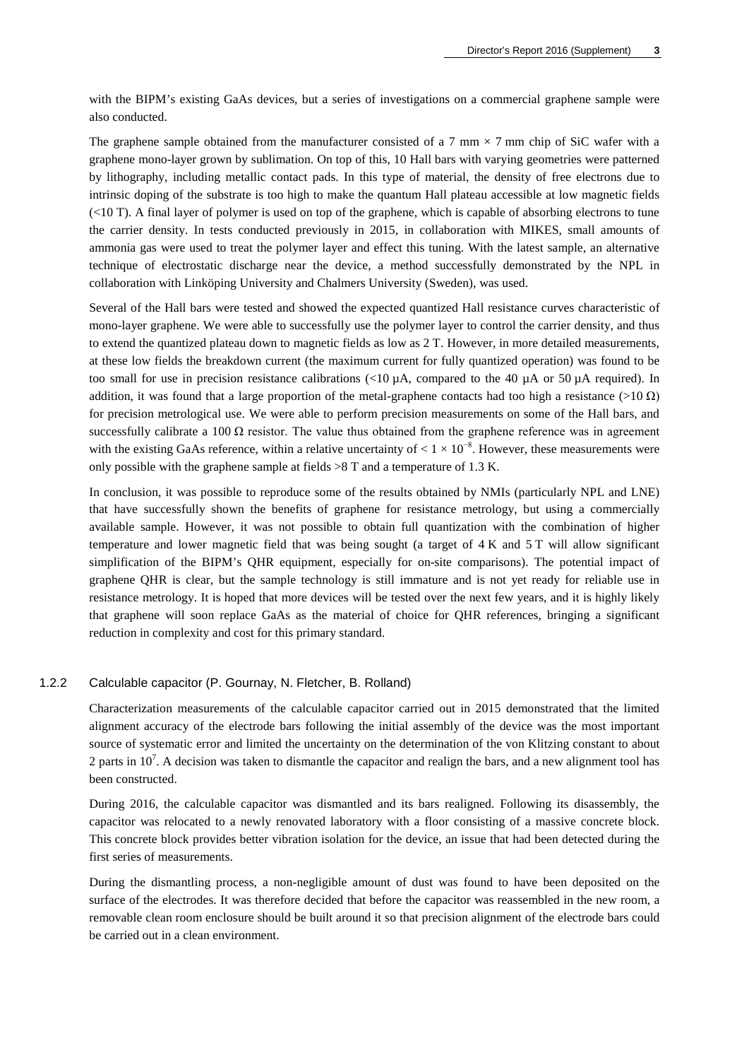with the BIPM's existing GaAs devices, but a series of investigations on a commercial graphene sample were also conducted.

The graphene sample obtained from the manufacturer consisted of a 7 mm × 7 mm chip of SiC wafer with a graphene mono-layer grown by sublimation. On top of this, 10 Hall bars with varying geometries were patterned by lithography, including metallic contact pads. In this type of material, the density of free electrons due to intrinsic doping of the substrate is too high to make the quantum Hall plateau accessible at low magnetic fields (<10 T). A final layer of polymer is used on top of the graphene, which is capable of absorbing electrons to tune the carrier density. In tests conducted previously in 2015, in collaboration with MIKES, small amounts of ammonia gas were used to treat the polymer layer and effect this tuning. With the latest sample, an alternative technique of electrostatic discharge near the device, a method successfully demonstrated by the NPL in collaboration with Linköping University and Chalmers University (Sweden), was used.

Several of the Hall bars were tested and showed the expected quantized Hall resistance curves characteristic of mono-layer graphene. We were able to successfully use the polymer layer to control the carrier density, and thus to extend the quantized plateau down to magnetic fields as low as 2 T. However, in more detailed measurements, at these low fields the breakdown current (the maximum current for fully quantized operation) was found to be too small for use in precision resistance calibrations (<10 μA, compared to the 40 μA or 50 μA required). In addition, it was found that a large proportion of the metal-graphene contacts had too high a resistance (>10 Ω) for precision metrological use. We were able to perform precision measurements on some of the Hall bars, and successfully calibrate a 100 Ω resistor. The value thus obtained from the graphene reference was in agreement with the existing GaAs reference, within a relative uncertainty of $< 1 \times 10^{-8}$. However, these measurements were only possible with the graphene sample at fields >8 T and a temperature of 1.3 K.

In conclusion, it was possible to reproduce some of the results obtained by NMIs (particularly NPL and LNE) that have successfully shown the benefits of graphene for resistance metrology, but using a commercially available sample. However, it was not possible to obtain full quantization with the combination of higher temperature and lower magnetic field that was being sought (a target of 4 K and 5 T will allow significant simplification of the BIPM's QHR equipment, especially for on-site comparisons). The potential impact of graphene QHR is clear, but the sample technology is still immature and is not yet ready for reliable use in resistance metrology. It is hoped that more devices will be tested over the next few years, and it is highly likely that graphene will soon replace GaAs as the material of choice for QHR references, bringing a significant reduction in complexity and cost for this primary standard.

### 1.2.2 Calculable capacitor (P. Gournay, N. Fletcher, B. Rolland)

Characterization measurements of the calculable capacitor carried out in 2015 demonstrated that the limited alignment accuracy of the electrode bars following the initial assembly of the device was the most important source of systematic error and limited the uncertainty on the determination of the von Klitzing constant to about 2 parts in $10^7$. A decision was taken to dismantle the capacitor and realign the bars, and a new alignment tool has been constructed.

During 2016, the calculable capacitor was dismantled and its bars realigned. Following its disassembly, the capacitor was relocated to a newly renovated laboratory with a floor consisting of a massive concrete block. This concrete block provides better vibration isolation for the device, an issue that had been detected during the first series of measurements.

During the dismantling process, a non-negligible amount of dust was found to have been deposited on the surface of the electrodes. It was therefore decided that before the capacitor was reassembled in the new room, a removable clean room enclosure should be built around it so that precision alignment of the electrode bars could be carried out in a clean environment.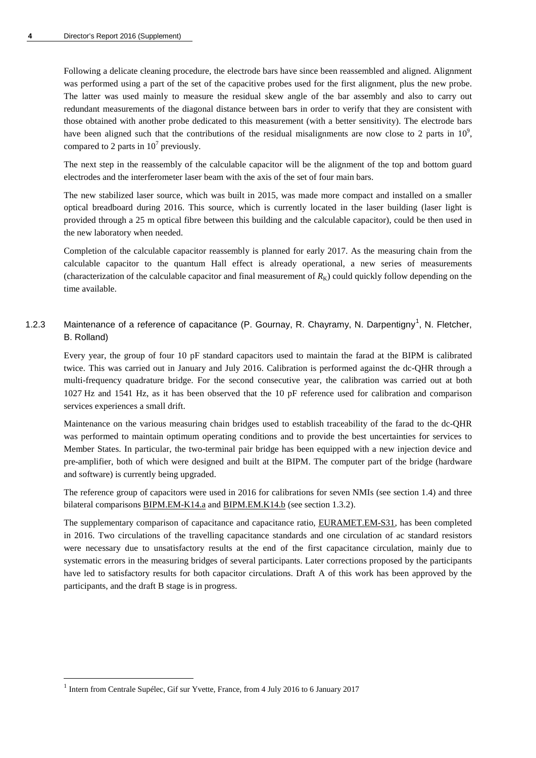Following a delicate cleaning procedure, the electrode bars have since been reassembled and aligned. Alignment was performed using a part of the set of the capacitive probes used for the first alignment, plus the new probe. The latter was used mainly to measure the residual skew angle of the bar assembly and also to carry out redundant measurements of the diagonal distance between bars in order to verify that they are consistent with those obtained with another probe dedicated to this measurement (with a better sensitivity). The electrode bars have been aligned such that the contributions of the residual misalignments are now close to 2 parts in $10^9$, compared to 2 parts in $10^7$ previously.

The next step in the reassembly of the calculable capacitor will be the alignment of the top and bottom guard electrodes and the interferometer laser beam with the axis of the set of four main bars.

The new stabilized laser source, which was built in 2015, was made more compact and installed on a smaller optical breadboard during 2016. This source, which is currently located in the laser building (laser light is provided through a 25 m optical fibre between this building and the calculable capacitor), could be then used in the new laboratory when needed.

Completion of the calculable capacitor reassembly is planned for early 2017. As the measuring chain from the calculable capacitor to the quantum Hall effect is already operational, a new series of measurements (characterization of the calculable capacitor and final measurement of $R_K$) could quickly follow depending on the time available.

### 1.2.3 Maintenance of a reference of capacitance (P. Gournay, R. Chayramy, N. Darpentigny[1], N. Fletcher, B. Rolland)

Every year, the group of four 10 pF standard capacitors used to maintain the farad at the BIPM is calibrated twice. This was carried out in January and July 2016. Calibration is performed against the dc-QHR through a multi-frequency quadrature bridge. For the second consecutive year, the calibration was carried out at both 1027 Hz and 1541 Hz, as it has been observed that the 10 pF reference used for calibration and comparison services experiences a small drift.

Maintenance on the various measuring chain bridges used to establish traceability of the farad to the dc-QHR was performed to maintain optimum operating conditions and to provide the best uncertainties for services to Member States. In particular, the two-terminal pair bridge has been equipped with a new injection device and pre-amplifier, both of which were designed and built at the BIPM. The computer part of the bridge (hardware and software) is currently being upgraded.

The reference group of capacitors were used in 2016 for calibrations for seven NMIs (see section 1.4) and three bilateral comparisons BIPM.EM-K14.a and BIPM.EM.K14.b (see section 1.3.2).

The supplementary comparison of capacitance and capacitance ratio, EURAMET.EM-S31, has been completed in 2016. Two circulations of the travelling capacitance standards and one circulation of ac standard resistors were necessary due to unsatisfactory results at the end of the first capacitance circulation, mainly due to systematic errors in the measuring bridges of several participants. Later corrections proposed by the participants have led to satisfactory results for both capacitor circulations. Draft A of this work has been approved by the participants, and the draft B stage is in progress.

[1] Intern from Centrale Supélec, Gif sur Yvette, France, from 4 July 2016 to 6 January 2017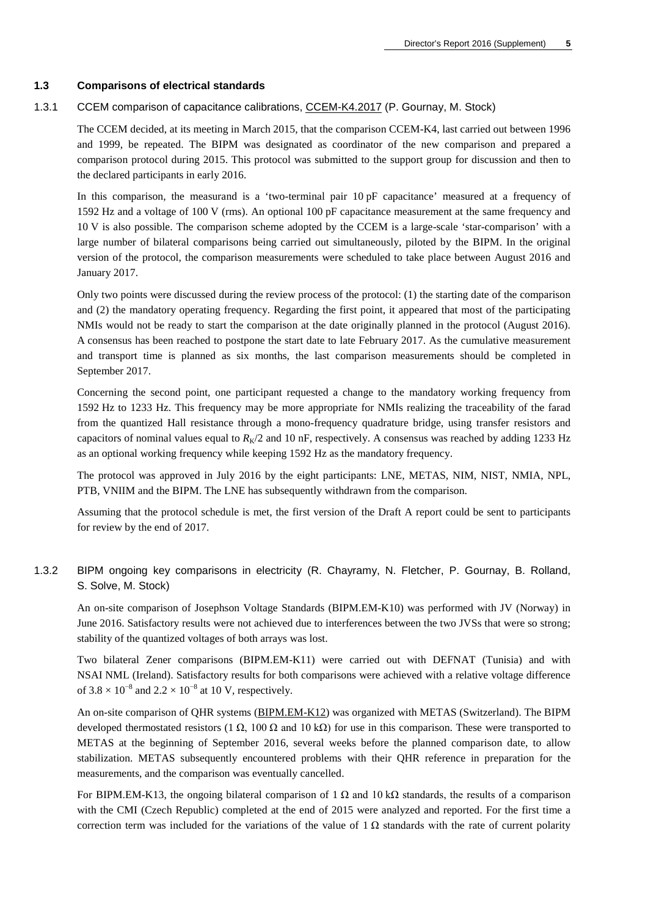### 1.3 Comparisons of electrical standards

#### 1.3.1 CCEM comparison of capacitance calibrations, CCEM-K4.2017 (P. Gournay, M. Stock)

The CCEM decided, at its meeting in March 2015, that the comparison CCEM-K4, last carried out between 1996 and 1999, be repeated. The BIPM was designated as coordinator of the new comparison and prepared a comparison protocol during 2015. This protocol was submitted to the support group for discussion and then to the declared participants in early 2016.

In this comparison, the measurand is a 'two-terminal pair 10 pF capacitance' measured at a frequency of 1592 Hz and a voltage of 100 V (rms). An optional 100 pF capacitance measurement at the same frequency and 10 V is also possible. The comparison scheme adopted by the CCEM is a large-scale 'star-comparison' with a large number of bilateral comparisons being carried out simultaneously, piloted by the BIPM. In the original version of the protocol, the comparison measurements were scheduled to take place between August 2016 and January 2017.

Only two points were discussed during the review process of the protocol: (1) the starting date of the comparison and (2) the mandatory operating frequency. Regarding the first point, it appeared that most of the participating NMIs would not be ready to start the comparison at the date originally planned in the protocol (August 2016). A consensus has been reached to postpone the start date to late February 2017. As the cumulative measurement and transport time is planned as six months, the last comparison measurements should be completed in September 2017.

Concerning the second point, one participant requested a change to the mandatory working frequency from 1592 Hz to 1233 Hz. This frequency may be more appropriate for NMIs realizing the traceability of the farad from the quantized Hall resistance through a mono-frequency quadrature bridge, using transfer resistors and capacitors of nominal values equal to $R_K/2$ and 10 nF, respectively. A consensus was reached by adding 1233 Hz as an optional working frequency while keeping 1592 Hz as the mandatory frequency.

The protocol was approved in July 2016 by the eight participants: LNE, METAS, NIM, NIST, NMIA, NPL, PTB, VNIIM and the BIPM. The LNE has subsequently withdrawn from the comparison.

Assuming that the protocol schedule is met, the first version of the Draft A report could be sent to participants for review by the end of 2017.

#### 1.3.2 BIPM ongoing key comparisons in electricity (R. Chayramy, N. Fletcher, P. Gournay, B. Rolland, S. Solve, M. Stock)

An on-site comparison of Josephson Voltage Standards (BIPM.EM-K10) was performed with JV (Norway) in June 2016. Satisfactory results were not achieved due to interferences between the two JVSs that were so strong; stability of the quantized voltages of both arrays was lost.

Two bilateral Zener comparisons (BIPM.EM-K11) were carried out with DEFNAT (Tunisia) and with NSAI NML (Ireland). Satisfactory results for both comparisons were achieved with a relative voltage difference of $3.8 \times 10^{-8}$ and $2.2 \times 10^{-8}$ at 10 V, respectively.

An on-site comparison of QHR systems (BIPM.EM-K12) was organized with METAS (Switzerland). The BIPM developed thermostated resistors (1 Ω, 100 Ω and 10 kΩ) for use in this comparison. These were transported to METAS at the beginning of September 2016, several weeks before the planned comparison date, to allow stabilization. METAS subsequently encountered problems with their QHR reference in preparation for the measurements, and the comparison was eventually cancelled.

For BIPM.EM-K13, the ongoing bilateral comparison of 1 Ω and 10 kΩ standards, the results of a comparison with the CMI (Czech Republic) completed at the end of 2015 were analyzed and reported. For the first time a correction term was included for the variations of the value of 1 Ω standards with the rate of current polarity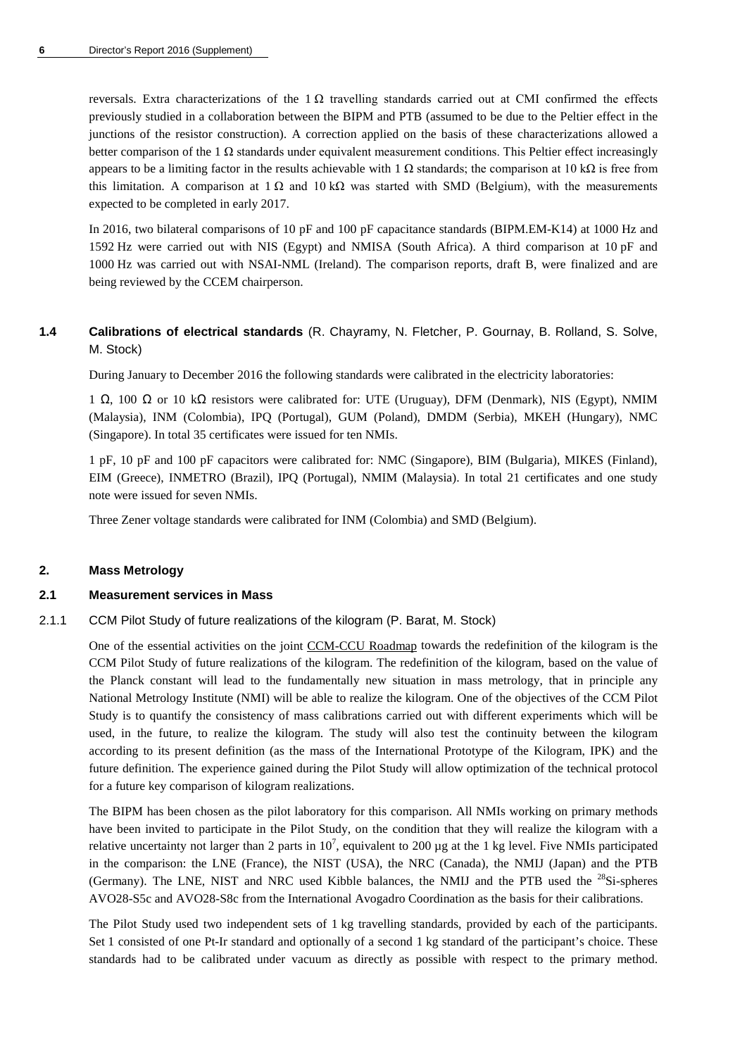reversals. Extra characterizations of the 1 Ω travelling standards carried out at CMI confirmed the effects previously studied in a collaboration between the BIPM and PTB (assumed to be due to the Peltier effect in the junctions of the resistor construction). A correction applied on the basis of these characterizations allowed a better comparison of the 1 Ω standards under equivalent measurement conditions. This Peltier effect increasingly appears to be a limiting factor in the results achievable with 1 Ω standards; the comparison at 10 kΩ is free from this limitation. A comparison at 1 Ω and 10 kΩ was started with SMD (Belgium), with the measurements expected to be completed in early 2017.

In 2016, two bilateral comparisons of 10 pF and 100 pF capacitance standards (BIPM.EM-K14) at 1000 Hz and 1592 Hz were carried out with NIS (Egypt) and NMISA (South Africa). A third comparison at 10 pF and 1000 Hz was carried out with NSAI-NML (Ireland). The comparison reports, draft B, were finalized and are being reviewed by the CCEM chairperson.

### 1.4 Calibrations of electrical standards (R. Chayramy, N. Fletcher, P. Gournay, B. Rolland, S. Solve, M. Stock)

During January to December 2016 the following standards were calibrated in the electricity laboratories:

1 Ω, 100 Ω or 10 kΩ resistors were calibrated for: UTE (Uruguay), DFM (Denmark), NIS (Egypt), NMIM (Malaysia), INM (Colombia), IPQ (Portugal), GUM (Poland), DMDM (Serbia), MKEH (Hungary), NMC (Singapore). In total 35 certificates were issued for ten NMIs.

1 pF, 10 pF and 100 pF capacitors were calibrated for: NMC (Singapore), BIM (Bulgaria), MIKES (Finland), EIM (Greece), INMETRO (Brazil), IPQ (Portugal), NMIM (Malaysia). In total 21 certificates and one study note were issued for seven NMIs.

Three Zener voltage standards were calibrated for INM (Colombia) and SMD (Belgium).

## 2. Mass Metrology

### 2.1 Measurement services in Mass

#### 2.1.1 CCM Pilot Study of future realizations of the kilogram (P. Barat, M. Stock)

One of the essential activities on the joint CCM-CCU Roadmap towards the redefinition of the kilogram is the CCM Pilot Study of future realizations of the kilogram. The redefinition of the kilogram, based on the value of the Planck constant will lead to the fundamentally new situation in mass metrology, that in principle any National Metrology Institute (NMI) will be able to realize the kilogram. One of the objectives of the CCM Pilot Study is to quantify the consistency of mass calibrations carried out with different experiments which will be used, in the future, to realize the kilogram. The study will also test the continuity between the kilogram according to its present definition (as the mass of the International Prototype of the Kilogram, IPK) and the future definition. The experience gained during the Pilot Study will allow optimization of the technical protocol for a future key comparison of kilogram realizations.

The BIPM has been chosen as the pilot laboratory for this comparison. All NMIs working on primary methods have been invited to participate in the Pilot Study, on the condition that they will realize the kilogram with a relative uncertainty not larger than 2 parts in $10^7$, equivalent to 200 µg at the 1 kg level. Five NMIs participated in the comparison: the LNE (France), the NIST (USA), the NRC (Canada), the NMIJ (Japan) and the PTB (Germany). The LNE, NIST and NRC used Kibble balances, the NMIJ and the PTB used the $^{28}$Si-spheres AVO28-S5c and AVO28-S8c from the International Avogadro Coordination as the basis for their calibrations.

The Pilot Study used two independent sets of 1 kg travelling standards, provided by each of the participants. Set 1 consisted of one Pt-Ir standard and optionally of a second 1 kg standard of the participant's choice. These standards had to be calibrated under vacuum as directly as possible with respect to the primary method.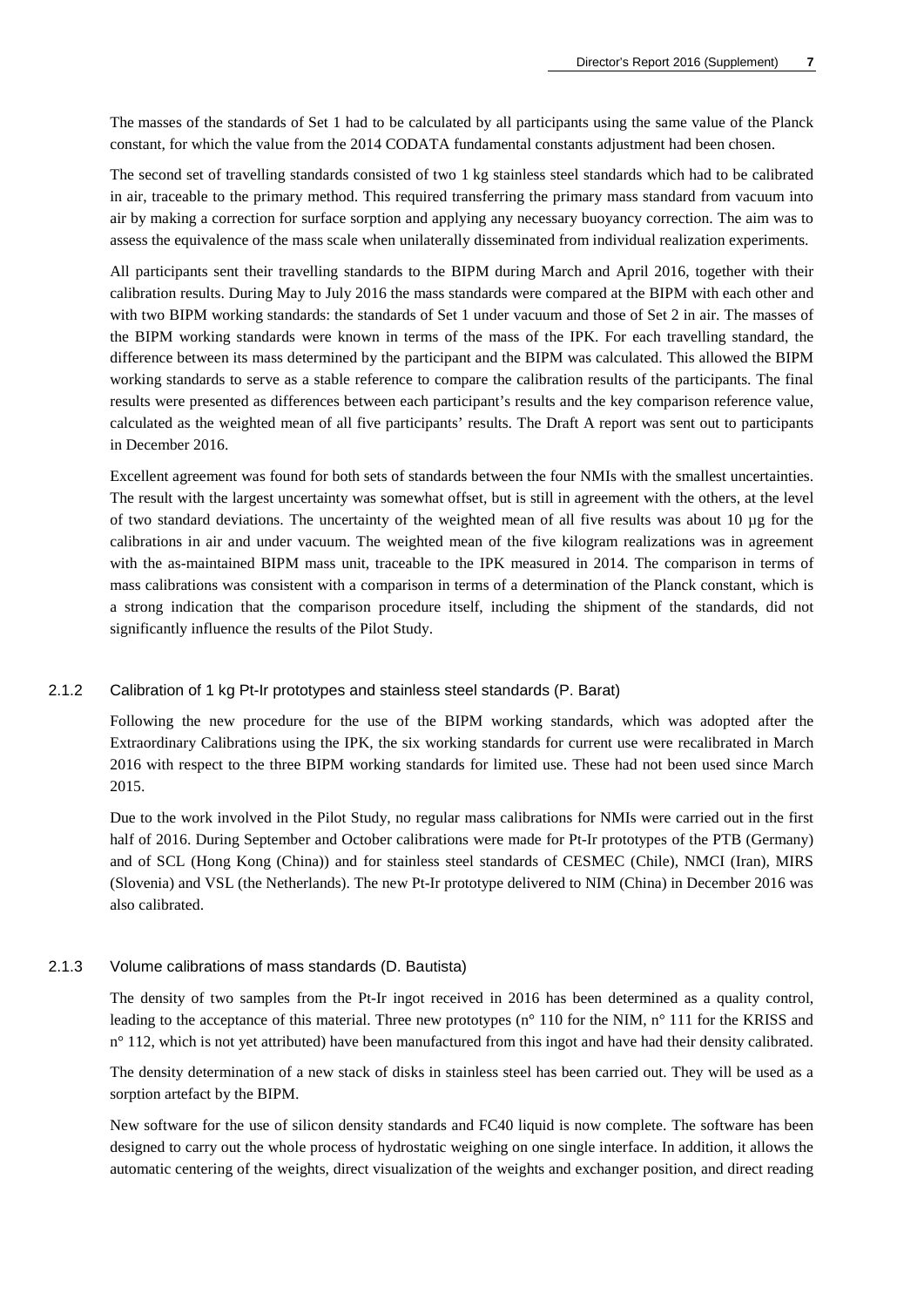The masses of the standards of Set 1 had to be calculated by all participants using the same value of the Planck constant, for which the value from the 2014 CODATA fundamental constants adjustment had been chosen.

The second set of travelling standards consisted of two 1 kg stainless steel standards which had to be calibrated in air, traceable to the primary method. This required transferring the primary mass standard from vacuum into air by making a correction for surface sorption and applying any necessary buoyancy correction. The aim was to assess the equivalence of the mass scale when unilaterally disseminated from individual realization experiments.

All participants sent their travelling standards to the BIPM during March and April 2016, together with their calibration results. During May to July 2016 the mass standards were compared at the BIPM with each other and with two BIPM working standards: the standards of Set 1 under vacuum and those of Set 2 in air. The masses of the BIPM working standards were known in terms of the mass of the IPK. For each travelling standard, the difference between its mass determined by the participant and the BIPM was calculated. This allowed the BIPM working standards to serve as a stable reference to compare the calibration results of the participants. The final results were presented as differences between each participant's results and the key comparison reference value, calculated as the weighted mean of all five participants' results. The Draft A report was sent out to participants in December 2016.

Excellent agreement was found for both sets of standards between the four NMIs with the smallest uncertainties. The result with the largest uncertainty was somewhat offset, but is still in agreement with the others, at the level of two standard deviations. The uncertainty of the weighted mean of all five results was about 10 µg for the calibrations in air and under vacuum. The weighted mean of the five kilogram realizations was in agreement with the as-maintained BIPM mass unit, traceable to the IPK measured in 2014. The comparison in terms of mass calibrations was consistent with a comparison in terms of a determination of the Planck constant, which is a strong indication that the comparison procedure itself, including the shipment of the standards, did not significantly influence the results of the Pilot Study.

### 2.1.2 Calibration of 1 kg Pt-Ir prototypes and stainless steel standards (P. Barat)

Following the new procedure for the use of the BIPM working standards, which was adopted after the Extraordinary Calibrations using the IPK, the six working standards for current use were recalibrated in March 2016 with respect to the three BIPM working standards for limited use. These had not been used since March 2015.

Due to the work involved in the Pilot Study, no regular mass calibrations for NMIs were carried out in the first half of 2016. During September and October calibrations were made for Pt-Ir prototypes of the PTB (Germany) and of SCL (Hong Kong (China)) and for stainless steel standards of CESMEC (Chile), NMCI (Iran), MIRS (Slovenia) and VSL (the Netherlands). The new Pt-Ir prototype delivered to NIM (China) in December 2016 was also calibrated.

### 2.1.3 Volume calibrations of mass standards (D. Bautista)

The density of two samples from the Pt-Ir ingot received in 2016 has been determined as a quality control, leading to the acceptance of this material. Three new prototypes (n° 110 for the NIM, n° 111 for the KRISS and n° 112, which is not yet attributed) have been manufactured from this ingot and have had their density calibrated.

The density determination of a new stack of disks in stainless steel has been carried out. They will be used as a sorption artefact by the BIPM.

New software for the use of silicon density standards and FC40 liquid is now complete. The software has been designed to carry out the whole process of hydrostatic weighing on one single interface. In addition, it allows the automatic centering of the weights, direct visualization of the weights and exchanger position, and direct reading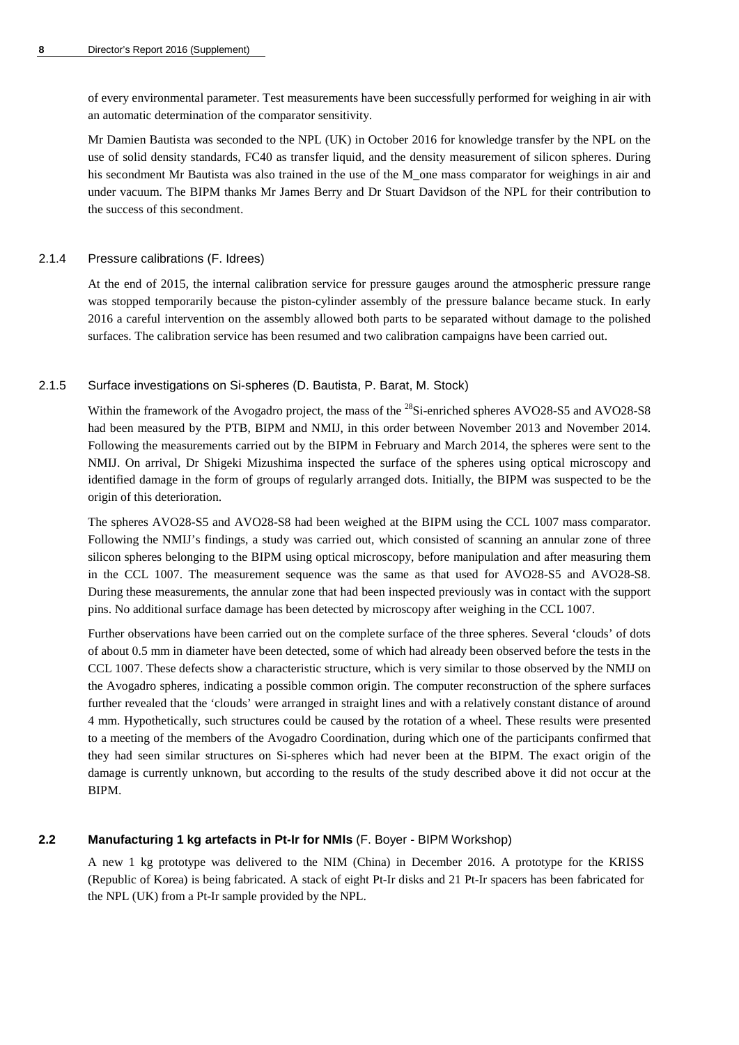of every environmental parameter. Test measurements have been successfully performed for weighing in air with an automatic determination of the comparator sensitivity.

Mr Damien Bautista was seconded to the NPL (UK) in October 2016 for knowledge transfer by the NPL on the use of solid density standards, FC40 as transfer liquid, and the density measurement of silicon spheres. During his secondment Mr Bautista was also trained in the use of the M_one mass comparator for weighings in air and under vacuum. The BIPM thanks Mr James Berry and Dr Stuart Davidson of the NPL for their contribution to the success of this secondment.

### 2.1.4 Pressure calibrations (F. Idrees)

At the end of 2015, the internal calibration service for pressure gauges around the atmospheric pressure range was stopped temporarily because the piston-cylinder assembly of the pressure balance became stuck. In early 2016 a careful intervention on the assembly allowed both parts to be separated without damage to the polished surfaces. The calibration service has been resumed and two calibration campaigns have been carried out.

### 2.1.5 Surface investigations on Si-spheres (D. Bautista, P. Barat, M. Stock)

Within the framework of the Avogadro project, the mass of the $^{28}$Si-enriched spheres AVO28-S5 and AVO28-S8 had been measured by the PTB, BIPM and NMIJ, in this order between November 2013 and November 2014. Following the measurements carried out by the BIPM in February and March 2014, the spheres were sent to the NMIJ. On arrival, Dr Shigeki Mizushima inspected the surface of the spheres using optical microscopy and identified damage in the form of groups of regularly arranged dots. Initially, the BIPM was suspected to be the origin of this deterioration.

The spheres AVO28-S5 and AVO28-S8 had been weighed at the BIPM using the CCL 1007 mass comparator. Following the NMIJ's findings, a study was carried out, which consisted of scanning an annular zone of three silicon spheres belonging to the BIPM using optical microscopy, before manipulation and after measuring them in the CCL 1007. The measurement sequence was the same as that used for AVO28-S5 and AVO28-S8. During these measurements, the annular zone that had been inspected previously was in contact with the support pins. No additional surface damage has been detected by microscopy after weighing in the CCL 1007.

Further observations have been carried out on the complete surface of the three spheres. Several 'clouds' of dots of about 0.5 mm in diameter have been detected, some of which had already been observed before the tests in the CCL 1007. These defects show a characteristic structure, which is very similar to those observed by the NMIJ on the Avogadro spheres, indicating a possible common origin. The computer reconstruction of the sphere surfaces further revealed that the 'clouds' were arranged in straight lines and with a relatively constant distance of around 4 mm. Hypothetically, such structures could be caused by the rotation of a wheel. These results were presented to a meeting of the members of the Avogadro Coordination, during which one of the participants confirmed that they had seen similar structures on Si-spheres which had never been at the BIPM. The exact origin of the damage is currently unknown, but according to the results of the study described above it did not occur at the BIPM.

## 2.2 Manufacturing 1 kg artefacts in Pt-Ir for NMIs (F. Boyer - BIPM Workshop)

A new 1 kg prototype was delivered to the NIM (China) in December 2016. A prototype for the KRISS (Republic of Korea) is being fabricated. A stack of eight Pt-Ir disks and 21 Pt-Ir spacers has been fabricated for the NPL (UK) from a Pt-Ir sample provided by the NPL.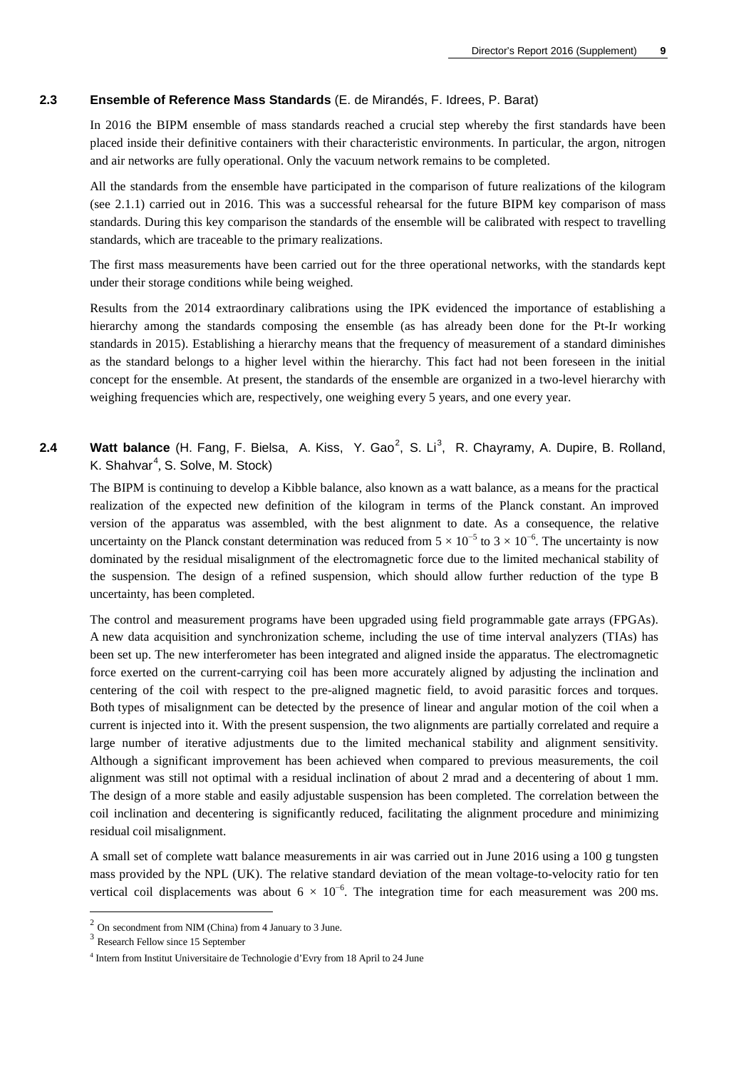## 2.3 Ensemble of Reference Mass Standards (E. de Mirandés, F. Idrees, P. Barat)

In 2016 the BIPM ensemble of mass standards reached a crucial step whereby the first standards have been placed inside their definitive containers with their characteristic environments. In particular, the argon, nitrogen and air networks are fully operational. Only the vacuum network remains to be completed.

All the standards from the ensemble have participated in the comparison of future realizations of the kilogram (see 2.1.1) carried out in 2016. This was a successful rehearsal for the future BIPM key comparison of mass standards. During this key comparison the standards of the ensemble will be calibrated with respect to travelling standards, which are traceable to the primary realizations.

The first mass measurements have been carried out for the three operational networks, with the standards kept under their storage conditions while being weighed.

Results from the 2014 extraordinary calibrations using the IPK evidenced the importance of establishing a hierarchy among the standards composing the ensemble (as has already been done for the Pt-Ir working standards in 2015). Establishing a hierarchy means that the frequency of measurement of a standard diminishes as the standard belongs to a higher level within the hierarchy. This fact had not been foreseen in the initial concept for the ensemble. At present, the standards of the ensemble are organized in a two-level hierarchy with weighing frequencies which are, respectively, one weighing every 5 years, and one every year.

## 2.4 Watt balance (H. Fang, F. Bielsa, A. Kiss, Y. Gao[2], S. Li[3], R. Chayramy, A. Dupire, B. Rolland, K. Shahvar[4], S. Solve, M. Stock)

The BIPM is continuing to develop a Kibble balance, also known as a watt balance, as a means for the practical realization of the expected new definition of the kilogram in terms of the Planck constant. An improved version of the apparatus was assembled, with the best alignment to date. As a consequence, the relative uncertainty on the Planck constant determination was reduced from $5 \times 10^{-5}$ to $3 \times 10^{-6}$. The uncertainty is now dominated by the residual misalignment of the electromagnetic force due to the limited mechanical stability of the suspension. The design of a refined suspension, which should allow further reduction of the type B uncertainty, has been completed.

The control and measurement programs have been upgraded using field programmable gate arrays (FPGAs). A new data acquisition and synchronization scheme, including the use of time interval analyzers (TIAs) has been set up. The new interferometer has been integrated and aligned inside the apparatus. The electromagnetic force exerted on the current-carrying coil has been more accurately aligned by adjusting the inclination and centering of the coil with respect to the pre-aligned magnetic field, to avoid parasitic forces and torques. Both types of misalignment can be detected by the presence of linear and angular motion of the coil when a current is injected into it. With the present suspension, the two alignments are partially correlated and require a large number of iterative adjustments due to the limited mechanical stability and alignment sensitivity. Although a significant improvement has been achieved when compared to previous measurements, the coil alignment was still not optimal with a residual inclination of about 2 mrad and a decentering of about 1 mm. The design of a more stable and easily adjustable suspension has been completed. The correlation between the coil inclination and decentering is significantly reduced, facilitating the alignment procedure and minimizing residual coil misalignment.

A small set of complete watt balance measurements in air was carried out in June 2016 using a 100 g tungsten mass provided by the NPL (UK). The relative standard deviation of the mean voltage-to-velocity ratio for ten vertical coil displacements was about $6 \times 10^{-6}$. The integration time for each measurement was 200 ms.

---

[2] On secondment from NIM (China) from 4 January to 3 June.

[3] Research Fellow since 15 September

[4] Intern from Institut Universitaire de Technologie d'Evry from 18 April to 24 June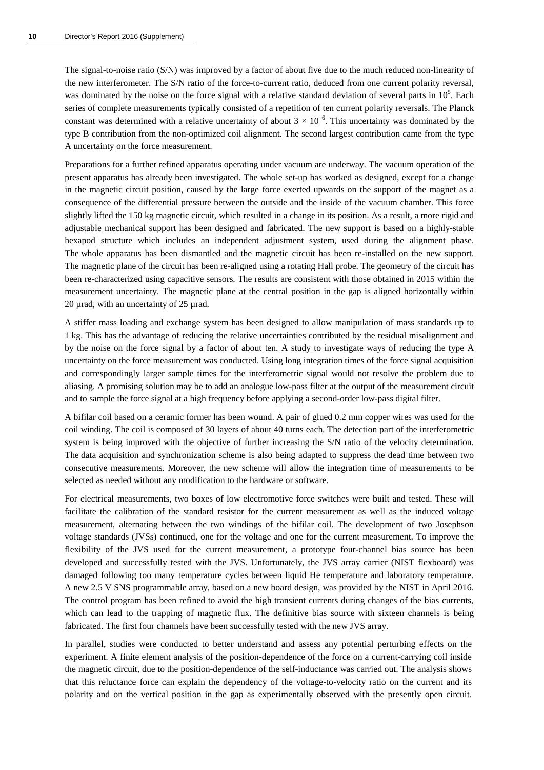The signal-to-noise ratio (S/N) was improved by a factor of about five due to the much reduced non-linearity of the new interferometer. The S/N ratio of the force-to-current ratio, deduced from one current polarity reversal, was dominated by the noise on the force signal with a relative standard deviation of several parts in $10^5$. Each series of complete measurements typically consisted of a repetition of ten current polarity reversals. The Planck constant was determined with a relative uncertainty of about $3 \times 10^{-6}$. This uncertainty was dominated by the type B contribution from the non-optimized coil alignment. The second largest contribution came from the type A uncertainty on the force measurement.

Preparations for a further refined apparatus operating under vacuum are underway. The vacuum operation of the present apparatus has already been investigated. The whole set-up has worked as designed, except for a change in the magnetic circuit position, caused by the large force exerted upwards on the support of the magnet as a consequence of the differential pressure between the outside and the inside of the vacuum chamber. This force slightly lifted the 150 kg magnetic circuit, which resulted in a change in its position. As a result, a more rigid and adjustable mechanical support has been designed and fabricated. The new support is based on a highly-stable hexapod structure which includes an independent adjustment system, used during the alignment phase. The whole apparatus has been dismantled and the magnetic circuit has been re-installed on the new support. The magnetic plane of the circuit has been re-aligned using a rotating Hall probe. The geometry of the circuit has been re-characterized using capacitive sensors. The results are consistent with those obtained in 2015 within the measurement uncertainty. The magnetic plane at the central position in the gap is aligned horizontally within 20 µrad, with an uncertainty of 25 µrad.

A stiffer mass loading and exchange system has been designed to allow manipulation of mass standards up to 1 kg. This has the advantage of reducing the relative uncertainties contributed by the residual misalignment and by the noise on the force signal by a factor of about ten. A study to investigate ways of reducing the type A uncertainty on the force measurement was conducted. Using long integration times of the force signal acquisition and correspondingly larger sample times for the interferometric signal would not resolve the problem due to aliasing. A promising solution may be to add an analogue low-pass filter at the output of the measurement circuit and to sample the force signal at a high frequency before applying a second-order low-pass digital filter.

A bifilar coil based on a ceramic former has been wound. A pair of glued 0.2 mm copper wires was used for the coil winding. The coil is composed of 30 layers of about 40 turns each. The detection part of the interferometric system is being improved with the objective of further increasing the S/N ratio of the velocity determination. The data acquisition and synchronization scheme is also being adapted to suppress the dead time between two consecutive measurements. Moreover, the new scheme will allow the integration time of measurements to be selected as needed without any modification to the hardware or software.

For electrical measurements, two boxes of low electromotive force switches were built and tested. These will facilitate the calibration of the standard resistor for the current measurement as well as the induced voltage measurement, alternating between the two windings of the bifilar coil. The development of two Josephson voltage standards (JVSs) continued, one for the voltage and one for the current measurement. To improve the flexibility of the JVS used for the current measurement, a prototype four-channel bias source has been developed and successfully tested with the JVS. Unfortunately, the JVS array carrier (NIST flexboard) was damaged following too many temperature cycles between liquid He temperature and laboratory temperature. A new 2.5 V SNS programmable array, based on a new board design, was provided by the NIST in April 2016. The control program has been refined to avoid the high transient currents during changes of the bias currents, which can lead to the trapping of magnetic flux. The definitive bias source with sixteen channels is being fabricated. The first four channels have been successfully tested with the new JVS array.

In parallel, studies were conducted to better understand and assess any potential perturbing effects on the experiment. A finite element analysis of the position-dependence of the force on a current-carrying coil inside the magnetic circuit, due to the position-dependence of the self-inductance was carried out. The analysis shows that this reluctance force can explain the dependency of the voltage-to-velocity ratio on the current and its polarity and on the vertical position in the gap as experimentally observed with the presently open circuit.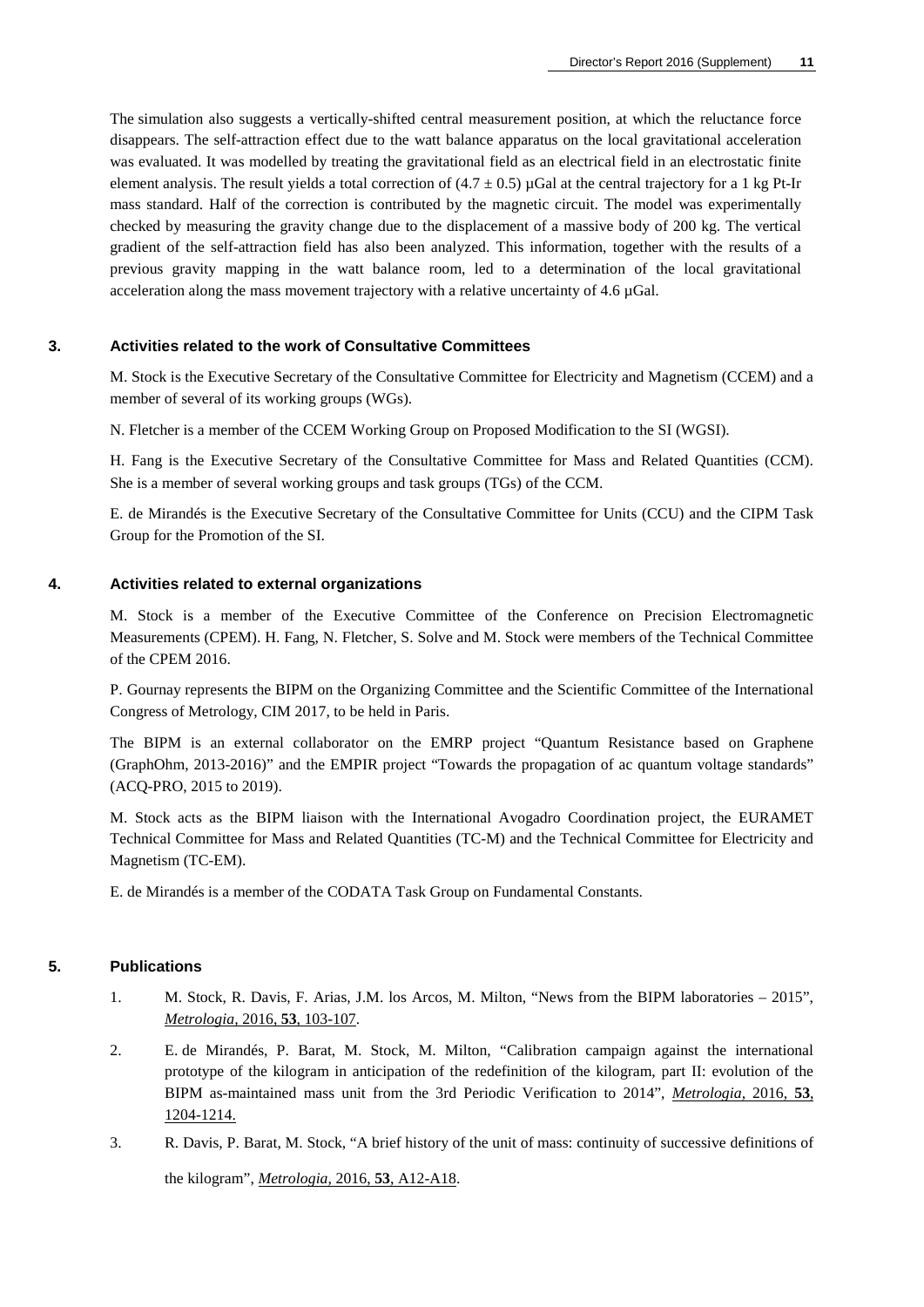The simulation also suggests a vertically-shifted central measurement position, at which the reluctance force disappears. The self-attraction effect due to the watt balance apparatus on the local gravitational acceleration was evaluated. It was modelled by treating the gravitational field as an electrical field in an electrostatic finite element analysis. The result yields a total correction of $(4.7 \pm 0.5)$ µGal at the central trajectory for a 1 kg Pt-Ir mass standard. Half of the correction is contributed by the magnetic circuit. The model was experimentally checked by measuring the gravity change due to the displacement of a massive body of 200 kg. The vertical gradient of the self-attraction field has also been analyzed. This information, together with the results of a previous gravity mapping in the watt balance room, led to a determination of the local gravitational acceleration along the mass movement trajectory with a relative uncertainty of 4.6 µGal.

## 3. Activities related to the work of Consultative Committees

M. Stock is the Executive Secretary of the Consultative Committee for Electricity and Magnetism (CCEM) and a member of several of its working groups (WGs).

N. Fletcher is a member of the CCEM Working Group on Proposed Modification to the SI (WGSI).

H. Fang is the Executive Secretary of the Consultative Committee for Mass and Related Quantities (CCM). She is a member of several working groups and task groups (TGs) of the CCM.

E. de Mirandés is the Executive Secretary of the Consultative Committee for Units (CCU) and the CIPM Task Group for the Promotion of the SI.

## 4. Activities related to external organizations

M. Stock is a member of the Executive Committee of the Conference on Precision Electromagnetic Measurements (CPEM). H. Fang, N. Fletcher, S. Solve and M. Stock were members of the Technical Committee of the CPEM 2016.

P. Gournay represents the BIPM on the Organizing Committee and the Scientific Committee of the International Congress of Metrology, CIM 2017, to be held in Paris.

The BIPM is an external collaborator on the EMRP project "Quantum Resistance based on Graphene (GraphOhm, 2013-2016)" and the EMPIR project "Towards the propagation of ac quantum voltage standards" (ACQ-PRO, 2015 to 2019).

M. Stock acts as the BIPM liaison with the International Avogadro Coordination project, the EURAMET Technical Committee for Mass and Related Quantities (TC-M) and the Technical Committee for Electricity and Magnetism (TC-EM).

E. de Mirandés is a member of the CODATA Task Group on Fundamental Constants.

## 5. Publications

1. M. Stock, R. Davis, F. Arias, J.M. los Arcos, M. Milton, "News from the BIPM laboratories – 2015", *Metrologia*, 2016, **53**, 103-107.
2. E. de Mirandés, P. Barat, M. Stock, M. Milton, "Calibration campaign against the international prototype of the kilogram in anticipation of the redefinition of the kilogram, part II: evolution of the BIPM as-maintained mass unit from the 3rd Periodic Verification to 2014", *Metrologia*, 2016, **53**, 1204-1214.
3. R. Davis, P. Barat, M. Stock, "A brief history of the unit of mass: continuity of successive definitions of the kilogram", *Metrologia*, 2016, **53**, A12-A18.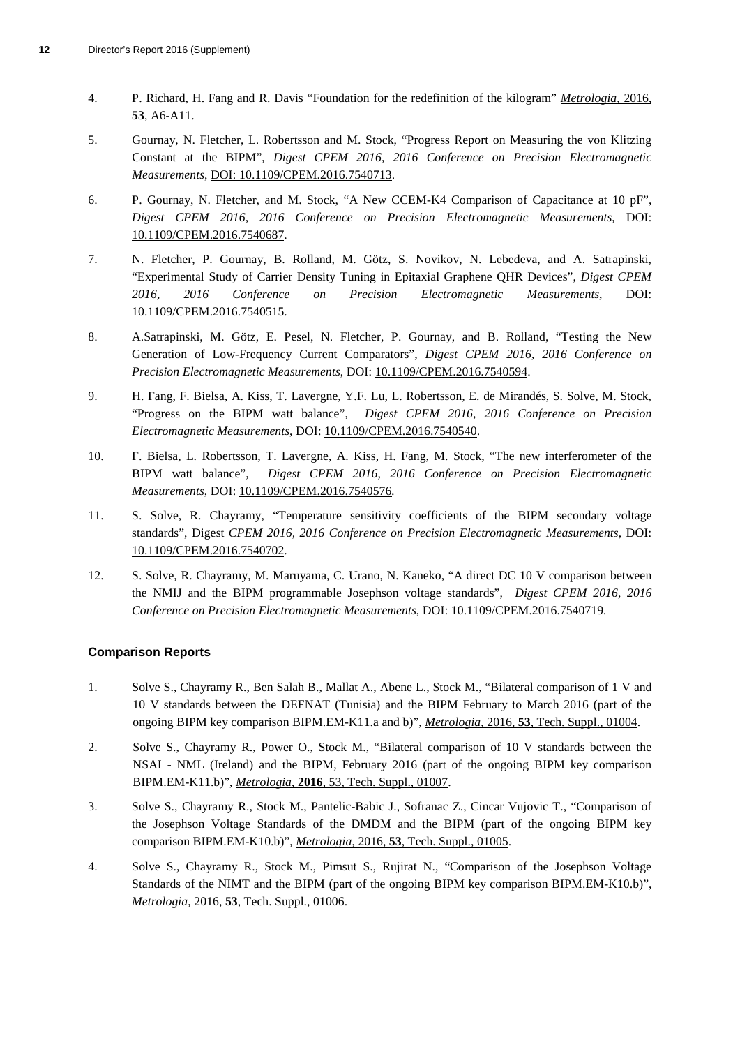4. P. Richard, H. Fang and R. Davis "Foundation for the redefinition of the kilogram" *Metrologia*, 2016, **53**, A6-A11.

5. Gournay, N. Fletcher, L. Robertsson and M. Stock, "Progress Report on Measuring the von Klitzing Constant at the BIPM", *Digest CPEM 2016, 2016 Conference on Precision Electromagnetic Measurements*, DOI: 10.1109/CPEM.2016.7540713.

6. P. Gournay, N. Fletcher, and M. Stock, "A New CCEM-K4 Comparison of Capacitance at 10 pF", *Digest CPEM 2016, 2016 Conference on Precision Electromagnetic Measurements*, DOI: 10.1109/CPEM.2016.7540687.

7. N. Fletcher, P. Gournay, B. Rolland, M. Götz, S. Novikov, N. Lebedeva, and A. Satrapinski, "Experimental Study of Carrier Density Tuning in Epitaxial Graphene QHR Devices", *Digest CPEM 2016, 2016 Conference on Precision Electromagnetic Measurements*, DOI: 10.1109/CPEM.2016.7540515.

8. A.Satrapinski, M. Götz, E. Pesel, N. Fletcher, P. Gournay, and B. Rolland, "Testing the New Generation of Low-Frequency Current Comparators", *Digest CPEM 2016, 2016 Conference on Precision Electromagnetic Measurements*, DOI: 10.1109/CPEM.2016.7540594.

9. H. Fang, F. Bielsa, A. Kiss, T. Lavergne, Y.F. Lu, L. Robertsson, E. de Mirandés, S. Solve, M. Stock, "Progress on the BIPM watt balance", *Digest CPEM 2016, 2016 Conference on Precision Electromagnetic Measurements*, DOI: 10.1109/CPEM.2016.7540540.

10. F. Bielsa, L. Robertsson, T. Lavergne, A. Kiss, H. Fang, M. Stock, "The new interferometer of the BIPM watt balance", *Digest CPEM 2016, 2016 Conference on Precision Electromagnetic Measurements*, DOI: 10.1109/CPEM.2016.7540576.

11. S. Solve, R. Chayramy, "Temperature sensitivity coefficients of the BIPM secondary voltage standards", Digest *CPEM 2016, 2016 Conference on Precision Electromagnetic Measurements*, DOI: 10.1109/CPEM.2016.7540702.

12. S. Solve, R. Chayramy, M. Maruyama, C. Urano, N. Kaneko, "A direct DC 10 V comparison between the NMIJ and the BIPM programmable Josephson voltage standards", *Digest CPEM 2016, 2016 Conference on Precision Electromagnetic Measurements*, DOI: 10.1109/CPEM.2016.7540719.

### Comparison Reports

1. Solve S., Chayramy R., Ben Salah B., Mallat A., Abene L., Stock M., "Bilateral comparison of 1 V and 10 V standards between the DEFNAT (Tunisia) and the BIPM February to March 2016 (part of the ongoing BIPM key comparison BIPM.EM-K11.a and b)", *Metrologia*, 2016, **53**, Tech. Suppl., 01004.

2. Solve S., Chayramy R., Power O., Stock M., "Bilateral comparison of 10 V standards between the NSAI - NML (Ireland) and the BIPM, February 2016 (part of the ongoing BIPM key comparison BIPM.EM-K11.b)", *Metrologia*, **2016**, 53, Tech. Suppl., 01007.

3. Solve S., Chayramy R., Stock M., Pantelic-Babic J., Sofranac Z., Cincar Vujovic T., "Comparison of the Josephson Voltage Standards of the DMDM and the BIPM (part of the ongoing BIPM key comparison BIPM.EM-K10.b)", *Metrologia*, 2016, **53**, Tech. Suppl., 01005.

4. Solve S., Chayramy R., Stock M., Pimsut S., Rujirat N., "Comparison of the Josephson Voltage Standards of the NIMT and the BIPM (part of the ongoing BIPM key comparison BIPM.EM-K10.b)", *Metrologia*, 2016, **53**, Tech. Suppl., 01006.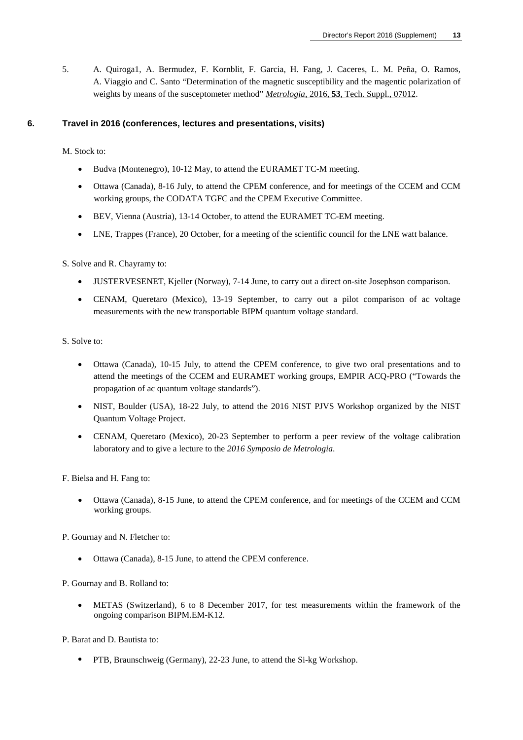5. A. Quiroga1, A. Bermudez, F. Kornblit, F. Garcia, H. Fang, J. Caceres, L. M. Peña, O. Ramos, A. Viaggio and C. Santo "Determination of the magnetic susceptibility and the magentic polarization of weights by means of the susceptometer method" _Metrologia_, 2016, **53**, Tech. Suppl., 07012.

## 6. Travel in 2016 (conferences, lectures and presentations, visits)

M. Stock to:

- Budva (Montenegro), 10-12 May, to attend the EURAMET TC-M meeting.
- Ottawa (Canada), 8-16 July, to attend the CPEM conference, and for meetings of the CCEM and CCM working groups, the CODATA TGFC and the CPEM Executive Committee.
- BEV, Vienna (Austria), 13-14 October, to attend the EURAMET TC-EM meeting.
- LNE, Trappes (France), 20 October, for a meeting of the scientific council for the LNE watt balance.

S. Solve and R. Chayramy to:

- JUSTERVESENET, Kjeller (Norway), 7-14 June, to carry out a direct on-site Josephson comparison.
- CENAM, Queretaro (Mexico), 13-19 September, to carry out a pilot comparison of ac voltage measurements with the new transportable BIPM quantum voltage standard.

S. Solve to:

- Ottawa (Canada), 10-15 July, to attend the CPEM conference, to give two oral presentations and to attend the meetings of the CCEM and EURAMET working groups, EMPIR ACQ-PRO ("Towards the propagation of ac quantum voltage standards").
- NIST, Boulder (USA), 18-22 July, to attend the 2016 NIST PJVS Workshop organized by the NIST Quantum Voltage Project.
- CENAM, Queretaro (Mexico), 20-23 September to perform a peer review of the voltage calibration laboratory and to give a lecture to the *2016 Symposio de Metrologia*.

F. Bielsa and H. Fang to:

- Ottawa (Canada), 8-15 June, to attend the CPEM conference, and for meetings of the CCEM and CCM working groups.

P. Gournay and N. Fletcher to:

- Ottawa (Canada), 8-15 June, to attend the CPEM conference.

P. Gournay and B. Rolland to:

- METAS (Switzerland), 6 to 8 December 2017, for test measurements within the framework of the ongoing comparison BIPM.EM-K12.

P. Barat and D. Bautista to:

- PTB, Braunschweig (Germany), 22-23 June, to attend the Si-kg Workshop.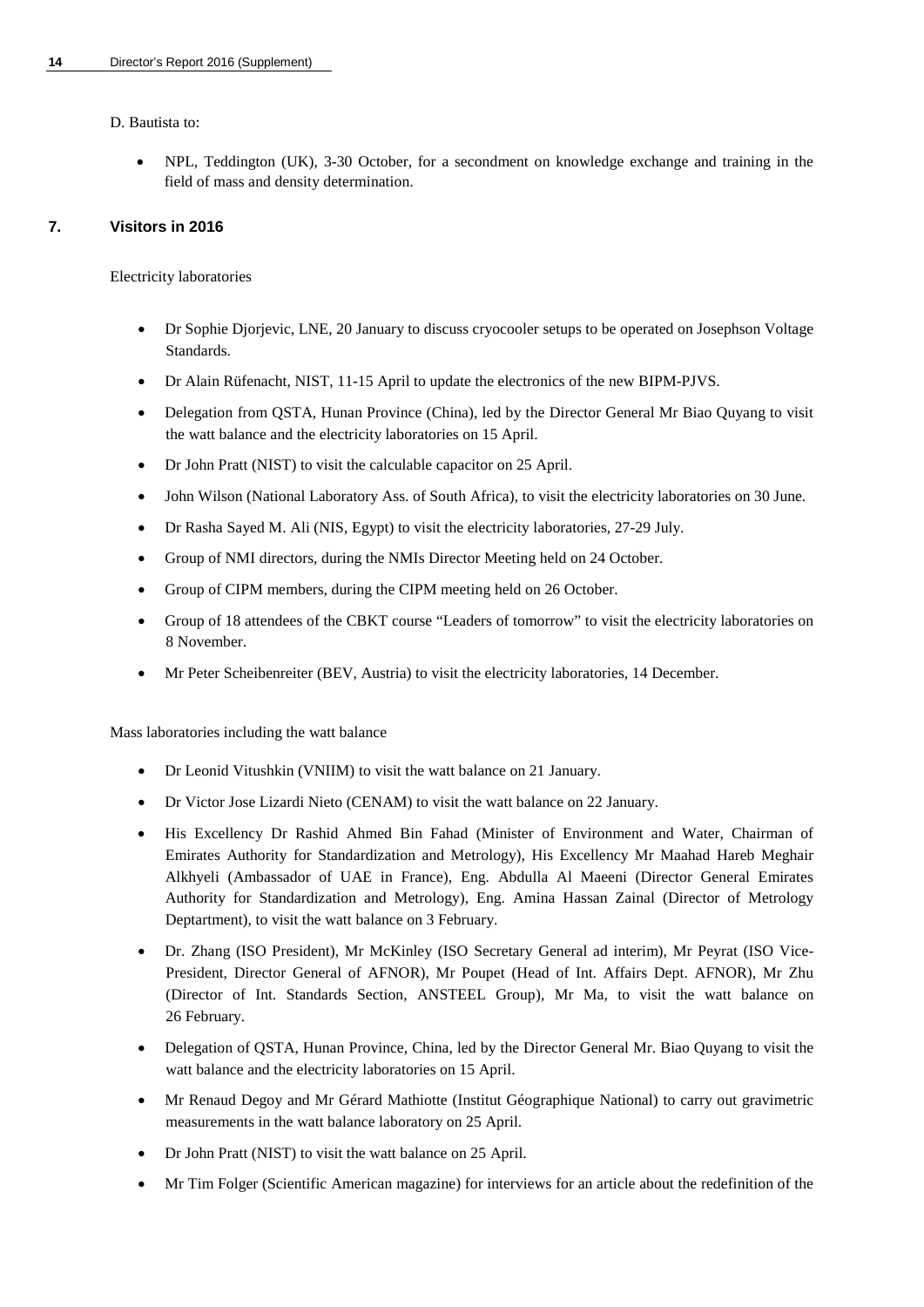D. Bautista to:

- NPL, Teddington (UK), 3-30 October, for a secondment on knowledge exchange and training in the field of mass and density determination.

## 7. Visitors in 2016

Electricity laboratories

- Dr Sophie Djorjevic, LNE, 20 January to discuss cryocooler setups to be operated on Josephson Voltage Standards.
- Dr Alain Rüfenacht, NIST, 11-15 April to update the electronics of the new BIPM-PJVS.
- Delegation from QSTA, Hunan Province (China), led by the Director General Mr Biao Quyang to visit the watt balance and the electricity laboratories on 15 April.
- Dr John Pratt (NIST) to visit the calculable capacitor on 25 April.
- John Wilson (National Laboratory Ass. of South Africa), to visit the electricity laboratories on 30 June.
- Dr Rasha Sayed M. Ali (NIS, Egypt) to visit the electricity laboratories, 27-29 July.
- Group of NMI directors, during the NMIs Director Meeting held on 24 October.
- Group of CIPM members, during the CIPM meeting held on 26 October.
- Group of 18 attendees of the CBKT course "Leaders of tomorrow" to visit the electricity laboratories on 8 November.
- Mr Peter Scheibenreiter (BEV, Austria) to visit the electricity laboratories, 14 December.

Mass laboratories including the watt balance

- Dr Leonid Vitushkin (VNIIM) to visit the watt balance on 21 January.
- Dr Victor Jose Lizardi Nieto (CENAM) to visit the watt balance on 22 January.
- His Excellency Dr Rashid Ahmed Bin Fahad (Minister of Environment and Water, Chairman of Emirates Authority for Standardization and Metrology), His Excellency Mr Maahad Hareb Meghair Alkhyeli (Ambassador of UAE in France), Eng. Abdulla Al Maeeni (Director General Emirates Authority for Standardization and Metrology), Eng. Amina Hassan Zainal (Director of Metrology Deptartment), to visit the watt balance on 3 February.
- Dr. Zhang (ISO President), Mr McKinley (ISO Secretary General ad interim), Mr Peyrat (ISO Vice-President, Director General of AFNOR), Mr Poupet (Head of Int. Affairs Dept. AFNOR), Mr Zhu (Director of Int. Standards Section, ANSTEEL Group), Mr Ma, to visit the watt balance on 26 February.
- Delegation of QSTA, Hunan Province, China, led by the Director General Mr. Biao Quyang to visit the watt balance and the electricity laboratories on 15 April.
- Mr Renaud Degoy and Mr Gérard Mathiotte (Institut Géographique National) to carry out gravimetric measurements in the watt balance laboratory on 25 April.
- Dr John Pratt (NIST) to visit the watt balance on 25 April.
- Mr Tim Folger (Scientific American magazine) for interviews for an article about the redefinition of the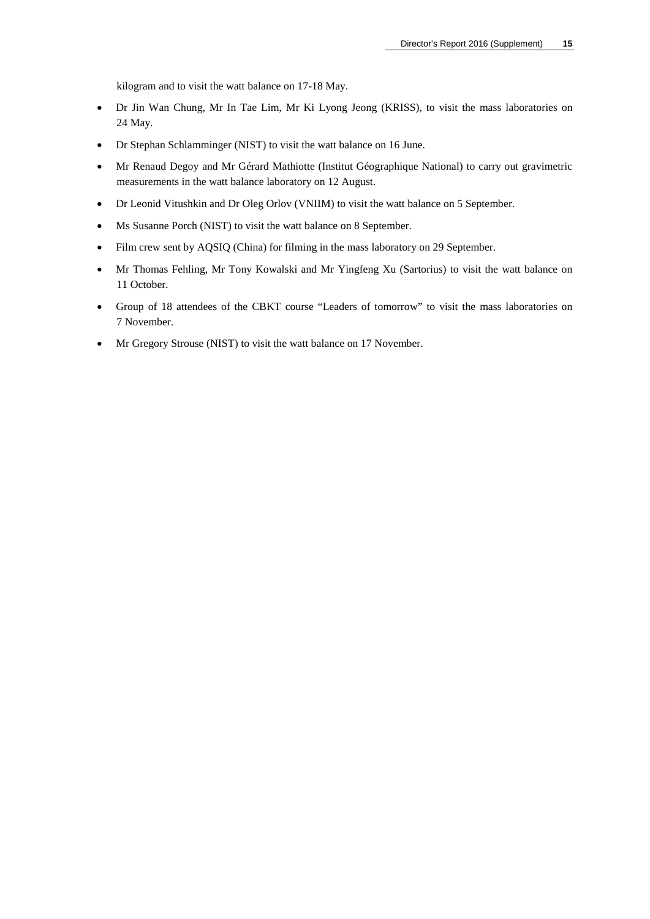kilogram and to visit the watt balance on 17-18 May.

- Dr Jin Wan Chung, Mr In Tae Lim, Mr Ki Lyong Jeong (KRISS), to visit the mass laboratories on 24 May.
- Dr Stephan Schlamminger (NIST) to visit the watt balance on 16 June.
- Mr Renaud Degoy and Mr Gérard Mathiotte (Institut Géographique National) to carry out gravimetric measurements in the watt balance laboratory on 12 August.
- Dr Leonid Vitushkin and Dr Oleg Orlov (VNIIM) to visit the watt balance on 5 September.
- Ms Susanne Porch (NIST) to visit the watt balance on 8 September.
- Film crew sent by AQSIQ (China) for filming in the mass laboratory on 29 September.
- Mr Thomas Fehling, Mr Tony Kowalski and Mr Yingfeng Xu (Sartorius) to visit the watt balance on 11 October.
- Group of 18 attendees of the CBKT course "Leaders of tomorrow" to visit the mass laboratories on 7 November.
- Mr Gregory Strouse (NIST) to visit the watt balance on 17 November.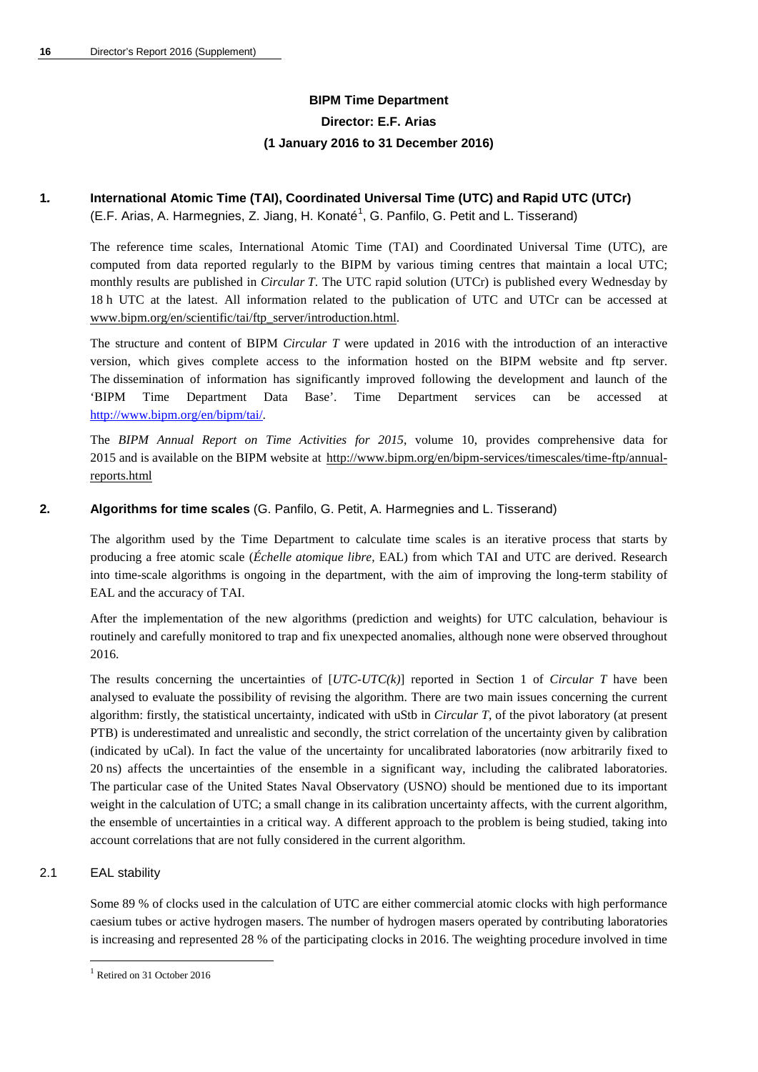**BIPM Time Department**
**Director: E.F. Arias**
**(1 January 2016 to 31 December 2016)**

## 1. International Atomic Time (TAI), Coordinated Universal Time (UTC) and Rapid UTC (UTCr)

(E.F. Arias, A. Harmegnies, Z. Jiang, H. Konaté[1], G. Panfilo, G. Petit and L. Tisserand)

The reference time scales, International Atomic Time (TAI) and Coordinated Universal Time (UTC), are computed from data reported regularly to the BIPM by various timing centres that maintain a local UTC; monthly results are published in *Circular T*. The UTC rapid solution (UTCr) is published every Wednesday by 18 h UTC at the latest. All information related to the publication of UTC and UTCr can be accessed at www.bipm.org/en/scientific/tai/ftp_server/introduction.html.

The structure and content of BIPM *Circular T* were updated in 2016 with the introduction of an interactive version, which gives complete access to the information hosted on the BIPM website and ftp server. The dissemination of information has significantly improved following the development and launch of the 'BIPM Time Department Data Base'. Time Department services can be accessed at http://www.bipm.org/en/bipm/tai/.

The *BIPM Annual Report on Time Activities for 2015*, volume 10, provides comprehensive data for 2015 and is available on the BIPM website at http://www.bipm.org/en/bipm-services/timescales/time-ftp/annual-reports.html

## 2. Algorithms for time scales (G. Panfilo, G. Petit, A. Harmegnies and L. Tisserand)

The algorithm used by the Time Department to calculate time scales is an iterative process that starts by producing a free atomic scale (*Échelle atomique libre,* EAL) from which TAI and UTC are derived. Research into time-scale algorithms is ongoing in the department, with the aim of improving the long-term stability of EAL and the accuracy of TAI.

After the implementation of the new algorithms (prediction and weights) for UTC calculation, behaviour is routinely and carefully monitored to trap and fix unexpected anomalies, although none were observed throughout 2016.

The results concerning the uncertainties of [*UTC-UTC(k)*] reported in Section 1 of *Circular T* have been analysed to evaluate the possibility of revising the algorithm. There are two main issues concerning the current algorithm: firstly, the statistical uncertainty, indicated with uStb in *Circular T*, of the pivot laboratory (at present PTB) is underestimated and unrealistic and secondly, the strict correlation of the uncertainty given by calibration (indicated by uCal). In fact the value of the uncertainty for uncalibrated laboratories (now arbitrarily fixed to 20 ns) affects the uncertainties of the ensemble in a significant way, including the calibrated laboratories. The particular case of the United States Naval Observatory (USNO) should be mentioned due to its important weight in the calculation of UTC; a small change in its calibration uncertainty affects, with the current algorithm, the ensemble of uncertainties in a critical way. A different approach to the problem is being studied, taking into account correlations that are not fully considered in the current algorithm.

### 2.1 EAL stability

Some 89 % of clocks used in the calculation of UTC are either commercial atomic clocks with high performance caesium tubes or active hydrogen masers. The number of hydrogen masers operated by contributing laboratories is increasing and represented 28 % of the participating clocks in 2016. The weighting procedure involved in time

[1] Retired on 31 October 2016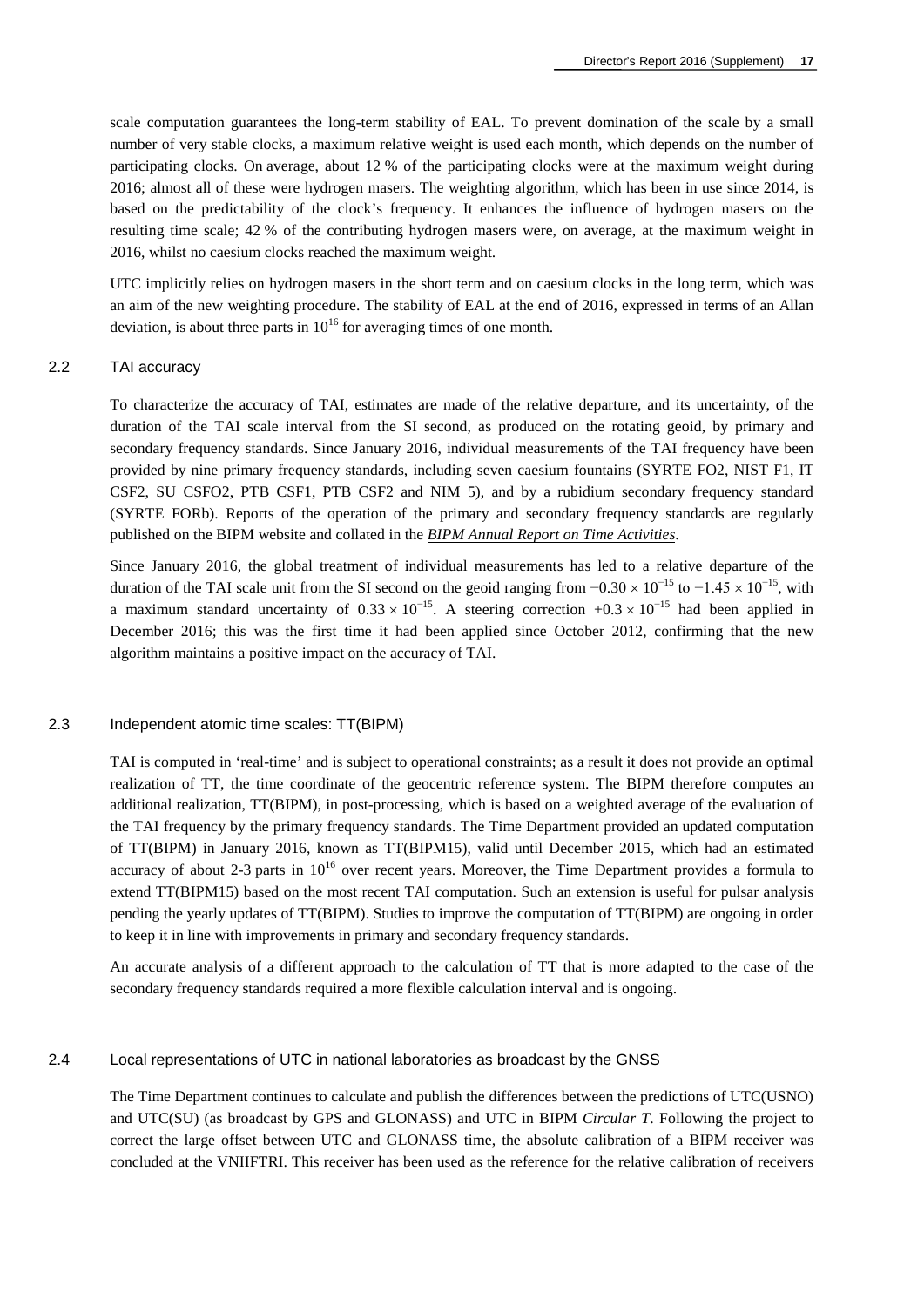scale computation guarantees the long-term stability of EAL. To prevent domination of the scale by a small number of very stable clocks, a maximum relative weight is used each month, which depends on the number of participating clocks. On average, about 12 % of the participating clocks were at the maximum weight during 2016; almost all of these were hydrogen masers. The weighting algorithm, which has been in use since 2014, is based on the predictability of the clock's frequency. It enhances the influence of hydrogen masers on the resulting time scale; 42 % of the contributing hydrogen masers were, on average, at the maximum weight in 2016, whilst no caesium clocks reached the maximum weight.

UTC implicitly relies on hydrogen masers in the short term and on caesium clocks in the long term, which was an aim of the new weighting procedure. The stability of EAL at the end of 2016, expressed in terms of an Allan deviation, is about three parts in $10^{16}$ for averaging times of one month.

## 2.2 TAI accuracy

To characterize the accuracy of TAI, estimates are made of the relative departure, and its uncertainty, of the duration of the TAI scale interval from the SI second, as produced on the rotating geoid, by primary and secondary frequency standards. Since January 2016, individual measurements of the TAI frequency have been provided by nine primary frequency standards, including seven caesium fountains (SYRTE FO2, NIST F1, IT CSF2, SU CSFO2, PTB CSF1, PTB CSF2 and NIM 5), and by a rubidium secondary frequency standard (SYRTE FORb). Reports of the operation of the primary and secondary frequency standards are regularly published on the BIPM website and collated in the *BIPM Annual Report on Time Activities*.

Since January 2016, the global treatment of individual measurements has led to a relative departure of the duration of the TAI scale unit from the SI second on the geoid ranging from $-0.30 \times 10^{-15}$ to $-1.45 \times 10^{-15}$, with a maximum standard uncertainty of $0.33 \times 10^{-15}$. A steering correction $+0.3 \times 10^{-15}$ had been applied in December 2016; this was the first time it had been applied since October 2012, confirming that the new algorithm maintains a positive impact on the accuracy of TAI.

## 2.3 Independent atomic time scales: TT(BIPM)

TAI is computed in 'real-time' and is subject to operational constraints; as a result it does not provide an optimal realization of TT, the time coordinate of the geocentric reference system. The BIPM therefore computes an additional realization, TT(BIPM), in post-processing, which is based on a weighted average of the evaluation of the TAI frequency by the primary frequency standards. The Time Department provided an updated computation of TT(BIPM) in January 2016, known as TT(BIPM15), valid until December 2015, which had an estimated accuracy of about 2-3 parts in $10^{16}$ over recent years. Moreover, the Time Department provides a formula to extend TT(BIPM15) based on the most recent TAI computation. Such an extension is useful for pulsar analysis pending the yearly updates of TT(BIPM). Studies to improve the computation of TT(BIPM) are ongoing in order to keep it in line with improvements in primary and secondary frequency standards.

An accurate analysis of a different approach to the calculation of TT that is more adapted to the case of the secondary frequency standards required a more flexible calculation interval and is ongoing.

## 2.4 Local representations of UTC in national laboratories as broadcast by the GNSS

The Time Department continues to calculate and publish the differences between the predictions of UTC(USNO) and UTC(SU) (as broadcast by GPS and GLONASS) and UTC in BIPM *Circular T*. Following the project to correct the large offset between UTC and GLONASS time, the absolute calibration of a BIPM receiver was concluded at the VNIIFTRI. This receiver has been used as the reference for the relative calibration of receivers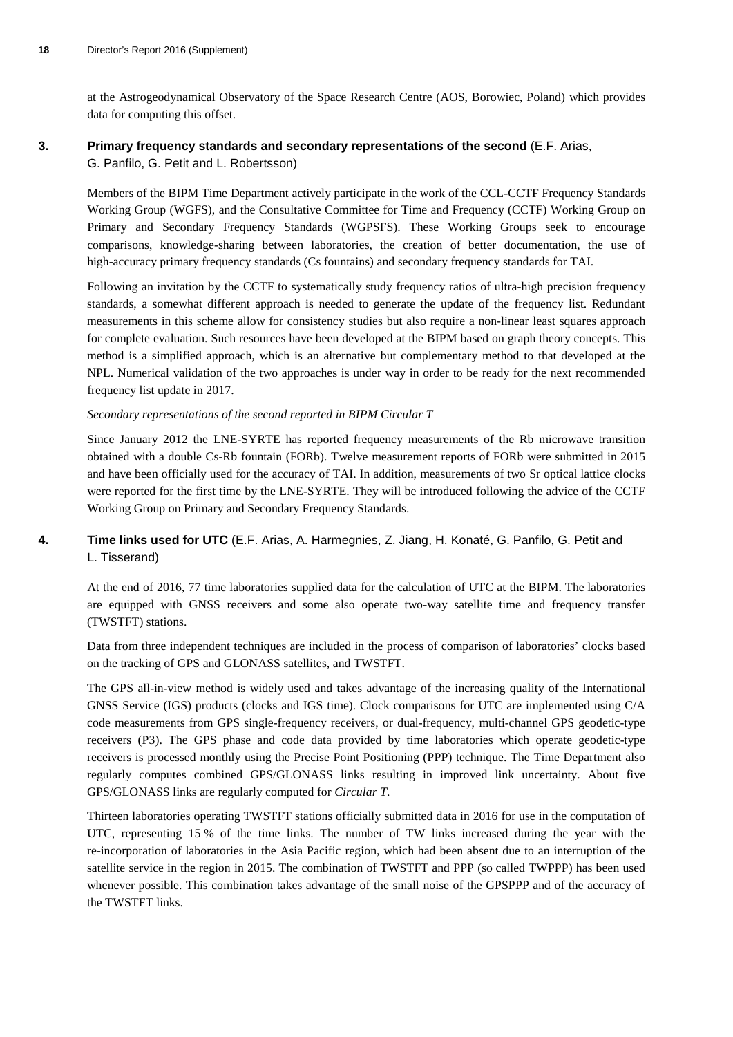at the Astrogeodynamical Observatory of the Space Research Centre (AOS, Borowiec, Poland) which provides data for computing this offset.

## 3. Primary frequency standards and secondary representations of the second (E.F. Arias, G. Panfilo, G. Petit and L. Robertsson)

Members of the BIPM Time Department actively participate in the work of the CCL-CCTF Frequency Standards Working Group (WGFS), and the Consultative Committee for Time and Frequency (CCTF) Working Group on Primary and Secondary Frequency Standards (WGPSFS). These Working Groups seek to encourage comparisons, knowledge-sharing between laboratories, the creation of better documentation, the use of high-accuracy primary frequency standards (Cs fountains) and secondary frequency standards for TAI.

Following an invitation by the CCTF to systematically study frequency ratios of ultra-high precision frequency standards, a somewhat different approach is needed to generate the update of the frequency list. Redundant measurements in this scheme allow for consistency studies but also require a non-linear least squares approach for complete evaluation. Such resources have been developed at the BIPM based on graph theory concepts. This method is a simplified approach, which is an alternative but complementary method to that developed at the NPL. Numerical validation of the two approaches is under way in order to be ready for the next recommended frequency list update in 2017.

*Secondary representations of the second reported in BIPM Circular T*

Since January 2012 the LNE-SYRTE has reported frequency measurements of the Rb microwave transition obtained with a double Cs-Rb fountain (FORb). Twelve measurement reports of FORb were submitted in 2015 and have been officially used for the accuracy of TAI. In addition, measurements of two Sr optical lattice clocks were reported for the first time by the LNE-SYRTE. They will be introduced following the advice of the CCTF Working Group on Primary and Secondary Frequency Standards.

## 4. Time links used for UTC (E.F. Arias, A. Harmegnies, Z. Jiang, H. Konaté, G. Panfilo, G. Petit and L. Tisserand)

At the end of 2016, 77 time laboratories supplied data for the calculation of UTC at the BIPM. The laboratories are equipped with GNSS receivers and some also operate two-way satellite time and frequency transfer (TWSTFT) stations.

Data from three independent techniques are included in the process of comparison of laboratories' clocks based on the tracking of GPS and GLONASS satellites, and TWSTFT.

The GPS all-in-view method is widely used and takes advantage of the increasing quality of the International GNSS Service (IGS) products (clocks and IGS time). Clock comparisons for UTC are implemented using C/A code measurements from GPS single-frequency receivers, or dual-frequency, multi-channel GPS geodetic-type receivers (P3). The GPS phase and code data provided by time laboratories which operate geodetic-type receivers is processed monthly using the Precise Point Positioning (PPP) technique. The Time Department also regularly computes combined GPS/GLONASS links resulting in improved link uncertainty. About five GPS/GLONASS links are regularly computed for *Circular T*.

Thirteen laboratories operating TWSTFT stations officially submitted data in 2016 for use in the computation of UTC, representing 15 % of the time links. The number of TW links increased during the year with the re-incorporation of laboratories in the Asia Pacific region, which had been absent due to an interruption of the satellite service in the region in 2015. The combination of TWSTFT and PPP (so called TWPPP) has been used whenever possible. This combination takes advantage of the small noise of the GPSPPP and of the accuracy of the TWSTFT links.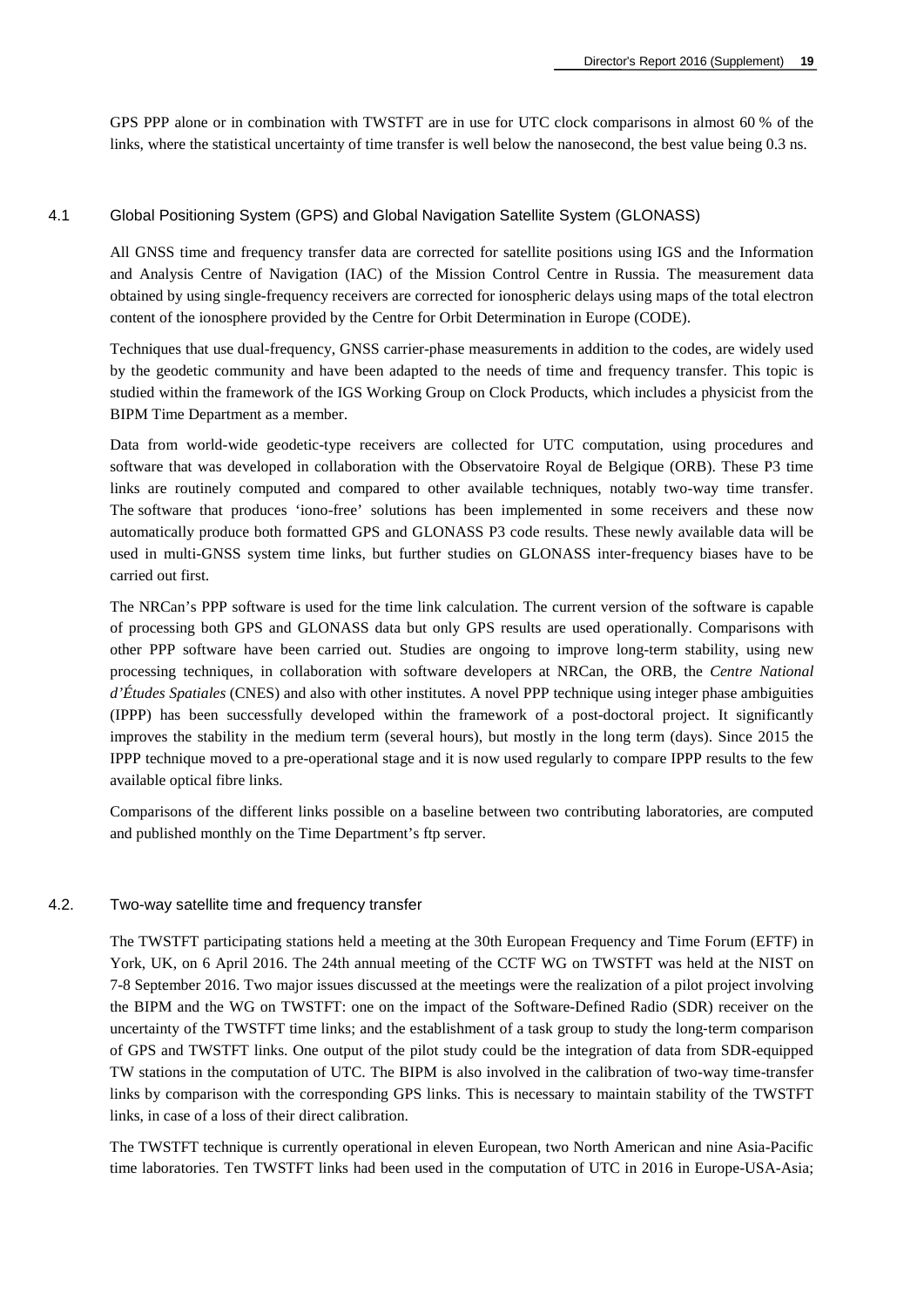GPS PPP alone or in combination with TWSTFT are in use for UTC clock comparisons in almost 60 % of the links, where the statistical uncertainty of time transfer is well below the nanosecond, the best value being 0.3 ns.

### 4.1 Global Positioning System (GPS) and Global Navigation Satellite System (GLONASS)

All GNSS time and frequency transfer data are corrected for satellite positions using IGS and the Information and Analysis Centre of Navigation (IAC) of the Mission Control Centre in Russia. The measurement data obtained by using single-frequency receivers are corrected for ionospheric delays using maps of the total electron content of the ionosphere provided by the Centre for Orbit Determination in Europe (CODE).

Techniques that use dual-frequency, GNSS carrier-phase measurements in addition to the codes, are widely used by the geodetic community and have been adapted to the needs of time and frequency transfer. This topic is studied within the framework of the IGS Working Group on Clock Products, which includes a physicist from the BIPM Time Department as a member.

Data from world-wide geodetic-type receivers are collected for UTC computation, using procedures and software that was developed in collaboration with the Observatoire Royal de Belgique (ORB). These P3 time links are routinely computed and compared to other available techniques, notably two-way time transfer. The software that produces 'iono-free' solutions has been implemented in some receivers and these now automatically produce both formatted GPS and GLONASS P3 code results. These newly available data will be used in multi-GNSS system time links, but further studies on GLONASS inter-frequency biases have to be carried out first.

The NRCan's PPP software is used for the time link calculation. The current version of the software is capable of processing both GPS and GLONASS data but only GPS results are used operationally. Comparisons with other PPP software have been carried out. Studies are ongoing to improve long-term stability, using new processing techniques, in collaboration with software developers at NRCan, the ORB, the *Centre National d'Études Spatiales* (CNES) and also with other institutes. A novel PPP technique using integer phase ambiguities (IPPP) has been successfully developed within the framework of a post-doctoral project. It significantly improves the stability in the medium term (several hours), but mostly in the long term (days). Since 2015 the IPPP technique moved to a pre-operational stage and it is now used regularly to compare IPPP results to the few available optical fibre links.

Comparisons of the different links possible on a baseline between two contributing laboratories, are computed and published monthly on the Time Department's ftp server.

### 4.2. Two-way satellite time and frequency transfer

The TWSTFT participating stations held a meeting at the 30th European Frequency and Time Forum (EFTF) in York, UK, on 6 April 2016. The 24th annual meeting of the CCTF WG on TWSTFT was held at the NIST on 7-8 September 2016. Two major issues discussed at the meetings were the realization of a pilot project involving the BIPM and the WG on TWSTFT: one on the impact of the Software-Defined Radio (SDR) receiver on the uncertainty of the TWSTFT time links; and the establishment of a task group to study the long-term comparison of GPS and TWSTFT links. One output of the pilot study could be the integration of data from SDR-equipped TW stations in the computation of UTC. The BIPM is also involved in the calibration of two-way time-transfer links by comparison with the corresponding GPS links. This is necessary to maintain stability of the TWSTFT links, in case of a loss of their direct calibration.

The TWSTFT technique is currently operational in eleven European, two North American and nine Asia-Pacific time laboratories. Ten TWSTFT links had been used in the computation of UTC in 2016 in Europe-USA-Asia;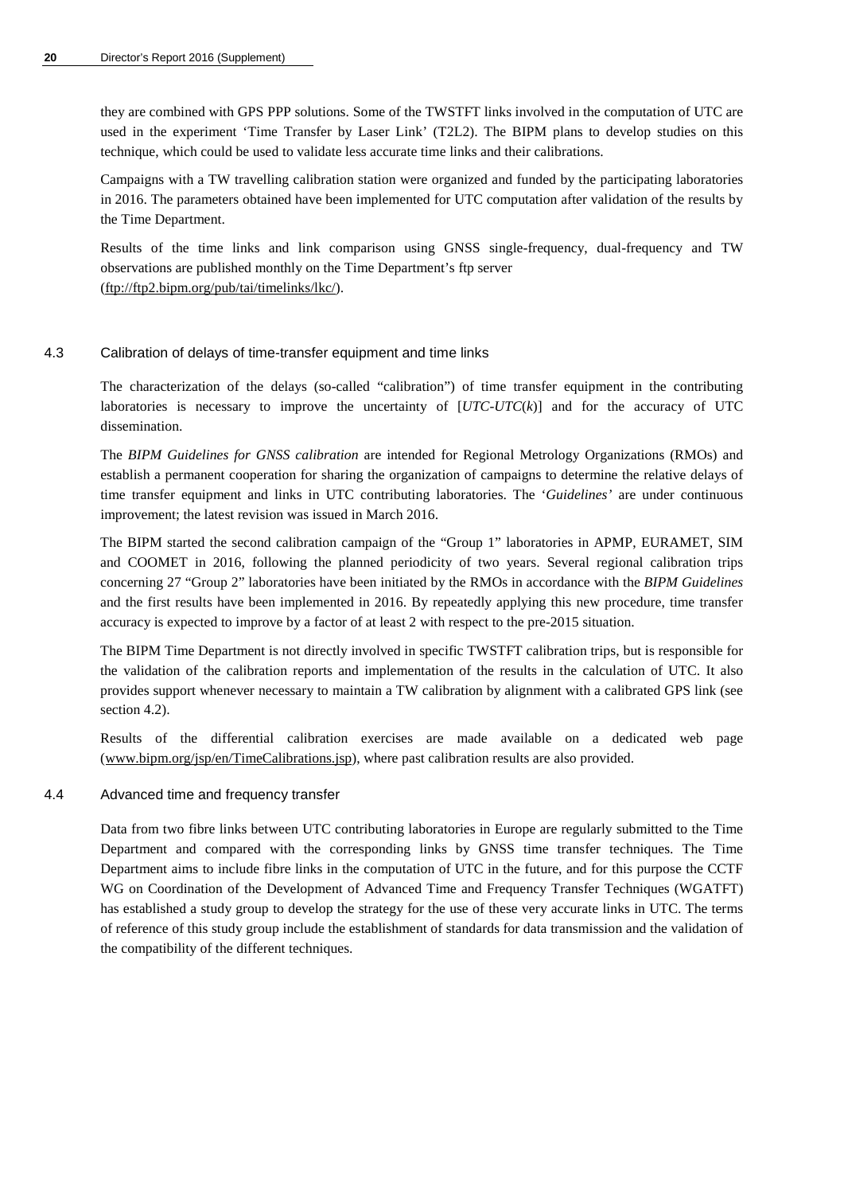they are combined with GPS PPP solutions. Some of the TWSTFT links involved in the computation of UTC are used in the experiment 'Time Transfer by Laser Link' (T2L2). The BIPM plans to develop studies on this technique, which could be used to validate less accurate time links and their calibrations.

Campaigns with a TW travelling calibration station were organized and funded by the participating laboratories in 2016. The parameters obtained have been implemented for UTC computation after validation of the results by the Time Department.

Results of the time links and link comparison using GNSS single-frequency, dual-frequency and TW observations are published monthly on the Time Department's ftp server (ftp://ftp2.bipm.org/pub/tai/timelinks/lkc/).

## 4.3 Calibration of delays of time-transfer equipment and time links

The characterization of the delays (so-called "calibration") of time transfer equipment in the contributing laboratories is necessary to improve the uncertainty of [*UTC-UTC*(*k*)] and for the accuracy of UTC dissemination.

The *BIPM Guidelines for GNSS calibration* are intended for Regional Metrology Organizations (RMOs) and establish a permanent cooperation for sharing the organization of campaigns to determine the relative delays of time transfer equipment and links in UTC contributing laboratories. The '*Guidelines'* are under continuous improvement; the latest revision was issued in March 2016.

The BIPM started the second calibration campaign of the "Group 1" laboratories in APMP, EURAMET, SIM and COOMET in 2016, following the planned periodicity of two years. Several regional calibration trips concerning 27 "Group 2" laboratories have been initiated by the RMOs in accordance with the *BIPM Guidelines* and the first results have been implemented in 2016. By repeatedly applying this new procedure, time transfer accuracy is expected to improve by a factor of at least 2 with respect to the pre-2015 situation.

The BIPM Time Department is not directly involved in specific TWSTFT calibration trips, but is responsible for the validation of the calibration reports and implementation of the results in the calculation of UTC. It also provides support whenever necessary to maintain a TW calibration by alignment with a calibrated GPS link (see section 4.2).

Results of the differential calibration exercises are made available on a dedicated web page (www.bipm.org/jsp/en/TimeCalibrations.jsp), where past calibration results are also provided.

## 4.4 Advanced time and frequency transfer

Data from two fibre links between UTC contributing laboratories in Europe are regularly submitted to the Time Department and compared with the corresponding links by GNSS time transfer techniques. The Time Department aims to include fibre links in the computation of UTC in the future, and for this purpose the CCTF WG on Coordination of the Development of Advanced Time and Frequency Transfer Techniques (WGATFT) has established a study group to develop the strategy for the use of these very accurate links in UTC. The terms of reference of this study group include the establishment of standards for data transmission and the validation of the compatibility of the different techniques.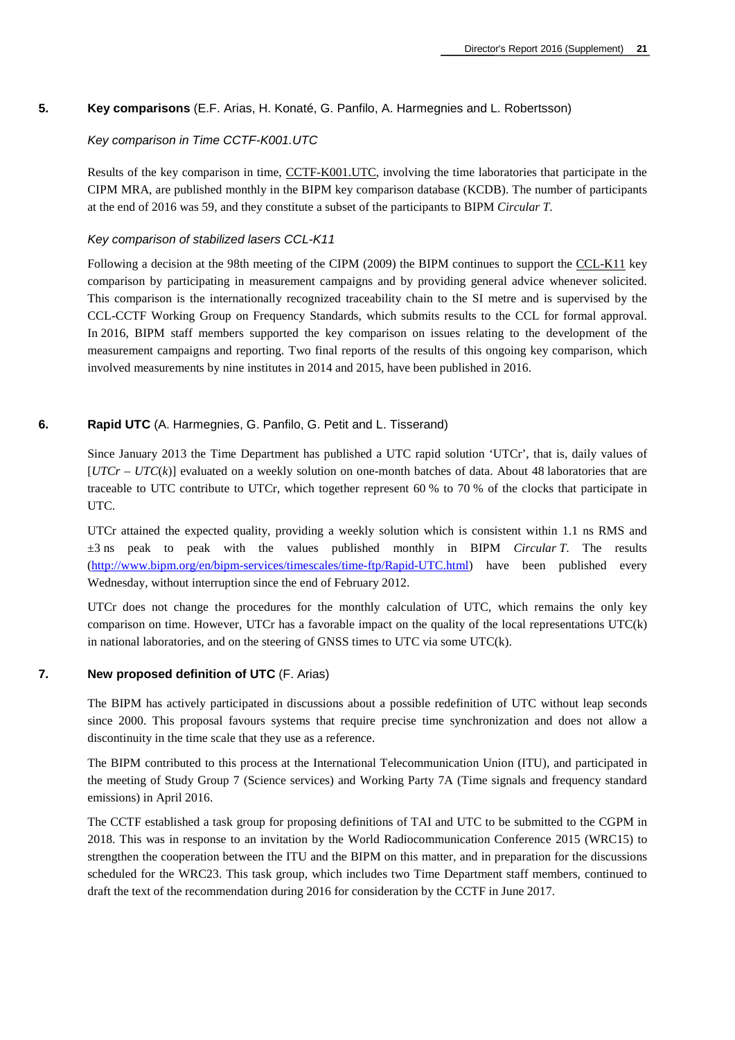## 5. **Key comparisons** (E.F. Arias, H. Konaté, G. Panfilo, A. Harmegnies and L. Robertsson)

### *Key comparison in Time CCTF-K001.UTC*

Results of the key comparison in time, CCTF-K001.UTC, involving the time laboratories that participate in the CIPM MRA, are published monthly in the BIPM key comparison database (KCDB). The number of participants at the end of 2016 was 59, and they constitute a subset of the participants to BIPM *Circular T*.

### *Key comparison of stabilized lasers CCL-K11*

Following a decision at the 98th meeting of the CIPM (2009) the BIPM continues to support the CCL-K11 key comparison by participating in measurement campaigns and by providing general advice whenever solicited. This comparison is the internationally recognized traceability chain to the SI metre and is supervised by the CCL-CCTF Working Group on Frequency Standards, which submits results to the CCL for formal approval. In 2016, BIPM staff members supported the key comparison on issues relating to the development of the measurement campaigns and reporting. Two final reports of the results of this ongoing key comparison, which involved measurements by nine institutes in 2014 and 2015, have been published in 2016.

## 6. **Rapid UTC** (A. Harmegnies, G. Panfilo, G. Petit and L. Tisserand)

Since January 2013 the Time Department has published a UTC rapid solution 'UTCr', that is, daily values of [*UTCr* – *UTC*(*k*)] evaluated on a weekly solution on one-month batches of data. About 48 laboratories that are traceable to UTC contribute to UTCr, which together represent 60 % to 70 % of the clocks that participate in UTC.

UTCr attained the expected quality, providing a weekly solution which is consistent within 1.1 ns RMS and ±3 ns peak to peak with the values published monthly in BIPM *Circular T*. The results (http://www.bipm.org/en/bipm-services/timescales/time-ftp/Rapid-UTC.html) have been published every Wednesday, without interruption since the end of February 2012.

UTCr does not change the procedures for the monthly calculation of UTC, which remains the only key comparison on time. However, UTCr has a favorable impact on the quality of the local representations UTC(k) in national laboratories, and on the steering of GNSS times to UTC via some UTC(k).

## 7. **New proposed definition of UTC** (F. Arias)

The BIPM has actively participated in discussions about a possible redefinition of UTC without leap seconds since 2000. This proposal favours systems that require precise time synchronization and does not allow a discontinuity in the time scale that they use as a reference.

The BIPM contributed to this process at the International Telecommunication Union (ITU), and participated in the meeting of Study Group 7 (Science services) and Working Party 7A (Time signals and frequency standard emissions) in April 2016.

The CCTF established a task group for proposing definitions of TAI and UTC to be submitted to the CGPM in 2018. This was in response to an invitation by the World Radiocommunication Conference 2015 (WRC15) to strengthen the cooperation between the ITU and the BIPM on this matter, and in preparation for the discussions scheduled for the WRC23. This task group, which includes two Time Department staff members, continued to draft the text of the recommendation during 2016 for consideration by the CCTF in June 2017.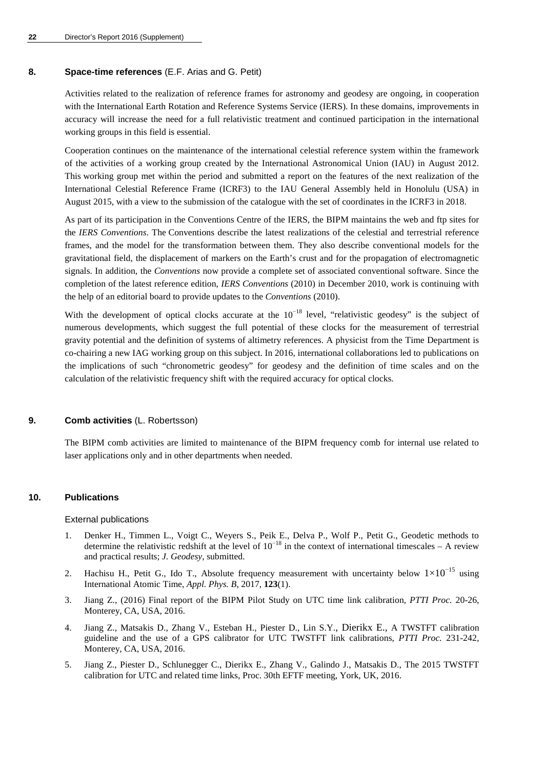## 8. Space-time references (E.F. Arias and G. Petit)

Activities related to the realization of reference frames for astronomy and geodesy are ongoing, in cooperation with the International Earth Rotation and Reference Systems Service (IERS). In these domains, improvements in accuracy will increase the need for a full relativistic treatment and continued participation in the international working groups in this field is essential.

Cooperation continues on the maintenance of the international celestial reference system within the framework of the activities of a working group created by the International Astronomical Union (IAU) in August 2012. This working group met within the period and submitted a report on the features of the next realization of the International Celestial Reference Frame (ICRF3) to the IAU General Assembly held in Honolulu (USA) in August 2015, with a view to the submission of the catalogue with the set of coordinates in the ICRF3 in 2018.

As part of its participation in the Conventions Centre of the IERS, the BIPM maintains the web and ftp sites for the *IERS Conventions*. The Conventions describe the latest realizations of the celestial and terrestrial reference frames, and the model for the transformation between them. They also describe conventional models for the gravitational field, the displacement of markers on the Earth's crust and for the propagation of electromagnetic signals. In addition, the *Conventions* now provide a complete set of associated conventional software. Since the completion of the latest reference edition, *IERS Conventions* (2010) in December 2010, work is continuing with the help of an editorial board to provide updates to the *Conventions* (2010).

With the development of optical clocks accurate at the $10^{-18}$ level, "relativistic geodesy" is the subject of numerous developments, which suggest the full potential of these clocks for the measurement of terrestrial gravity potential and the definition of systems of altimetry references. A physicist from the Time Department is co-chairing a new IAG working group on this subject. In 2016, international collaborations led to publications on the implications of such "chronometric geodesy" for geodesy and the definition of time scales and on the calculation of the relativistic frequency shift with the required accuracy for optical clocks.

## 9. Comb activities (L. Robertsson)

The BIPM comb activities are limited to maintenance of the BIPM frequency comb for internal use related to laser applications only and in other departments when needed.

## 10. Publications

### External publications

1. Denker H., Timmen L., Voigt C., Weyers S., Peik E., Delva P., Wolf P., Petit G., Geodetic methods to determine the relativistic redshift at the level of $10^{-18}$ in the context of international timescales – A review and practical results; *J. Geodesy*, submitted.
2. Hachisu H., Petit G., Ido T., Absolute frequency measurement with uncertainty below $1 \times 10^{-15}$ using International Atomic Time, *Appl. Phys. B*, 2017, **123**(1).
3. Jiang Z., (2016) Final report of the BIPM Pilot Study on UTC time link calibration, *PTTI Proc.* 20-26, Monterey, CA, USA, 2016.
4. Jiang Z., Matsakis D., Zhang V., Esteban H., Piester D., Lin S.Y., Dierikx E., A TWSTFT calibration guideline and the use of a GPS calibrator for UTC TWSTFT link calibrations, *PTTI Proc.* 231-242, Monterey, CA, USA, 2016.
5. Jiang Z., Piester D., Schlunegger C., Dierikx E., Zhang V., Galindo J., Matsakis D., The 2015 TWSTFT calibration for UTC and related time links, Proc. 30th EFTF meeting, York, UK, 2016.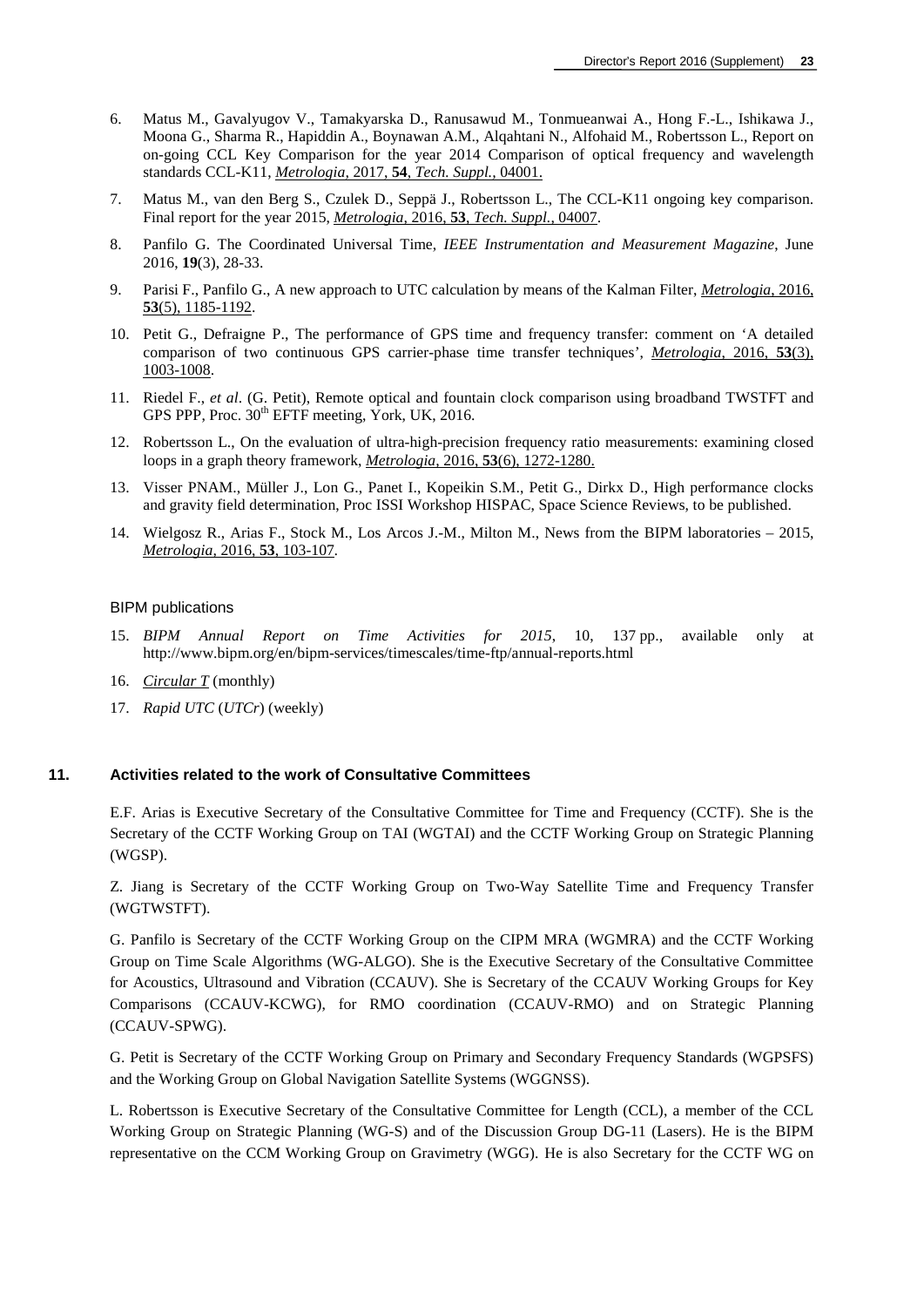6. Matus M., Gavalyugov V., Tamakyarska D., Ranusawud M., Tonmueanwai A., Hong F.-L., Ishikawa J., Moona G., Sharma R., Hapiddin A., Boynawan A.M., Alqahtani N., Alfohaid M., Robertsson L., Report on on-going CCL Key Comparison for the year 2014 Comparison of optical frequency and wavelength standards CCL-K11, *Metrologia,* 2017, **54**, *Tech. Suppl.,* 04001.

7. Matus M., van den Berg S., Czulek D., Seppä J., Robertsson L., The CCL-K11 ongoing key comparison. Final report for the year 2015, *Metrologia*, 2016, **53**, *Tech. Suppl.*, 04007.

8. Panfilo G. The Coordinated Universal Time, *IEEE Instrumentation and Measurement Magazine*, June 2016, **19**(3), 28-33.

9. Parisi F., Panfilo G., A new approach to UTC calculation by means of the Kalman Filter, *Metrologia*, 2016, **53**(5), 1185-1192.

10. Petit G., Defraigne P., The performance of GPS time and frequency transfer: comment on 'A detailed comparison of two continuous GPS carrier-phase time transfer techniques', *Metrologia*, 2016, **53**(3), 1003-1008.

11. Riedel F., *et al*. (G. Petit), Remote optical and fountain clock comparison using broadband TWSTFT and GPS PPP, Proc. 30th EFTF meeting, York, UK, 2016.

12. Robertsson L., On the evaluation of ultra-high-precision frequency ratio measurements: examining closed loops in a graph theory framework, *Metrologia*, 2016, **53**(6), 1272-1280.

13. Visser PNAM., Müller J., Lon G., Panet I., Kopeikin S.M., Petit G., Dirkx D., High performance clocks and gravity field determination, Proc ISSI Workshop HISPAC, Space Science Reviews, to be published.

14. Wielgosz R., Arias F., Stock M., Los Arcos J.-M., Milton M., News from the BIPM laboratories – 2015, *Metrologia*, 2016, **53**, 103-107.

BIPM publications

15. *BIPM Annual Report on Time Activities for 2015*, 10, 137 pp., available only at http://www.bipm.org/en/bipm-services/timescales/time-ftp/annual-reports.html

16. *Circular T* (monthly)

17. *Rapid UTC* (*UTCr*) (weekly)

## 11. Activities related to the work of Consultative Committees

E.F. Arias is Executive Secretary of the Consultative Committee for Time and Frequency (CCTF). She is the Secretary of the CCTF Working Group on TAI (WGTAI) and the CCTF Working Group on Strategic Planning (WGSP).

Z. Jiang is Secretary of the CCTF Working Group on Two-Way Satellite Time and Frequency Transfer (WGTWSTFT).

G. Panfilo is Secretary of the CCTF Working Group on the CIPM MRA (WGMRA) and the CCTF Working Group on Time Scale Algorithms (WG-ALGO). She is the Executive Secretary of the Consultative Committee for Acoustics, Ultrasound and Vibration (CCAUV). She is Secretary of the CCAUV Working Groups for Key Comparisons (CCAUV-KCWG), for RMO coordination (CCAUV-RMO) and on Strategic Planning (CCAUV-SPWG).

G. Petit is Secretary of the CCTF Working Group on Primary and Secondary Frequency Standards (WGPSFS) and the Working Group on Global Navigation Satellite Systems (WGGNSS).

L. Robertsson is Executive Secretary of the Consultative Committee for Length (CCL), a member of the CCL Working Group on Strategic Planning (WG-S) and of the Discussion Group DG-11 (Lasers). He is the BIPM representative on the CCM Working Group on Gravimetry (WGG). He is also Secretary for the CCTF WG on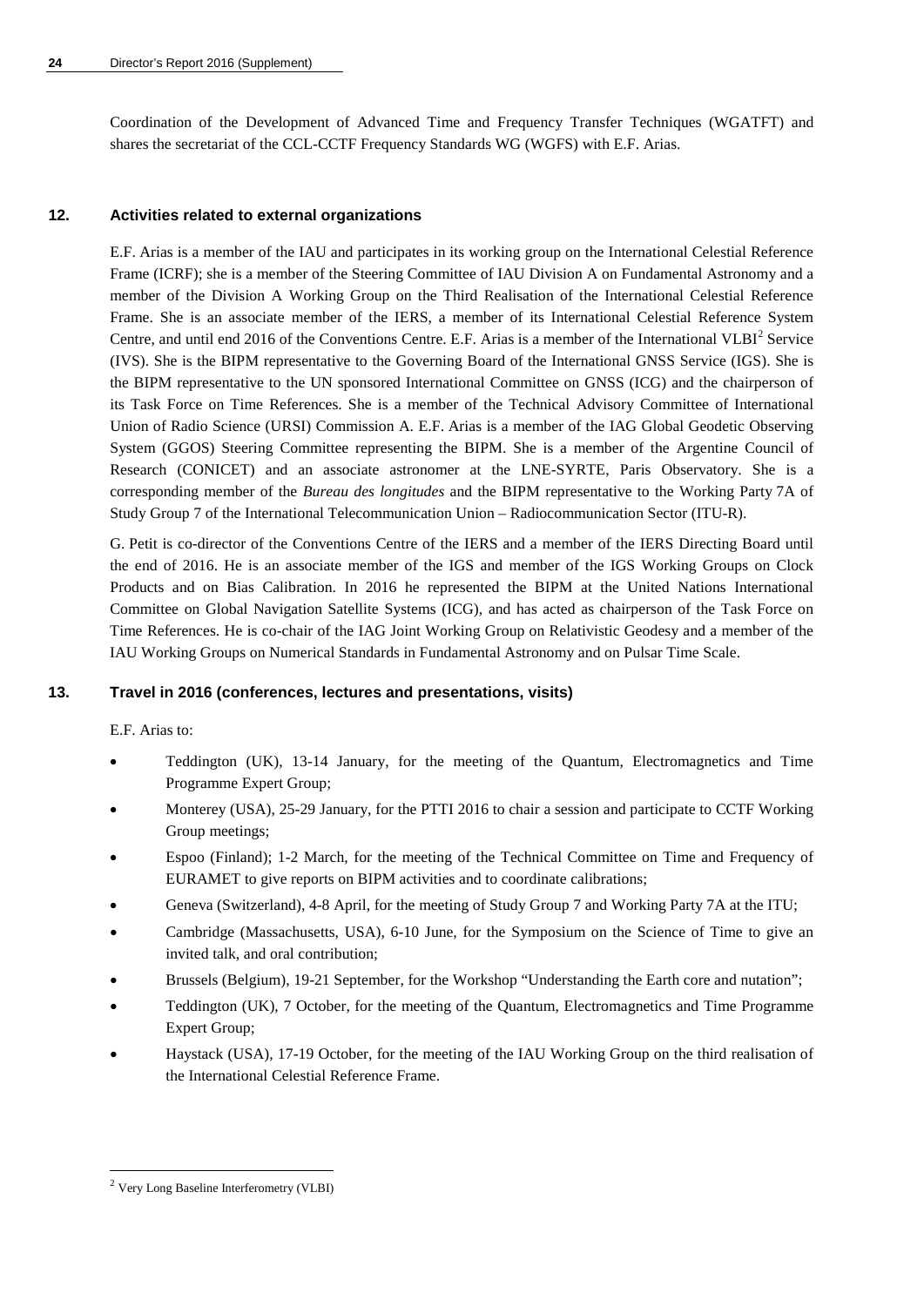Coordination of the Development of Advanced Time and Frequency Transfer Techniques (WGATFT) and shares the secretariat of the CCL-CCTF Frequency Standards WG (WGFS) with E.F. Arias.

## 12. Activities related to external organizations

E.F. Arias is a member of the IAU and participates in its working group on the International Celestial Reference Frame (ICRF); she is a member of the Steering Committee of IAU Division A on Fundamental Astronomy and a member of the Division A Working Group on the Third Realisation of the International Celestial Reference Frame. She is an associate member of the IERS, a member of its International Celestial Reference System Centre, and until end 2016 of the Conventions Centre. E.F. Arias is a member of the International VLBI[2] Service (IVS). She is the BIPM representative to the Governing Board of the International GNSS Service (IGS). She is the BIPM representative to the UN sponsored International Committee on GNSS (ICG) and the chairperson of its Task Force on Time References. She is a member of the Technical Advisory Committee of International Union of Radio Science (URSI) Commission A. E.F. Arias is a member of the IAG Global Geodetic Observing System (GGOS) Steering Committee representing the BIPM. She is a member of the Argentine Council of Research (CONICET) and an associate astronomer at the LNE-SYRTE, Paris Observatory. She is a corresponding member of the *Bureau des longitudes* and the BIPM representative to the Working Party 7A of Study Group 7 of the International Telecommunication Union – Radiocommunication Sector (ITU-R).

G. Petit is co-director of the Conventions Centre of the IERS and a member of the IERS Directing Board until the end of 2016. He is an associate member of the IGS and member of the IGS Working Groups on Clock Products and on Bias Calibration. In 2016 he represented the BIPM at the United Nations International Committee on Global Navigation Satellite Systems (ICG), and has acted as chairperson of the Task Force on Time References. He is co-chair of the IAG Joint Working Group on Relativistic Geodesy and a member of the IAU Working Groups on Numerical Standards in Fundamental Astronomy and on Pulsar Time Scale.

## 13. Travel in 2016 (conferences, lectures and presentations, visits)

E.F. Arias to:

- Teddington (UK), 13-14 January, for the meeting of the Quantum, Electromagnetics and Time Programme Expert Group;
- Monterey (USA), 25-29 January, for the PTTI 2016 to chair a session and participate to CCTF Working Group meetings;
- Espoo (Finland); 1-2 March, for the meeting of the Technical Committee on Time and Frequency of EURAMET to give reports on BIPM activities and to coordinate calibrations;
- Geneva (Switzerland), 4-8 April, for the meeting of Study Group 7 and Working Party 7A at the ITU;
- Cambridge (Massachusetts, USA), 6-10 June, for the Symposium on the Science of Time to give an invited talk, and oral contribution;
- Brussels (Belgium), 19-21 September, for the Workshop "Understanding the Earth core and nutation";
- Teddington (UK), 7 October, for the meeting of the Quantum, Electromagnetics and Time Programme Expert Group;
- Haystack (USA), 17-19 October, for the meeting of the IAU Working Group on the third realisation of the International Celestial Reference Frame.

---

[2] Very Long Baseline Interferometry (VLBI)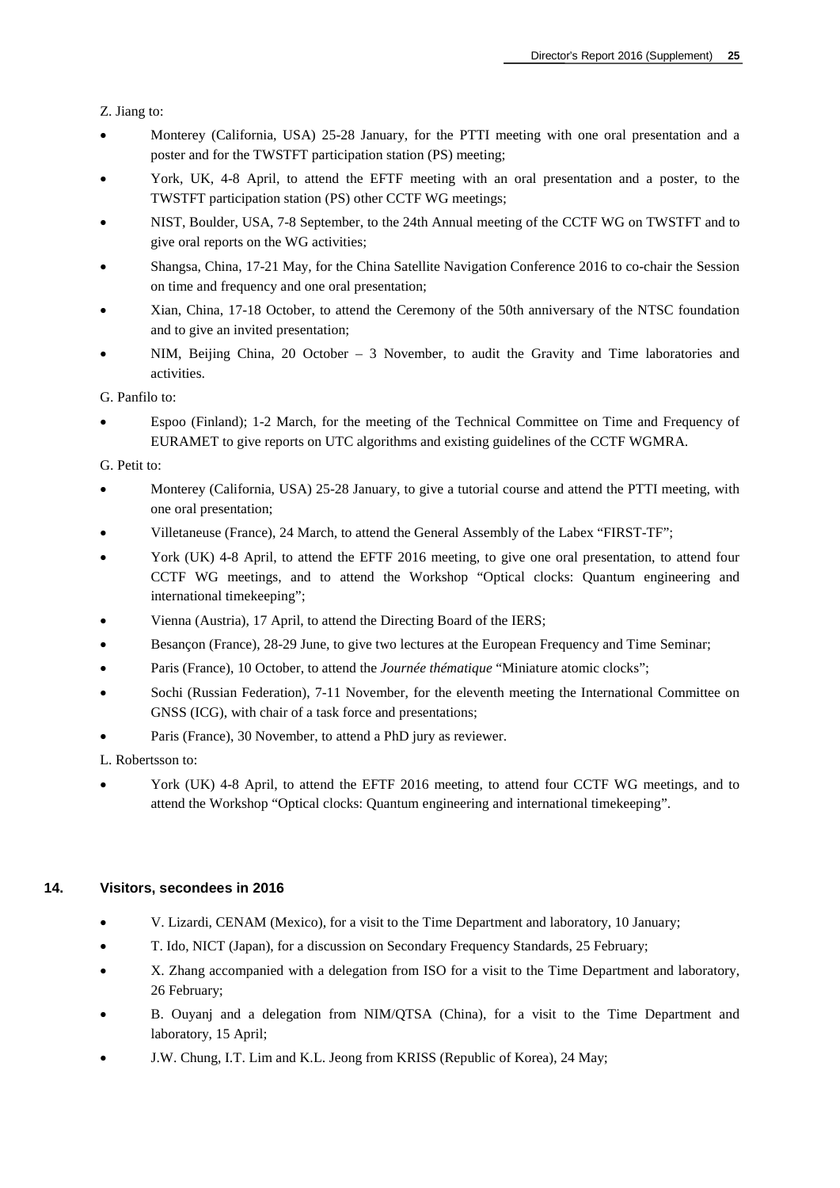Z. Jiang to:

- Monterey (California, USA) 25-28 January, for the PTTI meeting with one oral presentation and a poster and for the TWSTFT participation station (PS) meeting;
- York, UK, 4-8 April, to attend the EFTF meeting with an oral presentation and a poster, to the TWSTFT participation station (PS) other CCTF WG meetings;
- NIST, Boulder, USA, 7-8 September, to the 24th Annual meeting of the CCTF WG on TWSTFT and to give oral reports on the WG activities;
- Shangsa, China, 17-21 May, for the China Satellite Navigation Conference 2016 to co-chair the Session on time and frequency and one oral presentation;
- Xian, China, 17-18 October, to attend the Ceremony of the 50th anniversary of the NTSC foundation and to give an invited presentation;
- NIM, Beijing China, 20 October – 3 November, to audit the Gravity and Time laboratories and activities.

G. Panfilo to:

- Espoo (Finland); 1-2 March, for the meeting of the Technical Committee on Time and Frequency of EURAMET to give reports on UTC algorithms and existing guidelines of the CCTF WGMRA.

G. Petit to:

- Monterey (California, USA) 25-28 January, to give a tutorial course and attend the PTTI meeting, with one oral presentation;
- Villetaneuse (France), 24 March, to attend the General Assembly of the Labex "FIRST-TF";
- York (UK) 4-8 April, to attend the EFTF 2016 meeting, to give one oral presentation, to attend four CCTF WG meetings, and to attend the Workshop "Optical clocks: Quantum engineering and international timekeeping";
- Vienna (Austria), 17 April, to attend the Directing Board of the IERS;
- Besançon (France), 28-29 June, to give two lectures at the European Frequency and Time Seminar;
- Paris (France), 10 October, to attend the *Journée thématique* "Miniature atomic clocks";
- Sochi (Russian Federation), 7-11 November, for the eleventh meeting the International Committee on GNSS (ICG), with chair of a task force and presentations;
- Paris (France), 30 November, to attend a PhD jury as reviewer.

L. Robertsson to:

- York (UK) 4-8 April, to attend the EFTF 2016 meeting, to attend four CCTF WG meetings, and to attend the Workshop "Optical clocks: Quantum engineering and international timekeeping".

## 14. Visitors, secondees in 2016

- V. Lizardi, CENAM (Mexico), for a visit to the Time Department and laboratory, 10 January;
- T. Ido, NICT (Japan), for a discussion on Secondary Frequency Standards, 25 February;
- X. Zhang accompanied with a delegation from ISO for a visit to the Time Department and laboratory, 26 February;
- B. Ouyanj and a delegation from NIM/QTSA (China), for a visit to the Time Department and laboratory, 15 April;
- J.W. Chung, I.T. Lim and K.L. Jeong from KRISS (Republic of Korea), 24 May;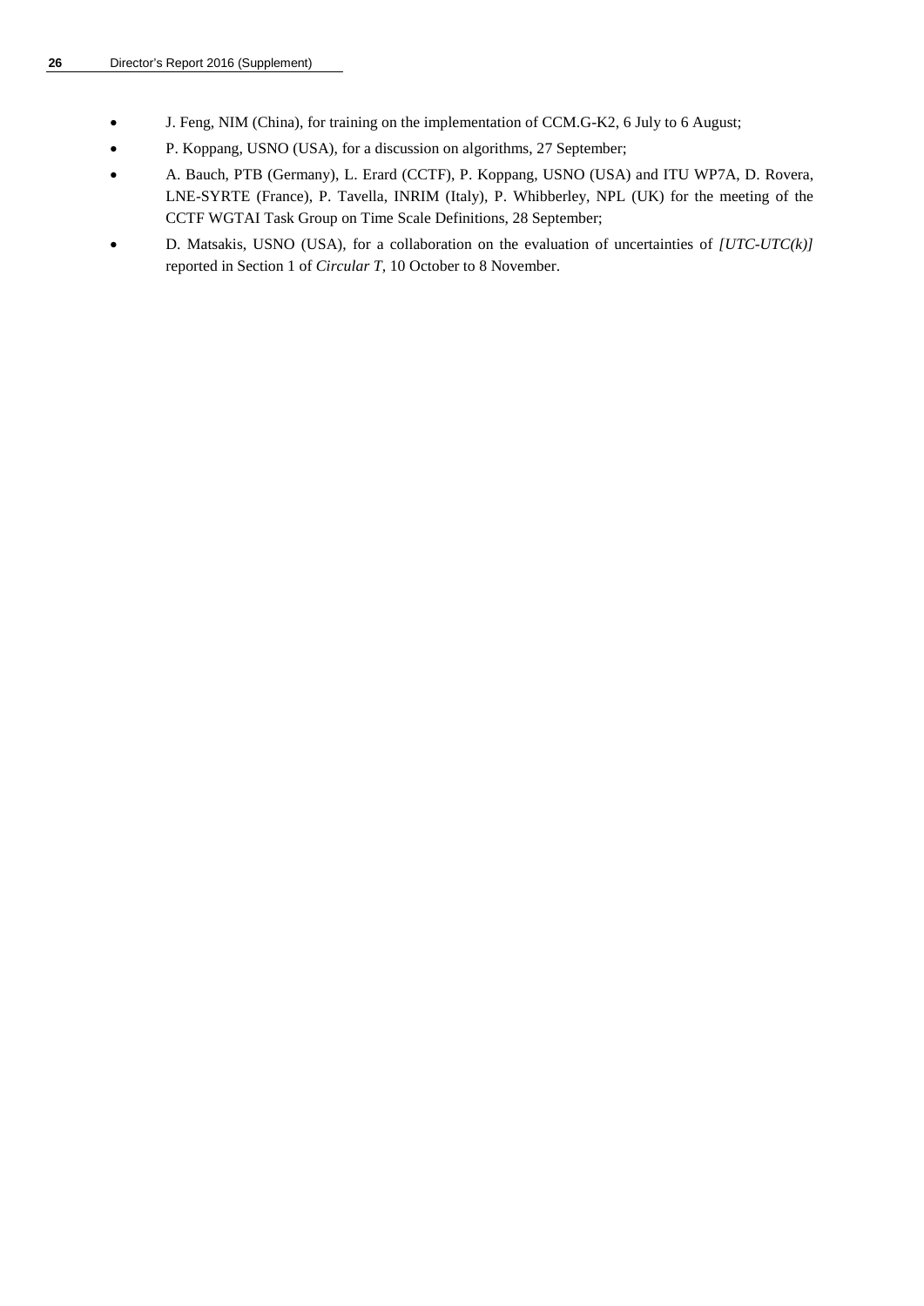- J. Feng, NIM (China), for training on the implementation of CCM.G-K2, 6 July to 6 August;
- P. Koppang, USNO (USA), for a discussion on algorithms, 27 September;
- A. Bauch, PTB (Germany), L. Erard (CCTF), P. Koppang, USNO (USA) and ITU WP7A, D. Rovera, LNE-SYRTE (France), P. Tavella, INRIM (Italy), P. Whibberley, NPL (UK) for the meeting of the CCTF WGTAI Task Group on Time Scale Definitions, 28 September;
- D. Matsakis, USNO (USA), for a collaboration on the evaluation of uncertainties of *[UTC-UTC(k)]* reported in Section 1 of *Circular T,* 10 October to 8 November.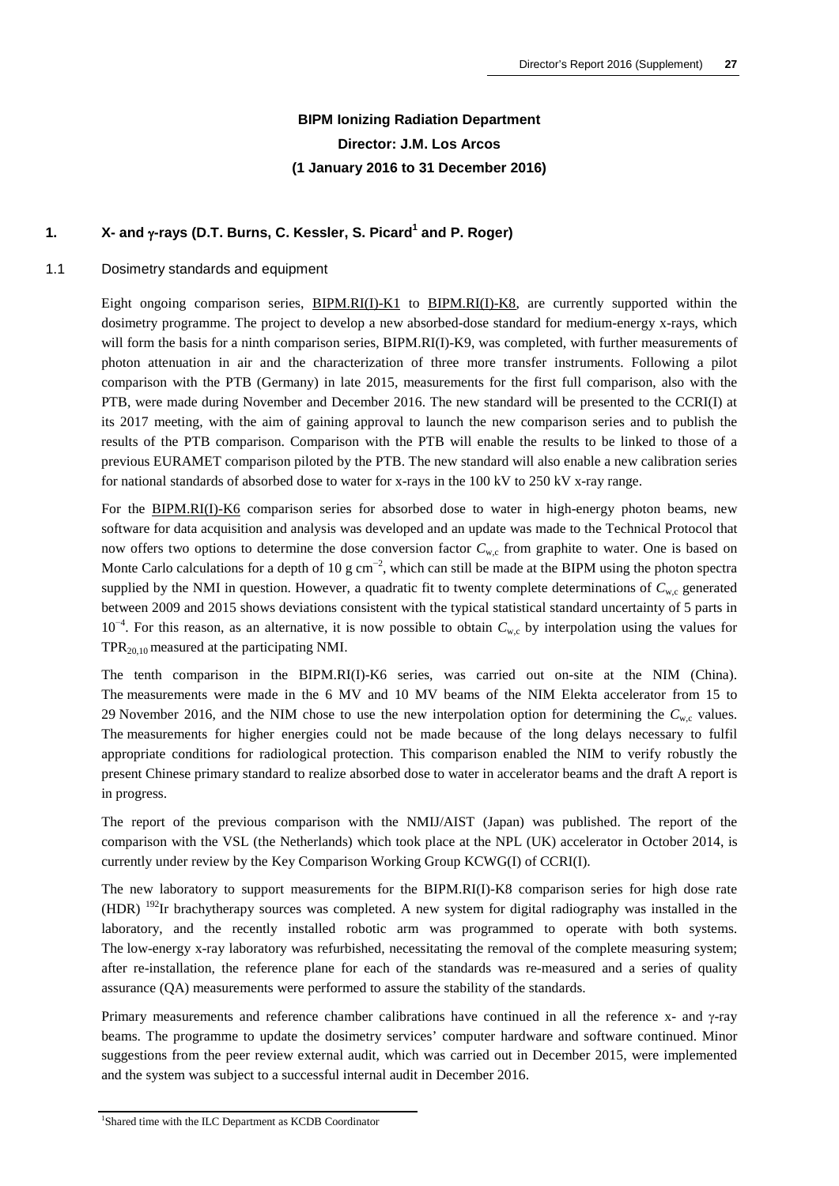**BIPM Ionizing Radiation Department**

**Director: J.M. Los Arcos**

**(1 January 2016 to 31 December 2016)**

## 1. X- and γ-rays (D.T. Burns, C. Kessler, S. Picard[1] and P. Roger)

### 1.1 Dosimetry standards and equipment

Eight ongoing comparison series, BIPM.RI(I)-K1 to BIPM.RI(I)-K8, are currently supported within the dosimetry programme. The project to develop a new absorbed-dose standard for medium-energy x-rays, which will form the basis for a ninth comparison series, BIPM.RI(I)-K9, was completed, with further measurements of photon attenuation in air and the characterization of three more transfer instruments. Following a pilot comparison with the PTB (Germany) in late 2015, measurements for the first full comparison, also with the PTB, were made during November and December 2016. The new standard will be presented to the CCRI(I) at its 2017 meeting, with the aim of gaining approval to launch the new comparison series and to publish the results of the PTB comparison. Comparison with the PTB will enable the results to be linked to those of a previous EURAMET comparison piloted by the PTB. The new standard will also enable a new calibration series for national standards of absorbed dose to water for x-rays in the 100 kV to 250 kV x-ray range.

For the BIPM.RI(I)-K6 comparison series for absorbed dose to water in high-energy photon beams, new software for data acquisition and analysis was developed and an update was made to the Technical Protocol that now offers two options to determine the dose conversion factor $C_{w,c}$ from graphite to water. One is based on Monte Carlo calculations for a depth of 10 g $cm^{-2}$, which can still be made at the BIPM using the photon spectra supplied by the NMI in question. However, a quadratic fit to twenty complete determinations of $C_{w,c}$ generated between 2009 and 2015 shows deviations consistent with the typical statistical standard uncertainty of 5 parts in $10^{-4}$. For this reason, as an alternative, it is now possible to obtain $C_{w,c}$ by interpolation using the values for $TPR_{20,10}$ measured at the participating NMI.

The tenth comparison in the BIPM.RI(I)-K6 series, was carried out on-site at the NIM (China). The measurements were made in the 6 MV and 10 MV beams of the NIM Elekta accelerator from 15 to 29 November 2016, and the NIM chose to use the new interpolation option for determining the $C_{w,c}$ values. The measurements for higher energies could not be made because of the long delays necessary to fulfil appropriate conditions for radiological protection. This comparison enabled the NIM to verify robustly the present Chinese primary standard to realize absorbed dose to water in accelerator beams and the draft A report is in progress.

The report of the previous comparison with the NMIJ/AIST (Japan) was published. The report of the comparison with the VSL (the Netherlands) which took place at the NPL (UK) accelerator in October 2014, is currently under review by the Key Comparison Working Group KCWG(I) of CCRI(I).

The new laboratory to support measurements for the BIPM.RI(I)-K8 comparison series for high dose rate (HDR) $^{192}$Ir brachytherapy sources was completed. A new system for digital radiography was installed in the laboratory, and the recently installed robotic arm was programmed to operate with both systems. The low-energy x-ray laboratory was refurbished, necessitating the removal of the complete measuring system; after re-installation, the reference plane for each of the standards was re-measured and a series of quality assurance (QA) measurements were performed to assure the stability of the standards.

Primary measurements and reference chamber calibrations have continued in all the reference x- and γ-ray beams. The programme to update the dosimetry services' computer hardware and software continued. Minor suggestions from the peer review external audit, which was carried out in December 2015, were implemented and the system was subject to a successful internal audit in December 2016.

---

[1] Shared time with the ILC Department as KCDB Coordinator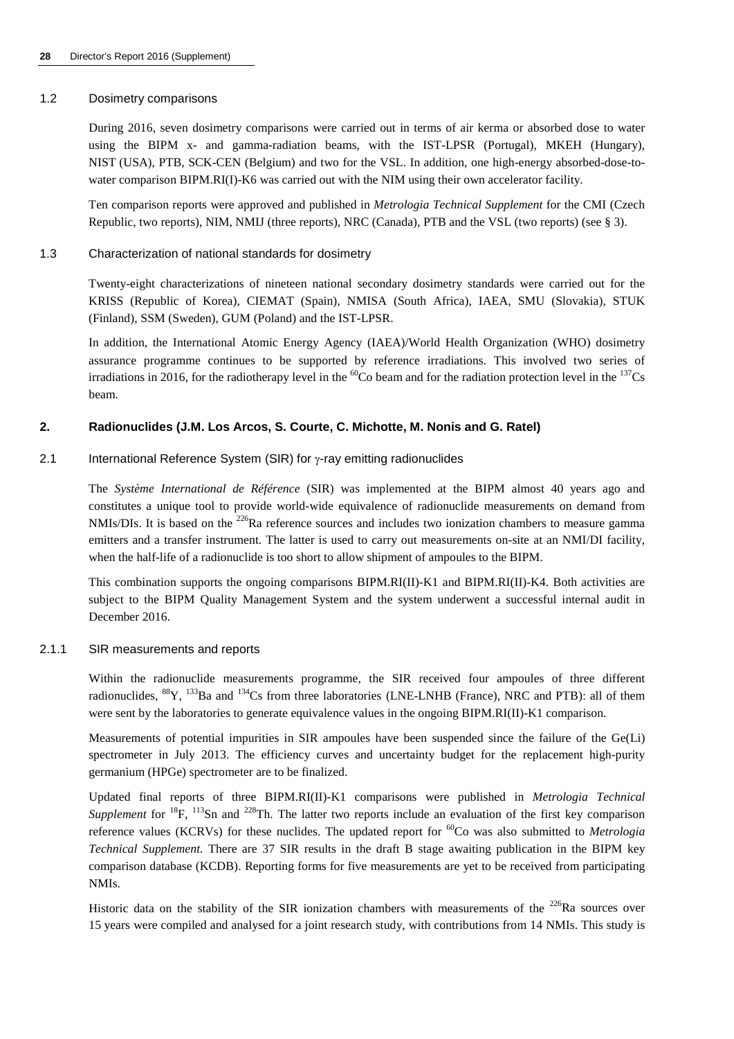### 1.2 Dosimetry comparisons

During 2016, seven dosimetry comparisons were carried out in terms of air kerma or absorbed dose to water using the BIPM x- and gamma-radiation beams, with the IST-LPSR (Portugal), MKEH (Hungary), NIST (USA), PTB, SCK-CEN (Belgium) and two for the VSL. In addition, one high-energy absorbed-dose-to-water comparison BIPM.RI(I)-K6 was carried out with the NIM using their own accelerator facility.

Ten comparison reports were approved and published in *Metrologia Technical Supplement* for the CMI (Czech Republic, two reports), NIM, NMIJ (three reports), NRC (Canada), PTB and the VSL (two reports) (see § 3).

### 1.3 Characterization of national standards for dosimetry

Twenty-eight characterizations of nineteen national secondary dosimetry standards were carried out for the KRISS (Republic of Korea), CIEMAT (Spain), NMISA (South Africa), IAEA, SMU (Slovakia), STUK (Finland), SSM (Sweden), GUM (Poland) and the IST-LPSR.

In addition, the International Atomic Energy Agency (IAEA)/World Health Organization (WHO) dosimetry assurance programme continues to be supported by reference irradiations. This involved two series of irradiations in 2016, for the radiotherapy level in the $^{60}$Co beam and for the radiation protection level in the $^{137}$Cs beam.

## 2. Radionuclides (J.M. Los Arcos, S. Courte, C. Michotte, M. Nonis and G. Ratel)

### 2.1 International Reference System (SIR) for $\gamma$-ray emitting radionuclides

The *Système International de Référence* (SIR) was implemented at the BIPM almost 40 years ago and constitutes a unique tool to provide world-wide equivalence of radionuclide measurements on demand from NMIs/DIs. It is based on the $^{226}$Ra reference sources and includes two ionization chambers to measure gamma emitters and a transfer instrument. The latter is used to carry out measurements on-site at an NMI/DI facility, when the half-life of a radionuclide is too short to allow shipment of ampoules to the BIPM.

This combination supports the ongoing comparisons BIPM.RI(II)-K1 and BIPM.RI(II)-K4. Both activities are subject to the BIPM Quality Management System and the system underwent a successful internal audit in December 2016.

#### 2.1.1 SIR measurements and reports

Within the radionuclide measurements programme, the SIR received four ampoules of three different radionuclides, $^{88}$Y, $^{133}$Ba and $^{134}$Cs from three laboratories (LNE-LNHB (France), NRC and PTB): all of them were sent by the laboratories to generate equivalence values in the ongoing BIPM.RI(II)-K1 comparison.

Measurements of potential impurities in SIR ampoules have been suspended since the failure of the Ge(Li) spectrometer in July 2013. The efficiency curves and uncertainty budget for the replacement high-purity germanium (HPGe) spectrometer are to be finalized.

Updated final reports of three BIPM.RI(II)-K1 comparisons were published in *Metrologia Technical Supplement* for $^{18}$F, $^{113}$Sn and $^{228}$Th. The latter two reports include an evaluation of the first key comparison reference values (KCRVs) for these nuclides. The updated report for $^{60}$Co was also submitted to *Metrologia Technical Supplement.* There are 37 SIR results in the draft B stage awaiting publication in the BIPM key comparison database (KCDB). Reporting forms for five measurements are yet to be received from participating NMIs.

Historic data on the stability of the SIR ionization chambers with measurements of the $^{226}$Ra sources over 15 years were compiled and analysed for a joint research study, with contributions from 14 NMIs. This study is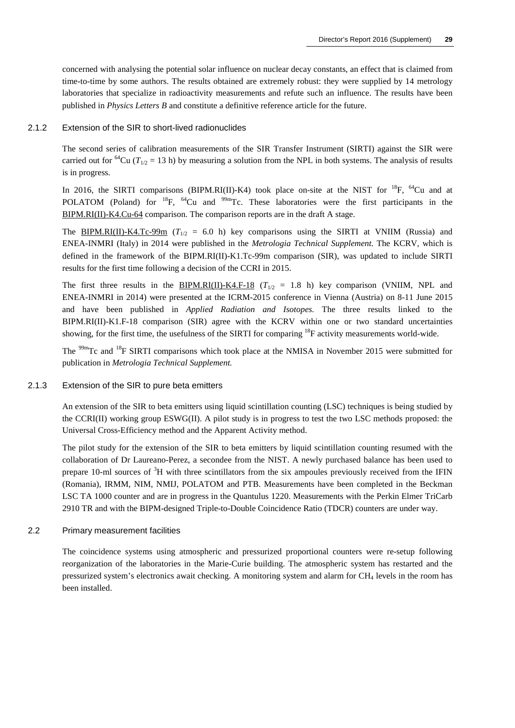concerned with analysing the potential solar influence on nuclear decay constants, an effect that is claimed from time-to-time by some authors. The results obtained are extremely robust: they were supplied by 14 metrology laboratories that specialize in radioactivity measurements and refute such an influence. The results have been published in *Physics Letters B* and constitute a definitive reference article for the future.

### 2.1.2 Extension of the SIR to short-lived radionuclides

The second series of calibration measurements of the SIR Transfer Instrument (SIRTI) against the SIR were carried out for $^{64}$Cu ($T_{1/2}$ = 13 h) by measuring a solution from the NPL in both systems. The analysis of results is in progress.

In 2016, the SIRTI comparisons (BIPM.RI(II)-K4) took place on-site at the NIST for $^{18}$F, $^{64}$Cu and at POLATOM (Poland) for $^{18}$F, $^{64}$Cu and $^{99m}$Tc. These laboratories were the first participants in the BIPM.RI(II)-K4.Cu-64 comparison. The comparison reports are in the draft A stage.

The BIPM.RI(II)-K4.Tc-99m ($T_{1/2}$ = 6.0 h) key comparisons using the SIRTI at VNIIM (Russia) and ENEA-INMRI (Italy) in 2014 were published in the *Metrologia Technical Supplement*. The KCRV, which is defined in the framework of the BIPM.RI(II)-K1.Tc-99m comparison (SIR), was updated to include SIRTI results for the first time following a decision of the CCRI in 2015.

The first three results in the BIPM.RI(II)-K4.F-18 ($T_{1/2}$ = 1.8 h) key comparison (VNIIM, NPL and ENEA-INMRI in 2014) were presented at the ICRM-2015 conference in Vienna (Austria) on 8-11 June 2015 and have been published in *Applied Radiation and Isotopes*. The three results linked to the BIPM.RI(II)-K1.F-18 comparison (SIR) agree with the KCRV within one or two standard uncertainties showing, for the first time, the usefulness of the SIRTI for comparing $^{18}$F activity measurements world-wide.

The $^{99m}$Tc and $^{18}$F SIRTI comparisons which took place at the NMISA in November 2015 were submitted for publication in *Metrologia Technical Supplement*.

### 2.1.3 Extension of the SIR to pure beta emitters

An extension of the SIR to beta emitters using liquid scintillation counting (LSC) techniques is being studied by the CCRI(II) working group ESWG(II). A pilot study is in progress to test the two LSC methods proposed: the Universal Cross-Efficiency method and the Apparent Activity method.

The pilot study for the extension of the SIR to beta emitters by liquid scintillation counting resumed with the collaboration of Dr Laureano-Perez, a secondee from the NIST. A newly purchased balance has been used to prepare 10-ml sources of $^{3}$H with three scintillators from the six ampoules previously received from the IFIN (Romania), IRMM, NIM, NMIJ, POLATOM and PTB. Measurements have been completed in the Beckman LSC TA 1000 counter and are in progress in the Quantulus 1220. Measurements with the Perkin Elmer TriCarb 2910 TR and with the BIPM-designed Triple-to-Double Coincidence Ratio (TDCR) counters are under way.

## 2.2 Primary measurement facilities

The coincidence systems using atmospheric and pressurized proportional counters were re-setup following reorganization of the laboratories in the Marie-Curie building. The atmospheric system has restarted and the pressurized system's electronics await checking. A monitoring system and alarm for $CH_4$ levels in the room has been installed.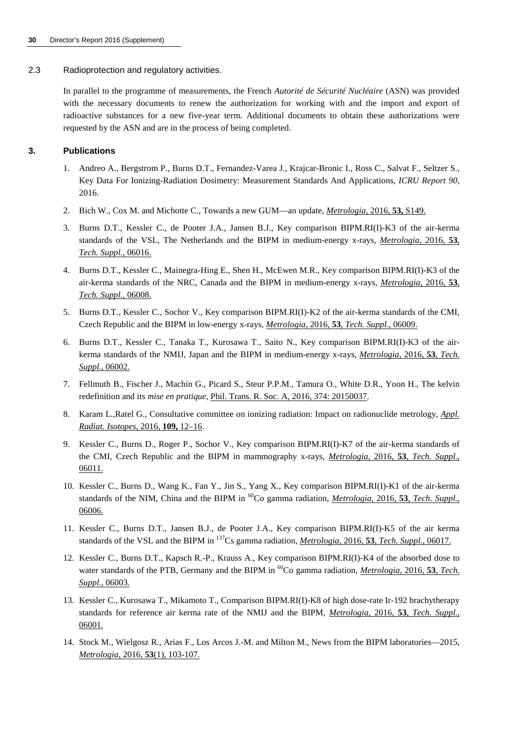2.3 Radioprotection and regulatory activities.

In parallel to the programme of measurements, the French *Autorité de Sécurité Nucléaire* (ASN) was provided with the necessary documents to renew the authorization for working with and the import and export of radioactive substances for a new five-year term. Additional documents to obtain these authorizations were requested by the ASN and are in the process of being completed.

## 3. Publications

1. Andreo A., Bergstrom P., Burns D.T., Fernandez-Varea J., Krajcar-Bronic I., Ross C., Salvat F., Seltzer S., Key Data For Ionizing-Radiation Dosimetry: Measurement Standards And Applications, *ICRU Report 90*, 2016.
2. Bich W., Cox M. and Michotte C., Towards a new GUM—an update, *Metrologia*, 2016, **53,** S149.
3. Burns D.T., Kessler C., de Pooter J.A., Jansen B.J., Key comparison BIPM.RI(I)-K3 of the air-kerma standards of the VSL, The Netherlands and the BIPM in medium-energy x-rays, *Metrologia*, 2016, **53**, *Tech. Suppl.*, 06016.
4. Burns D.T., Kessler C., Mainegra-Hing E., Shen H., McEwen M.R., Key comparison BIPM.RI(I)-K3 of the air-kerma standards of the NRC, Canada and the BIPM in medium-energy x-rays, *Metrologia*, 2016, **53**, *Tech. Suppl.*, 06008.
5. Burns D.T., Kessler C., Sochor V., Key comparison BIPM.RI(I)-K2 of the air-kerma standards of the CMI, Czech Republic and the BIPM in low-energy x-rays, *Metrologia*, 2016, **53**, *Tech. Suppl.*, 06009.
6. Burns D.T., Kessler C., Tanaka T., Kurosawa T., Saito N., Key comparison BIPM.RI(I)-K3 of the air-kerma standards of the NMIJ, Japan and the BIPM in medium-energy x-rays, *Metrologia*, 2016, **53**, *Tech. Suppl.*, 06002.
7. Fellmuth B., Fischer J., Machin G., Picard S., Steur P.P.M., Tamura O., White D.R., Yoon H., The kelvin redefinition and its *mise en pratique*, Phil. Trans. R. Soc. A, 2016, 374: 20150037.
8. Karam L.,Ratel G., Consultative committee on ionizing radiation: Impact on radionuclide metrology, *Appl. Radiat. Isotopes*, 2016, **109,** 12–16.
9. Kessler C., Burns D., Roger P., Sochor V., Key comparison BIPM.RI(I)-K7 of the air-kerma standards of the CMI, Czech Republic and the BIPM in mammography x-rays, *Metrologia*, 2016, **53**, *Tech. Suppl.*, 06011.
10. Kessler C., Burns D., Wang K., Fan Y., Jin S., Yang X., Key comparison BIPM.RI(I)-K1 of the air-kerma standards of the NIM, China and the BIPM in $^{60}$Co gamma radiation, *Metrologia*, 2016, **53**, *Tech. Suppl.*, 06006.
11. Kessler C., Burns D.T., Jansen B.J., de Pooter J.A., Key comparison BIPM.RI(I)-K5 of the air kerma standards of the VSL and the BIPM in $^{137}$Cs gamma radiation, *Metrologia*, 2016, **53**, *Tech. Suppl.*, 06017.
12. Kessler C., Burns D.T., Kapsch R.-P., Krauss A., Key comparison BIPM.RI(I)-K4 of the absorbed dose to water standards of the PTB, Germany and the BIPM in $^{60}$Co gamma radiation, *Metrologia*, 2016, **53**, *Tech. Suppl.*, 06003.
13. Kessler C., Kurosawa T., Mikamoto T., Comparison BIPM.RI(I)-K8 of high dose-rate Ir-192 brachytherapy standards for reference air kerma rate of the NMIJ and the BIPM, *Metrologia*, 2016, **53**, *Tech. Suppl.*, 06001.
14. Stock M., Wielgosz R., Arias F., Los Arcos J.-M. and Milton M., News from the BIPM laboratories—2015, *Metrologia*, 2016, **53**(1), 103-107.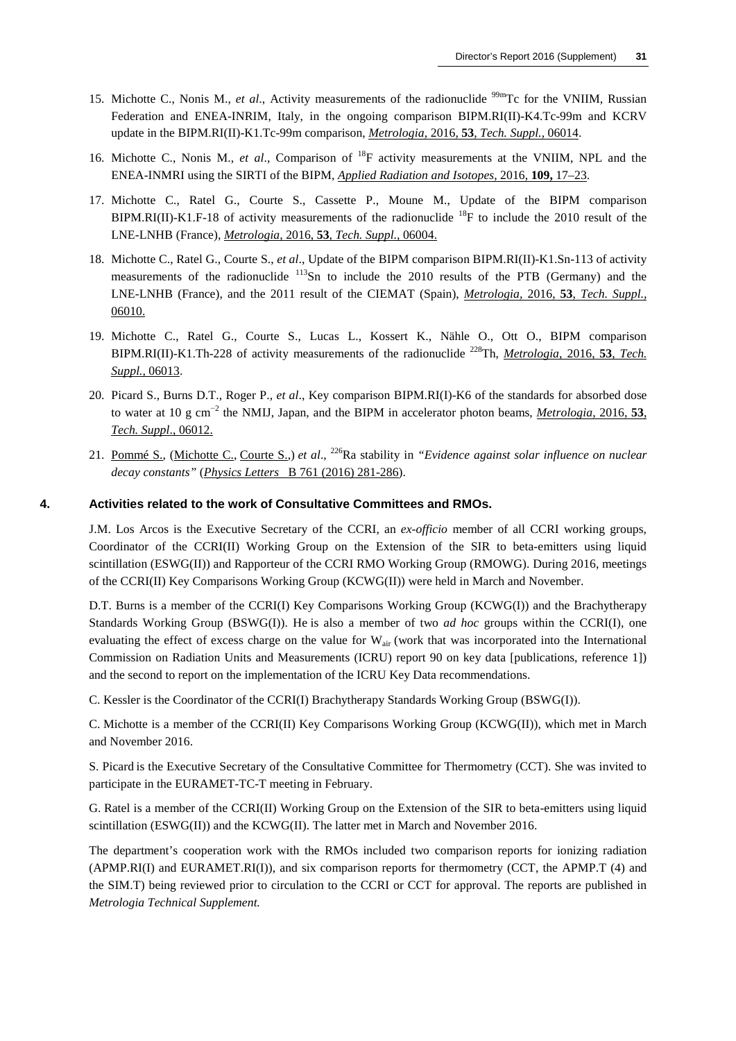15. Michotte C., Nonis M., *et al*., Activity measurements of the radionuclide $^{99m}$Tc for the VNIIM, Russian Federation and ENEA-INRIM, Italy, in the ongoing comparison BIPM.RI(II)-K4.Tc-99m and KCRV update in the BIPM.RI(II)-K1.Tc-99m comparison, *Metrologia*, 2016, **53**, *Tech. Suppl.*, 06014.

16. Michotte C., Nonis M., *et al*., Comparison of $^{18}$F activity measurements at the VNIIM, NPL and the ENEA-INMRI using the SIRTI of the BIPM, *Applied Radiation and Isotopes*, 2016, **109,** 17–23.

17. Michotte C., Ratel G., Courte S., Cassette P., Moune M., Update of the BIPM comparison BIPM.RI(II)-K1.F-18 of activity measurements of the radionuclide $^{18}$F to include the 2010 result of the LNE-LNHB (France), *Metrologia*, 2016, **53**, *Tech. Suppl.*, 06004.

18. Michotte C., Ratel G., Courte S., *et al*., Update of the BIPM comparison BIPM.RI(II)-K1.Sn-113 of activity measurements of the radionuclide $^{113}$Sn to include the 2010 results of the PTB (Germany) and the LNE-LNHB (France), and the 2011 result of the CIEMAT (Spain), *Metrologia*, 2016, **53**, *Tech. Suppl.*, 06010.

19. Michotte C., Ratel G., Courte S., Lucas L., Kossert K., Nähle O., Ott O., BIPM comparison BIPM.RI(II)-K1.Th-228 of activity measurements of the radionuclide $^{228}$Th, *Metrologia*, 2016, **53**, *Tech. Suppl.*, 06013.

20. Picard S., Burns D.T., Roger P., *et al*., Key comparison BIPM.RI(I)-K6 of the standards for absorbed dose to water at 10 g cm$^{-2}$ the NMIJ, Japan, and the BIPM in accelerator photon beams, *Metrologia*, 2016, **53**, *Tech. Suppl*., 06012.

21. Pommé S., (Michotte C., Courte S.,) *et al*., $^{226}$Ra stability in *"Evidence against solar influence on nuclear decay constants"* (*Physics Letters* B 761 (2016) 281-286).

## 4. Activities related to the work of Consultative Committees and RMOs.

J.M. Los Arcos is the Executive Secretary of the CCRI, an *ex-officio* member of all CCRI working groups, Coordinator of the CCRI(II) Working Group on the Extension of the SIR to beta-emitters using liquid scintillation (ESWG(II)) and Rapporteur of the CCRI RMO Working Group (RMOWG). During 2016, meetings of the CCRI(II) Key Comparisons Working Group (KCWG(II)) were held in March and November.

D.T. Burns is a member of the CCRI(I) Key Comparisons Working Group (KCWG(I)) and the Brachytherapy Standards Working Group (BSWG(I)). He is also a member of two *ad hoc* groups within the CCRI(I), one evaluating the effect of excess charge on the value for $W_{air}$ (work that was incorporated into the International Commission on Radiation Units and Measurements (ICRU) report 90 on key data [publications, reference 1]) and the second to report on the implementation of the ICRU Key Data recommendations.

C. Kessler is the Coordinator of the CCRI(I) Brachytherapy Standards Working Group (BSWG(I)).

C. Michotte is a member of the CCRI(II) Key Comparisons Working Group (KCWG(II)), which met in March and November 2016.

S. Picard is the Executive Secretary of the Consultative Committee for Thermometry (CCT). She was invited to participate in the EURAMET-TC-T meeting in February.

G. Ratel is a member of the CCRI(II) Working Group on the Extension of the SIR to beta-emitters using liquid scintillation (ESWG(II)) and the KCWG(II). The latter met in March and November 2016.

The department's cooperation work with the RMOs included two comparison reports for ionizing radiation (APMP.RI(I) and EURAMET.RI(I)), and six comparison reports for thermometry (CCT, the APMP.T (4) and the SIM.T) being reviewed prior to circulation to the CCRI or CCT for approval. The reports are published in *Metrologia Technical Supplement.*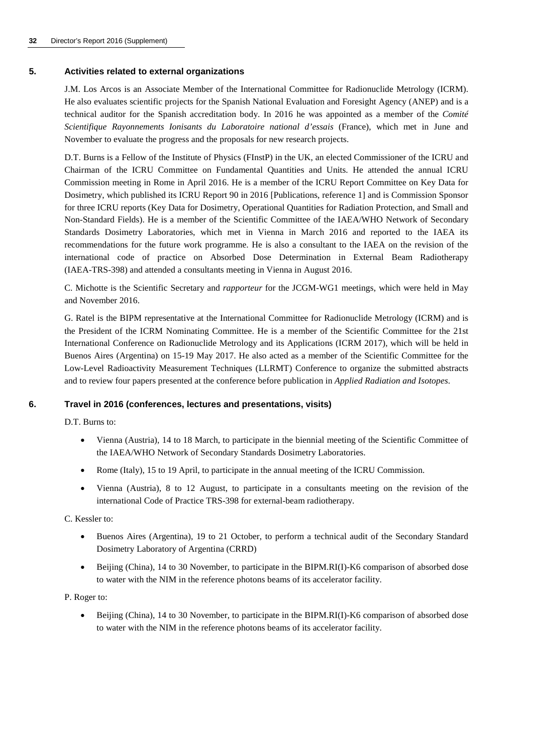## 5. Activities related to external organizations

J.M. Los Arcos is an Associate Member of the International Committee for Radionuclide Metrology (ICRM). He also evaluates scientific projects for the Spanish National Evaluation and Foresight Agency (ANEP) and is a technical auditor for the Spanish accreditation body. In 2016 he was appointed as a member of the *Comité Scientifique Rayonnements Ionisants du Laboratoire national d'essais* (France), which met in June and November to evaluate the progress and the proposals for new research projects.

D.T. Burns is a Fellow of the Institute of Physics (FInstP) in the UK, an elected Commissioner of the ICRU and Chairman of the ICRU Committee on Fundamental Quantities and Units. He attended the annual ICRU Commission meeting in Rome in April 2016. He is a member of the ICRU Report Committee on Key Data for Dosimetry, which published its ICRU Report 90 in 2016 [Publications, reference 1] and is Commission Sponsor for three ICRU reports (Key Data for Dosimetry, Operational Quantities for Radiation Protection, and Small and Non-Standard Fields). He is a member of the Scientific Committee of the IAEA/WHO Network of Secondary Standards Dosimetry Laboratories, which met in Vienna in March 2016 and reported to the IAEA its recommendations for the future work programme. He is also a consultant to the IAEA on the revision of the international code of practice on Absorbed Dose Determination in External Beam Radiotherapy (IAEA-TRS-398) and attended a consultants meeting in Vienna in August 2016.

C. Michotte is the Scientific Secretary and *rapporteur* for the JCGM-WG1 meetings, which were held in May and November 2016.

G. Ratel is the BIPM representative at the International Committee for Radionuclide Metrology (ICRM) and is the President of the ICRM Nominating Committee. He is a member of the Scientific Committee for the 21st International Conference on Radionuclide Metrology and its Applications (ICRM 2017), which will be held in Buenos Aires (Argentina) on 15-19 May 2017. He also acted as a member of the Scientific Committee for the Low-Level Radioactivity Measurement Techniques (LLRMT) Conference to organize the submitted abstracts and to review four papers presented at the conference before publication in *Applied Radiation and Isotopes*.

## 6. Travel in 2016 (conferences, lectures and presentations, visits)

D.T. Burns to:

- Vienna (Austria), 14 to 18 March, to participate in the biennial meeting of the Scientific Committee of the IAEA/WHO Network of Secondary Standards Dosimetry Laboratories.
- Rome (Italy), 15 to 19 April, to participate in the annual meeting of the ICRU Commission.
- Vienna (Austria), 8 to 12 August, to participate in a consultants meeting on the revision of the international Code of Practice TRS-398 for external-beam radiotherapy.

C. Kessler to:

- Buenos Aires (Argentina), 19 to 21 October, to perform a technical audit of the Secondary Standard Dosimetry Laboratory of Argentina (CRRD)
- Beijing (China), 14 to 30 November, to participate in the BIPM.RI(I)-K6 comparison of absorbed dose to water with the NIM in the reference photons beams of its accelerator facility.

P. Roger to:

- Beijing (China), 14 to 30 November, to participate in the BIPM.RI(I)-K6 comparison of absorbed dose to water with the NIM in the reference photons beams of its accelerator facility.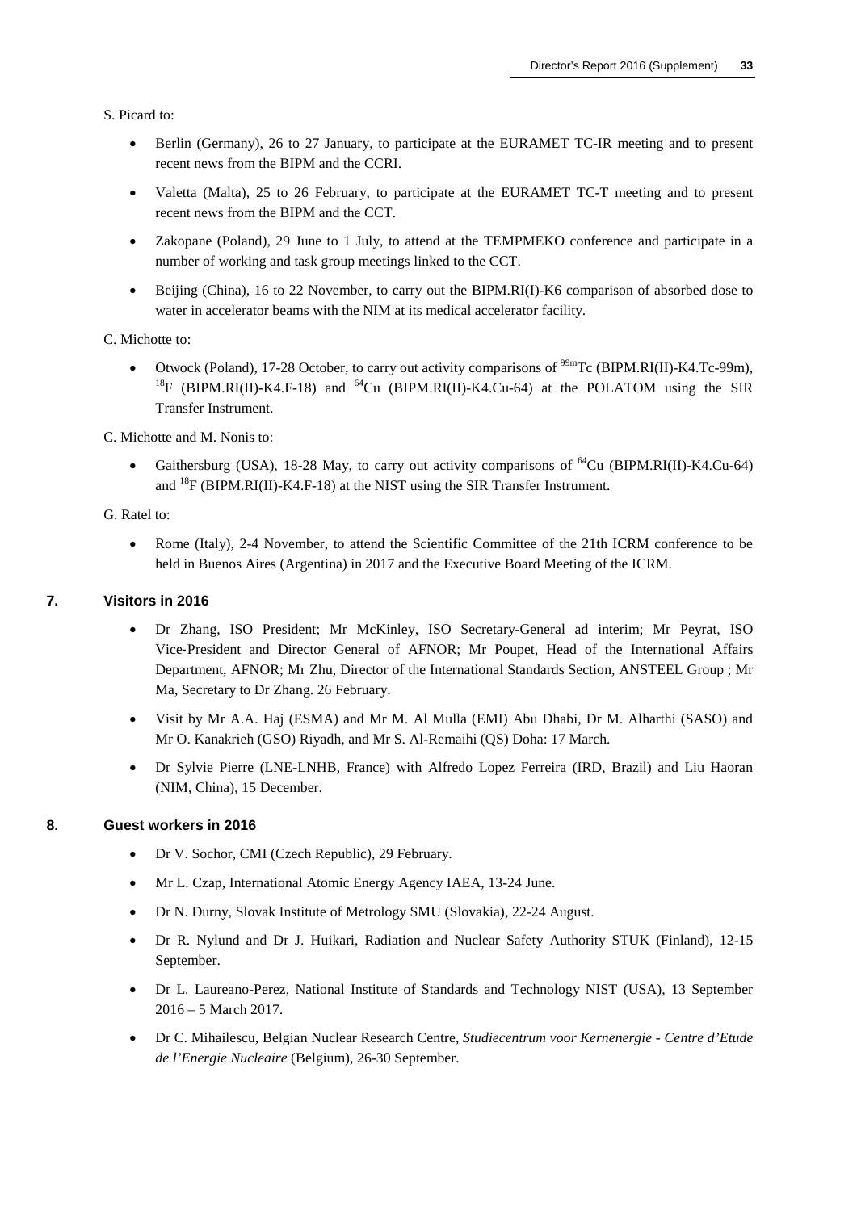S. Picard to:

- Berlin (Germany), 26 to 27 January, to participate at the EURAMET TC-IR meeting and to present recent news from the BIPM and the CCRI.
- Valetta (Malta), 25 to 26 February, to participate at the EURAMET TC-T meeting and to present recent news from the BIPM and the CCT.
- Zakopane (Poland), 29 June to 1 July, to attend at the TEMPMEKO conference and participate in a number of working and task group meetings linked to the CCT.
- Beijing (China), 16 to 22 November, to carry out the BIPM.RI(I)-K6 comparison of absorbed dose to water in accelerator beams with the NIM at its medical accelerator facility.

C. Michotte to:

- Otwock (Poland), 17-28 October, to carry out activity comparisons of $^{99m}$Tc (BIPM.RI(II)-K4.Tc-99m), $^{18}$F (BIPM.RI(II)-K4.F-18) and $^{64}$Cu (BIPM.RI(II)-K4.Cu-64) at the POLATOM using the SIR Transfer Instrument.

C. Michotte and M. Nonis to:

- Gaithersburg (USA), 18-28 May, to carry out activity comparisons of $^{64}$Cu (BIPM.RI(II)-K4.Cu-64) and $^{18}$F (BIPM.RI(II)-K4.F-18) at the NIST using the SIR Transfer Instrument.

G. Ratel to:

- Rome (Italy), 2-4 November, to attend the Scientific Committee of the 21th ICRM conference to be held in Buenos Aires (Argentina) in 2017 and the Executive Board Meeting of the ICRM.

## 7. Visitors in 2016

- Dr Zhang, ISO President; Mr McKinley, ISO Secretary-General ad interim; Mr Peyrat, ISO Vice-President and Director General of AFNOR; Mr Poupet, Head of the International Affairs Department, AFNOR; Mr Zhu, Director of the International Standards Section, ANSTEEL Group ; Mr Ma, Secretary to Dr Zhang. 26 February.
- Visit by Mr A.A. Haj (ESMA) and Mr M. Al Mulla (EMI) Abu Dhabi, Dr M. Alharthi (SASO) and Mr O. Kanakrieh (GSO) Riyadh, and Mr S. Al-Remaihi (QS) Doha: 17 March.
- Dr Sylvie Pierre (LNE-LNHB, France) with Alfredo Lopez Ferreira (IRD, Brazil) and Liu Haoran (NIM, China), 15 December.

## 8. Guest workers in 2016

- Dr V. Sochor, CMI (Czech Republic), 29 February.
- Mr L. Czap, International Atomic Energy Agency IAEA, 13-24 June.
- Dr N. Durny, Slovak Institute of Metrology SMU (Slovakia), 22-24 August.
- Dr R. Nylund and Dr J. Huikari, Radiation and Nuclear Safety Authority STUK (Finland), 12-15 September.
- Dr L. Laureano-Perez, National Institute of Standards and Technology NIST (USA), 13 September 2016 – 5 March 2017.
- Dr C. Mihailescu, Belgian Nuclear Research Centre, *Studiecentrum voor Kernenergie - Centre d'Etude de l'Energie Nucleaire* (Belgium), 26-30 September.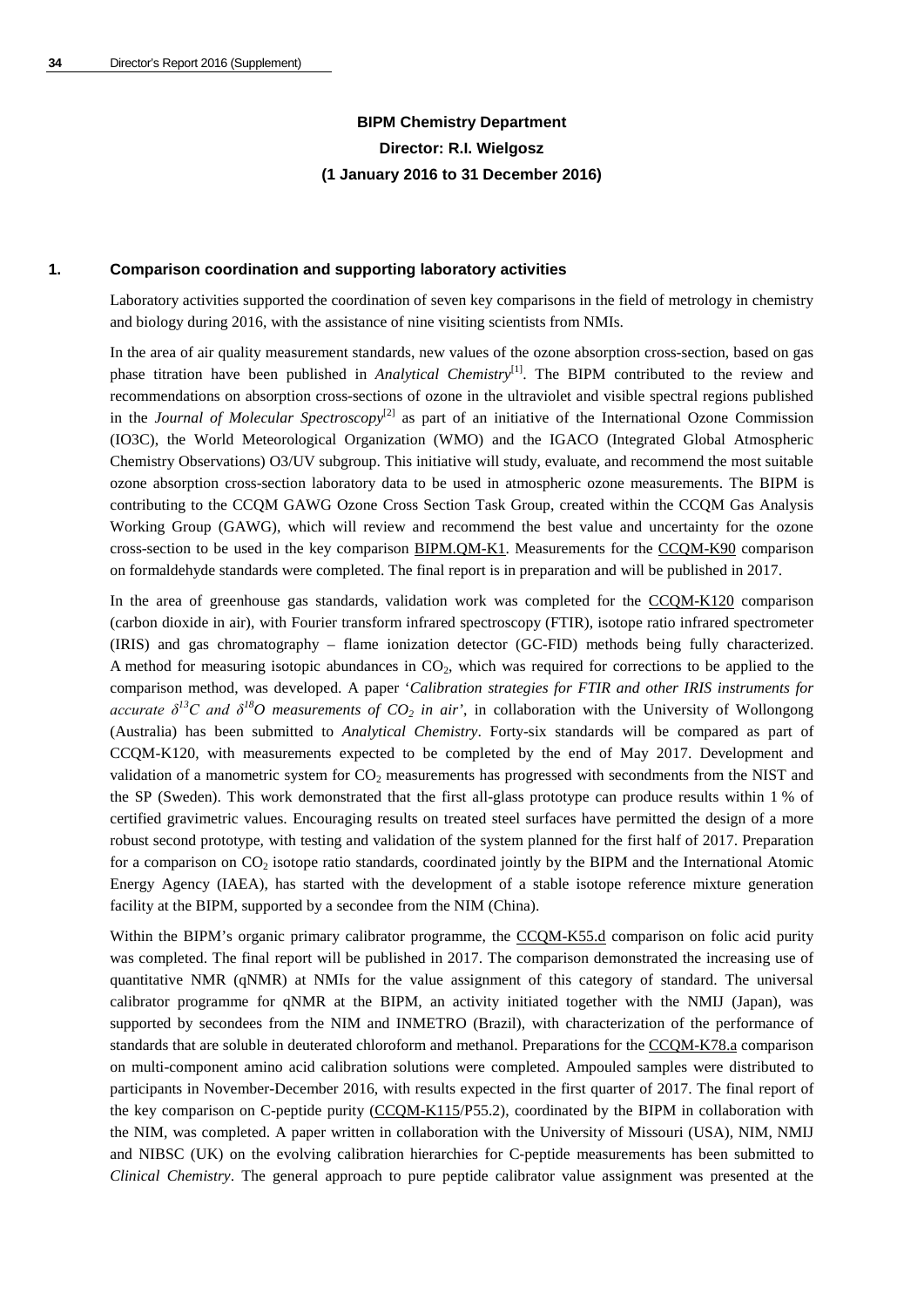**BIPM Chemistry Department**

**Director: R.I. Wielgosz**

**(1 January 2016 to 31 December 2016)**

## 1. Comparison coordination and supporting laboratory activities

Laboratory activities supported the coordination of seven key comparisons in the field of metrology in chemistry and biology during 2016, with the assistance of nine visiting scientists from NMIs.

In the area of air quality measurement standards, new values of the ozone absorption cross-section, based on gas phase titration have been published in *Analytical Chemistry*[1]. The BIPM contributed to the review and recommendations on absorption cross-sections of ozone in the ultraviolet and visible spectral regions published in the *Journal of Molecular Spectroscopy*[2] as part of an initiative of the International Ozone Commission (IO3C), the World Meteorological Organization (WMO) and the IGACO (Integrated Global Atmospheric Chemistry Observations) O3/UV subgroup. This initiative will study, evaluate, and recommend the most suitable ozone absorption cross-section laboratory data to be used in atmospheric ozone measurements. The BIPM is contributing to the CCQM GAWG Ozone Cross Section Task Group, created within the CCQM Gas Analysis Working Group (GAWG), which will review and recommend the best value and uncertainty for the ozone cross-section to be used in the key comparison BIPM.QM-K1. Measurements for the CCQM-K90 comparison on formaldehyde standards were completed. The final report is in preparation and will be published in 2017.

In the area of greenhouse gas standards, validation work was completed for the CCQM-K120 comparison (carbon dioxide in air), with Fourier transform infrared spectroscopy (FTIR), isotope ratio infrared spectrometer (IRIS) and gas chromatography – flame ionization detector (GC-FID) methods being fully characterized. A method for measuring isotopic abundances in $CO_2$, which was required for corrections to be applied to the comparison method, was developed. A paper '*Calibration strategies for FTIR and other IRIS instruments for accurate $\delta^{13}C$ and $\delta^{18}O$ measurements of $CO_2$ in air*', in collaboration with the University of Wollongong (Australia) has been submitted to *Analytical Chemistry*. Forty-six standards will be compared as part of CCQM-K120, with measurements expected to be completed by the end of May 2017. Development and validation of a manometric system for $CO_2$ measurements has progressed with secondments from the NIST and the SP (Sweden). This work demonstrated that the first all-glass prototype can produce results within 1 % of certified gravimetric values. Encouraging results on treated steel surfaces have permitted the design of a more robust second prototype, with testing and validation of the system planned for the first half of 2017. Preparation for a comparison on $CO_2$ isotope ratio standards, coordinated jointly by the BIPM and the International Atomic Energy Agency (IAEA), has started with the development of a stable isotope reference mixture generation facility at the BIPM, supported by a secondee from the NIM (China).

Within the BIPM's organic primary calibrator programme, the CCQM-K55.d comparison on folic acid purity was completed. The final report will be published in 2017. The comparison demonstrated the increasing use of quantitative NMR (qNMR) at NMIs for the value assignment of this category of standard. The universal calibrator programme for qNMR at the BIPM, an activity initiated together with the NMIJ (Japan), was supported by secondees from the NIM and INMETRO (Brazil), with characterization of the performance of standards that are soluble in deuterated chloroform and methanol. Preparations for the CCQM-K78.a comparison on multi-component amino acid calibration solutions were completed. Ampouled samples were distributed to participants in November-December 2016, with results expected in the first quarter of 2017. The final report of the key comparison on C-peptide purity (CCQM-K115/P55.2), coordinated by the BIPM in collaboration with the NIM, was completed. A paper written in collaboration with the University of Missouri (USA), NIM, NMIJ and NIBSC (UK) on the evolving calibration hierarchies for C-peptide measurements has been submitted to *Clinical Chemistry*. The general approach to pure peptide calibrator value assignment was presented at the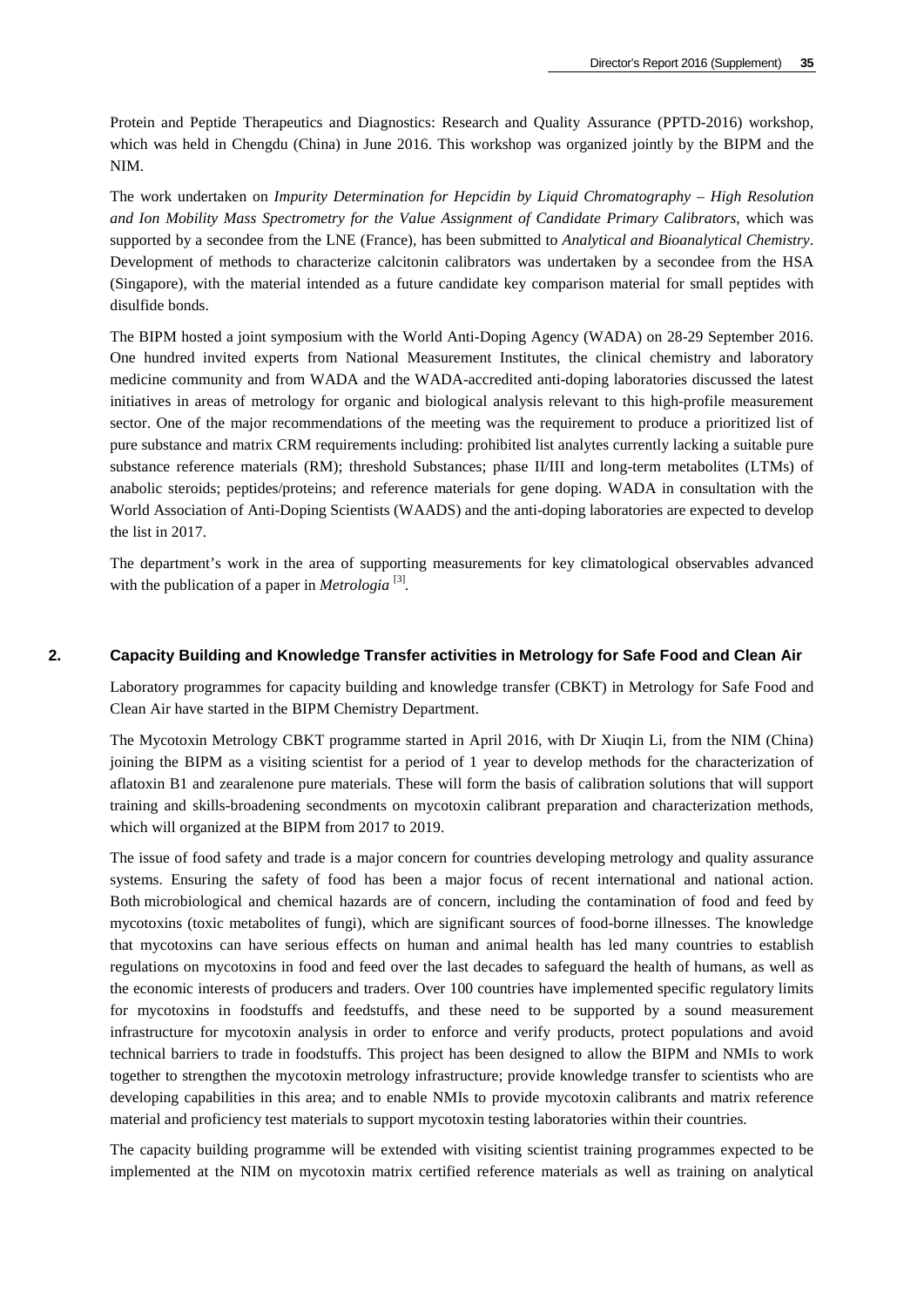Protein and Peptide Therapeutics and Diagnostics: Research and Quality Assurance (PPTD-2016) workshop, which was held in Chengdu (China) in June 2016. This workshop was organized jointly by the BIPM and the NIM.

The work undertaken on *Impurity Determination for Hepcidin by Liquid Chromatography – High Resolution and Ion Mobility Mass Spectrometry for the Value Assignment of Candidate Primary Calibrators*, which was supported by a secondee from the LNE (France), has been submitted to *Analytical and Bioanalytical Chemistry*. Development of methods to characterize calcitonin calibrators was undertaken by a secondee from the HSA (Singapore), with the material intended as a future candidate key comparison material for small peptides with disulfide bonds.

The BIPM hosted a joint symposium with the World Anti-Doping Agency (WADA) on 28-29 September 2016. One hundred invited experts from National Measurement Institutes, the clinical chemistry and laboratory medicine community and from WADA and the WADA-accredited anti-doping laboratories discussed the latest initiatives in areas of metrology for organic and biological analysis relevant to this high-profile measurement sector. One of the major recommendations of the meeting was the requirement to produce a prioritized list of pure substance and matrix CRM requirements including: prohibited list analytes currently lacking a suitable pure substance reference materials (RM); threshold Substances; phase II/III and long-term metabolites (LTMs) of anabolic steroids; peptides/proteins; and reference materials for gene doping. WADA in consultation with the World Association of Anti-Doping Scientists (WAADS) and the anti-doping laboratories are expected to develop the list in 2017.

The department's work in the area of supporting measurements for key climatological observables advanced with the publication of a paper in *Metrologia* [3].

## 2. Capacity Building and Knowledge Transfer activities in Metrology for Safe Food and Clean Air

Laboratory programmes for capacity building and knowledge transfer (CBKT) in Metrology for Safe Food and Clean Air have started in the BIPM Chemistry Department.

The Mycotoxin Metrology CBKT programme started in April 2016, with Dr Xiuqin Li, from the NIM (China) joining the BIPM as a visiting scientist for a period of 1 year to develop methods for the characterization of aflatoxin B1 and zearalenone pure materials. These will form the basis of calibration solutions that will support training and skills-broadening secondments on mycotoxin calibrant preparation and characterization methods, which will organized at the BIPM from 2017 to 2019.

The issue of food safety and trade is a major concern for countries developing metrology and quality assurance systems. Ensuring the safety of food has been a major focus of recent international and national action. Both microbiological and chemical hazards are of concern, including the contamination of food and feed by mycotoxins (toxic metabolites of fungi), which are significant sources of food-borne illnesses. The knowledge that mycotoxins can have serious effects on human and animal health has led many countries to establish regulations on mycotoxins in food and feed over the last decades to safeguard the health of humans, as well as the economic interests of producers and traders. Over 100 countries have implemented specific regulatory limits for mycotoxins in foodstuffs and feedstuffs, and these need to be supported by a sound measurement infrastructure for mycotoxin analysis in order to enforce and verify products, protect populations and avoid technical barriers to trade in foodstuffs. This project has been designed to allow the BIPM and NMIs to work together to strengthen the mycotoxin metrology infrastructure; provide knowledge transfer to scientists who are developing capabilities in this area; and to enable NMIs to provide mycotoxin calibrants and matrix reference material and proficiency test materials to support mycotoxin testing laboratories within their countries.

The capacity building programme will be extended with visiting scientist training programmes expected to be implemented at the NIM on mycotoxin matrix certified reference materials as well as training on analytical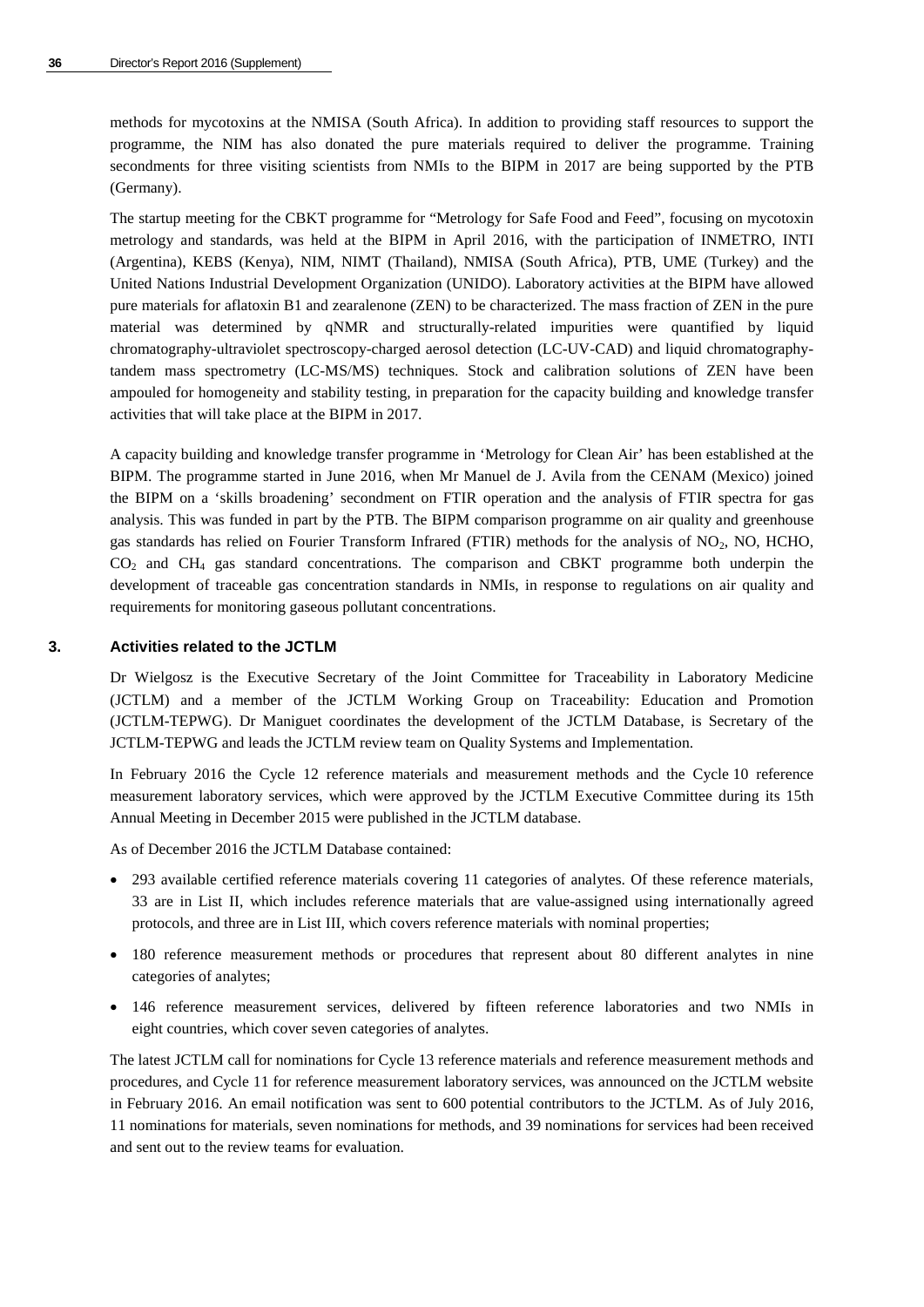methods for mycotoxins at the NMISA (South Africa). In addition to providing staff resources to support the programme, the NIM has also donated the pure materials required to deliver the programme. Training secondments for three visiting scientists from NMIs to the BIPM in 2017 are being supported by the PTB (Germany).

The startup meeting for the CBKT programme for "Metrology for Safe Food and Feed", focusing on mycotoxin metrology and standards, was held at the BIPM in April 2016, with the participation of INMETRO, INTI (Argentina), KEBS (Kenya), NIM, NIMT (Thailand), NMISA (South Africa), PTB, UME (Turkey) and the United Nations Industrial Development Organization (UNIDO). Laboratory activities at the BIPM have allowed pure materials for aflatoxin B1 and zearalenone (ZEN) to be characterized. The mass fraction of ZEN in the pure material was determined by qNMR and structurally-related impurities were quantified by liquid chromatography-ultraviolet spectroscopy-charged aerosol detection (LC-UV-CAD) and liquid chromatography-tandem mass spectrometry (LC-MS/MS) techniques. Stock and calibration solutions of ZEN have been ampouled for homogeneity and stability testing, in preparation for the capacity building and knowledge transfer activities that will take place at the BIPM in 2017.

A capacity building and knowledge transfer programme in 'Metrology for Clean Air' has been established at the BIPM. The programme started in June 2016, when Mr Manuel de J. Avila from the CENAM (Mexico) joined the BIPM on a 'skills broadening' secondment on FTIR operation and the analysis of FTIR spectra for gas analysis. This was funded in part by the PTB. The BIPM comparison programme on air quality and greenhouse gas standards has relied on Fourier Transform Infrared (FTIR) methods for the analysis of $NO_2$, NO, HCHO, $CO_2$ and $CH_4$ gas standard concentrations. The comparison and CBKT programme both underpin the development of traceable gas concentration standards in NMIs, in response to regulations on air quality and requirements for monitoring gaseous pollutant concentrations.

## 3. Activities related to the JCTLM

Dr Wielgosz is the Executive Secretary of the Joint Committee for Traceability in Laboratory Medicine (JCTLM) and a member of the JCTLM Working Group on Traceability: Education and Promotion (JCTLM-TEPWG). Dr Maniguet coordinates the development of the JCTLM Database, is Secretary of the JCTLM-TEPWG and leads the JCTLM review team on Quality Systems and Implementation.

In February 2016 the Cycle 12 reference materials and measurement methods and the Cycle 10 reference measurement laboratory services, which were approved by the JCTLM Executive Committee during its 15th Annual Meeting in December 2015 were published in the JCTLM database.

As of December 2016 the JCTLM Database contained:

- 293 available certified reference materials covering 11 categories of analytes. Of these reference materials, 33 are in List II, which includes reference materials that are value-assigned using internationally agreed protocols, and three are in List III, which covers reference materials with nominal properties;
- 180 reference measurement methods or procedures that represent about 80 different analytes in nine categories of analytes;
- 146 reference measurement services, delivered by fifteen reference laboratories and two NMIs in eight countries, which cover seven categories of analytes.

The latest JCTLM call for nominations for Cycle 13 reference materials and reference measurement methods and procedures, and Cycle 11 for reference measurement laboratory services, was announced on the JCTLM website in February 2016. An email notification was sent to 600 potential contributors to the JCTLM. As of July 2016, 11 nominations for materials, seven nominations for methods, and 39 nominations for services had been received and sent out to the review teams for evaluation.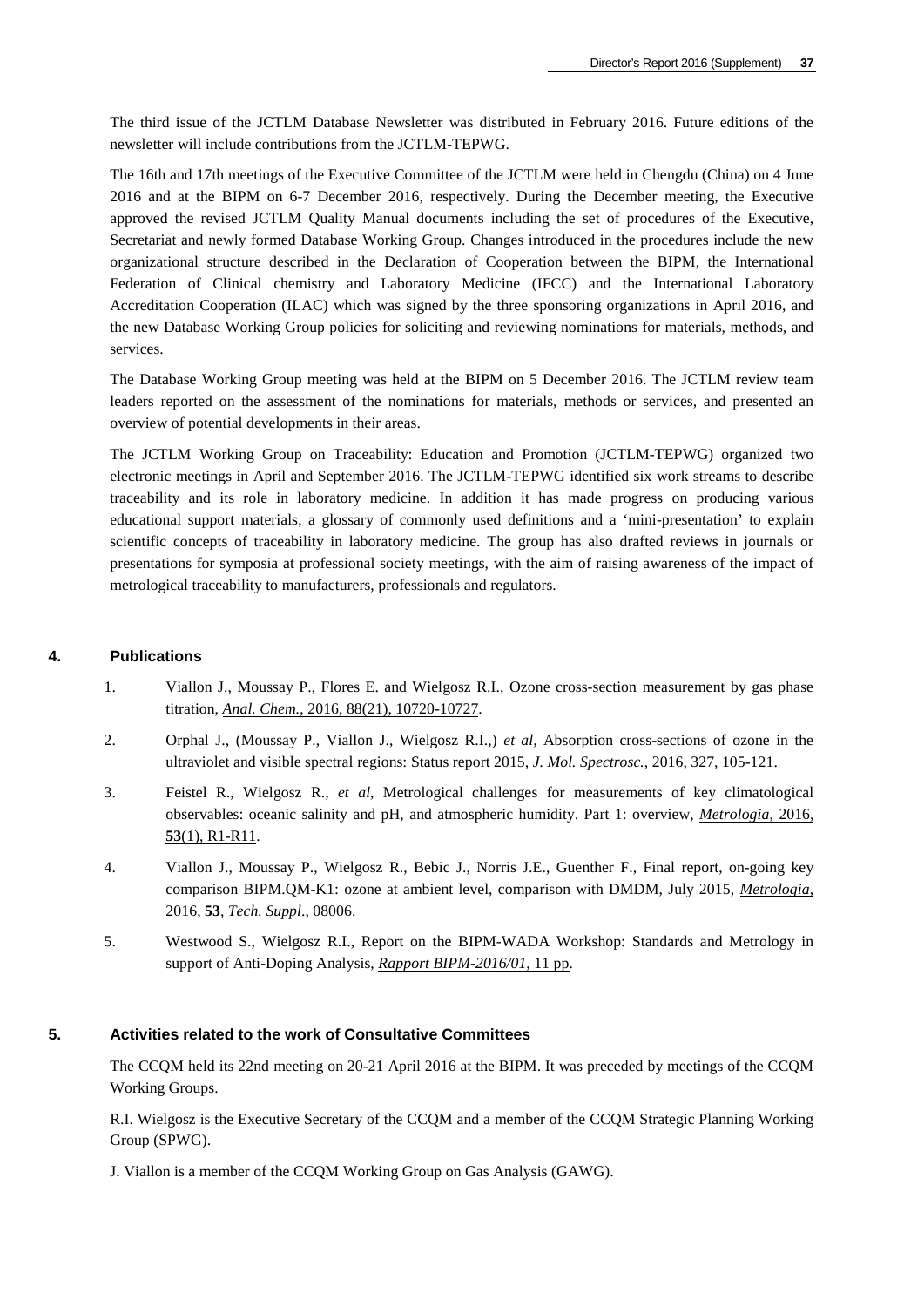The third issue of the JCTLM Database Newsletter was distributed in February 2016. Future editions of the newsletter will include contributions from the JCTLM-TEPWG.

The 16th and 17th meetings of the Executive Committee of the JCTLM were held in Chengdu (China) on 4 June 2016 and at the BIPM on 6-7 December 2016, respectively. During the December meeting, the Executive approved the revised JCTLM Quality Manual documents including the set of procedures of the Executive, Secretariat and newly formed Database Working Group. Changes introduced in the procedures include the new organizational structure described in the Declaration of Cooperation between the BIPM, the International Federation of Clinical chemistry and Laboratory Medicine (IFCC) and the International Laboratory Accreditation Cooperation (ILAC) which was signed by the three sponsoring organizations in April 2016, and the new Database Working Group policies for soliciting and reviewing nominations for materials, methods, and services.

The Database Working Group meeting was held at the BIPM on 5 December 2016. The JCTLM review team leaders reported on the assessment of the nominations for materials, methods or services, and presented an overview of potential developments in their areas.

The JCTLM Working Group on Traceability: Education and Promotion (JCTLM-TEPWG) organized two electronic meetings in April and September 2016. The JCTLM-TEPWG identified six work streams to describe traceability and its role in laboratory medicine. In addition it has made progress on producing various educational support materials, a glossary of commonly used definitions and a 'mini-presentation' to explain scientific concepts of traceability in laboratory medicine. The group has also drafted reviews in journals or presentations for symposia at professional society meetings, with the aim of raising awareness of the impact of metrological traceability to manufacturers, professionals and regulators.

## 4. Publications

1. Viallon J., Moussay P., Flores E. and Wielgosz R.I., Ozone cross-section measurement by gas phase titration, *Anal. Chem.*, 2016, 88(21), 10720-10727.
2. Orphal J., (Moussay P., Viallon J., Wielgosz R.I.,) *et al*, Absorption cross-sections of ozone in the ultraviolet and visible spectral regions: Status report 2015, *J. Mol. Spectrosc.*, 2016, 327, 105-121.
3. Feistel R., Wielgosz R., *et al*, Metrological challenges for measurements of key climatological observables: oceanic salinity and pH, and atmospheric humidity. Part 1: overview, *Metrologia*, 2016, **53**(1), R1-R11.
4. Viallon J., Moussay P., Wielgosz R., Bebic J., Norris J.E., Guenther F., Final report, on-going key comparison BIPM.QM-K1: ozone at ambient level, comparison with DMDM, July 2015, *Metrologia*, 2016, **53**, *Tech. Suppl.*, 08006.
5. Westwood S., Wielgosz R.I., Report on the BIPM-WADA Workshop: Standards and Metrology in support of Anti-Doping Analysis, *Rapport BIPM-2016/01*, 11 pp.

## 5. Activities related to the work of Consultative Committees

The CCQM held its 22nd meeting on 20-21 April 2016 at the BIPM. It was preceded by meetings of the CCQM Working Groups.

R.I. Wielgosz is the Executive Secretary of the CCQM and a member of the CCQM Strategic Planning Working Group (SPWG).

J. Viallon is a member of the CCQM Working Group on Gas Analysis (GAWG).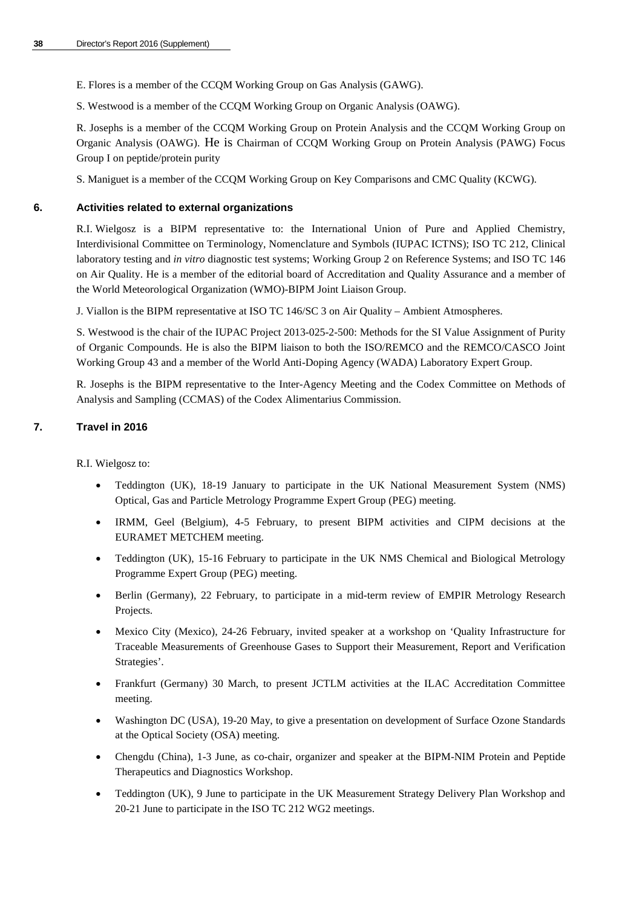E. Flores is a member of the CCQM Working Group on Gas Analysis (GAWG).

S. Westwood is a member of the CCQM Working Group on Organic Analysis (OAWG).

R. Josephs is a member of the CCQM Working Group on Protein Analysis and the CCQM Working Group on Organic Analysis (OAWG). He is Chairman of CCQM Working Group on Protein Analysis (PAWG) Focus Group I on peptide/protein purity

S. Maniguet is a member of the CCQM Working Group on Key Comparisons and CMC Quality (KCWG).

## 6. Activities related to external organizations

R.I. Wielgosz is a BIPM representative to: the International Union of Pure and Applied Chemistry, Interdivisional Committee on Terminology, Nomenclature and Symbols (IUPAC ICTNS); ISO TC 212, Clinical laboratory testing and *in vitro* diagnostic test systems; Working Group 2 on Reference Systems; and ISO TC 146 on Air Quality. He is a member of the editorial board of Accreditation and Quality Assurance and a member of the World Meteorological Organization (WMO)-BIPM Joint Liaison Group.

J. Viallon is the BIPM representative at ISO TC 146/SC 3 on Air Quality – Ambient Atmospheres.

S. Westwood is the chair of the IUPAC Project 2013-025-2-500: Methods for the SI Value Assignment of Purity of Organic Compounds. He is also the BIPM liaison to both the ISO/REMCO and the REMCO/CASCO Joint Working Group 43 and a member of the World Anti-Doping Agency (WADA) Laboratory Expert Group.

R. Josephs is the BIPM representative to the Inter-Agency Meeting and the Codex Committee on Methods of Analysis and Sampling (CCMAS) of the Codex Alimentarius Commission.

## 7. Travel in 2016

R.I. Wielgosz to:

- Teddington (UK), 18-19 January to participate in the UK National Measurement System (NMS) Optical, Gas and Particle Metrology Programme Expert Group (PEG) meeting.
- IRMM, Geel (Belgium), 4-5 February, to present BIPM activities and CIPM decisions at the EURAMET METCHEM meeting.
- Teddington (UK), 15-16 February to participate in the UK NMS Chemical and Biological Metrology Programme Expert Group (PEG) meeting.
- Berlin (Germany), 22 February, to participate in a mid-term review of EMPIR Metrology Research Projects.
- Mexico City (Mexico), 24-26 February, invited speaker at a workshop on 'Quality Infrastructure for Traceable Measurements of Greenhouse Gases to Support their Measurement, Report and Verification Strategies'.
- Frankfurt (Germany) 30 March, to present JCTLM activities at the ILAC Accreditation Committee meeting.
- Washington DC (USA), 19-20 May, to give a presentation on development of Surface Ozone Standards at the Optical Society (OSA) meeting.
- Chengdu (China), 1-3 June, as co-chair, organizer and speaker at the BIPM-NIM Protein and Peptide Therapeutics and Diagnostics Workshop.
- Teddington (UK), 9 June to participate in the UK Measurement Strategy Delivery Plan Workshop and 20-21 June to participate in the ISO TC 212 WG2 meetings.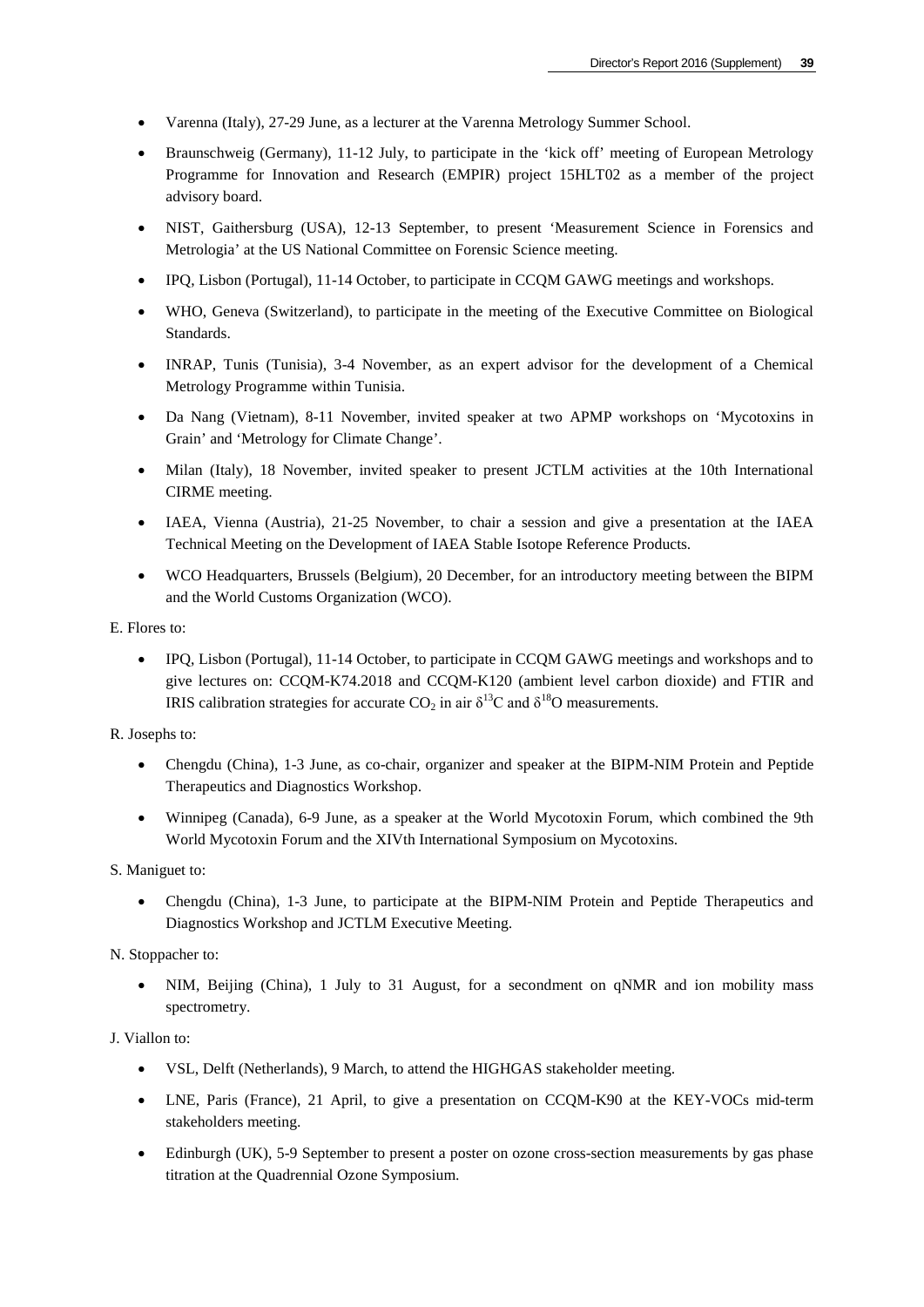- Varenna (Italy), 27-29 June, as a lecturer at the Varenna Metrology Summer School.
- Braunschweig (Germany), 11-12 July, to participate in the 'kick off' meeting of European Metrology Programme for Innovation and Research (EMPIR) project 15HLT02 as a member of the project advisory board.
- NIST, Gaithersburg (USA), 12-13 September, to present 'Measurement Science in Forensics and Metrologia' at the US National Committee on Forensic Science meeting.
- IPQ, Lisbon (Portugal), 11-14 October, to participate in CCQM GAWG meetings and workshops.
- WHO, Geneva (Switzerland), to participate in the meeting of the Executive Committee on Biological Standards.
- INRAP, Tunis (Tunisia), 3-4 November, as an expert advisor for the development of a Chemical Metrology Programme within Tunisia.
- Da Nang (Vietnam), 8-11 November, invited speaker at two APMP workshops on 'Mycotoxins in Grain' and 'Metrology for Climate Change'.
- Milan (Italy), 18 November, invited speaker to present JCTLM activities at the 10th International CIRME meeting.
- IAEA, Vienna (Austria), 21-25 November, to chair a session and give a presentation at the IAEA Technical Meeting on the Development of IAEA Stable Isotope Reference Products.
- WCO Headquarters, Brussels (Belgium), 20 December, for an introductory meeting between the BIPM and the World Customs Organization (WCO).

E. Flores to:

- IPQ, Lisbon (Portugal), 11-14 October, to participate in CCQM GAWG meetings and workshops and to give lectures on: CCQM-K74.2018 and CCQM-K120 (ambient level carbon dioxide) and FTIR and IRIS calibration strategies for accurate $CO_2$ in air $\delta^{13}C$ and $\delta^{18}O$ measurements.

R. Josephs to:

- Chengdu (China), 1-3 June, as co-chair, organizer and speaker at the BIPM-NIM Protein and Peptide Therapeutics and Diagnostics Workshop.
- Winnipeg (Canada), 6-9 June, as a speaker at the World Mycotoxin Forum, which combined the 9th World Mycotoxin Forum and the XIVth International Symposium on Mycotoxins.

S. Maniguet to:

- Chengdu (China), 1-3 June, to participate at the BIPM-NIM Protein and Peptide Therapeutics and Diagnostics Workshop and JCTLM Executive Meeting.

N. Stoppacher to:

- NIM, Beijing (China), 1 July to 31 August, for a secondment on qNMR and ion mobility mass spectrometry.

J. Viallon to:

- VSL, Delft (Netherlands), 9 March, to attend the HIGHGAS stakeholder meeting.
- LNE, Paris (France), 21 April, to give a presentation on CCQM-K90 at the KEY-VOCs mid-term stakeholders meeting.
- Edinburgh (UK), 5-9 September to present a poster on ozone cross-section measurements by gas phase titration at the Quadrennial Ozone Symposium.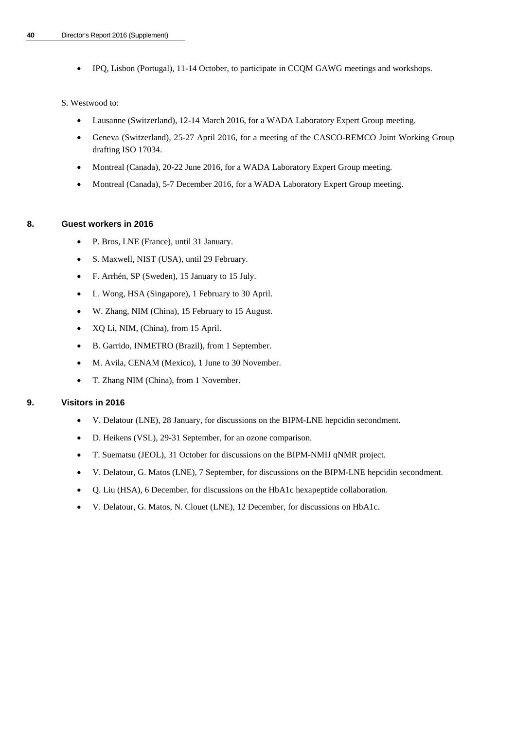- IPQ, Lisbon (Portugal), 11-14 October, to participate in CCQM GAWG meetings and workshops.

S. Westwood to:

- Lausanne (Switzerland), 12-14 March 2016, for a WADA Laboratory Expert Group meeting.
- Geneva (Switzerland), 25-27 April 2016, for a meeting of the CASCO-REMCO Joint Working Group drafting ISO 17034.
- Montreal (Canada), 20-22 June 2016, for a WADA Laboratory Expert Group meeting.
- Montreal (Canada), 5-7 December 2016, for a WADA Laboratory Expert Group meeting.

## 8. Guest workers in 2016

- P. Bros, LNE (France), until 31 January.
- S. Maxwell, NIST (USA), until 29 February.
- F. Arrhén, SP (Sweden), 15 January to 15 July.
- L. Wong, HSA (Singapore), 1 February to 30 April.
- W. Zhang, NIM (China), 15 February to 15 August.
- XQ Li, NIM, (China), from 15 April.
- B. Garrido, INMETRO (Brazil), from 1 September.
- M. Avila, CENAM (Mexico), 1 June to 30 November.
- T. Zhang NIM (China), from 1 November.

## 9. Visitors in 2016

- V. Delatour (LNE), 28 January, for discussions on the BIPM-LNE hepcidin secondment.
- D. Heikens (VSL), 29-31 September, for an ozone comparison.
- T. Suematsu (JEOL), 31 October for discussions on the BIPM-NMIJ qNMR project.
- V. Delatour, G. Matos (LNE), 7 September, for discussions on the BIPM-LNE hepcidin secondment.
- Q. Liu (HSA), 6 December, for discussions on the HbA1c hexapeptide collaboration.
- V. Delatour, G. Matos, N. Clouet (LNE), 12 December, for discussions on HbA1c.